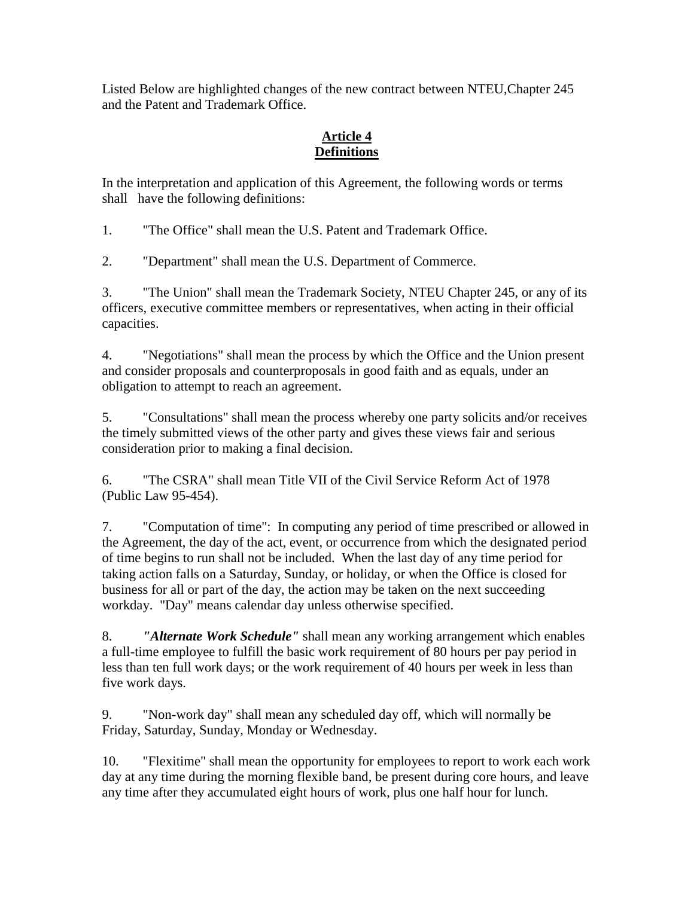Listed Below are highlighted changes of the new contract between NTEU,Chapter 245 and the Patent and Trademark Office.

## Article 4
## Definitions

In the interpretation and application of this Agreement, the following words or terms shall have the following definitions:

1. "The Office" shall mean the U.S. Patent and Trademark Office.

2. "Department" shall mean the U.S. Department of Commerce.

3. "The Union" shall mean the Trademark Society, NTEU Chapter 245, or any of its officers, executive committee members or representatives, when acting in their official capacities.

4. "Negotiations" shall mean the process by which the Office and the Union present and consider proposals and counterproposals in good faith and as equals, under an obligation to attempt to reach an agreement.

5. "Consultations" shall mean the process whereby one party solicits and/or receives the timely submitted views of the other party and gives these views fair and serious consideration prior to making a final decision.

6. "The CSRA" shall mean Title VII of the Civil Service Reform Act of 1978 (Public Law 95-454).

7. "Computation of time": In computing any period of time prescribed or allowed in the Agreement, the day of the act, event, or occurrence from which the designated period of time begins to run shall not be included. When the last day of any time period for taking action falls on a Saturday, Sunday, or holiday, or when the Office is closed for business for all or part of the day, the action may be taken on the next succeeding workday. "Day" means calendar day unless otherwise specified.

8. ***"Alternate Work Schedule"*** shall mean any working arrangement which enables a full-time employee to fulfill the basic work requirement of 80 hours per pay period in less than ten full work days; or the work requirement of 40 hours per week in less than five work days.

9. "Non-work day" shall mean any scheduled day off, which will normally be Friday, Saturday, Sunday, Monday or Wednesday.

10. "Flexitime" shall mean the opportunity for employees to report to work each work day at any time during the morning flexible band, be present during core hours, and leave any time after they accumulated eight hours of work, plus one half hour for lunch.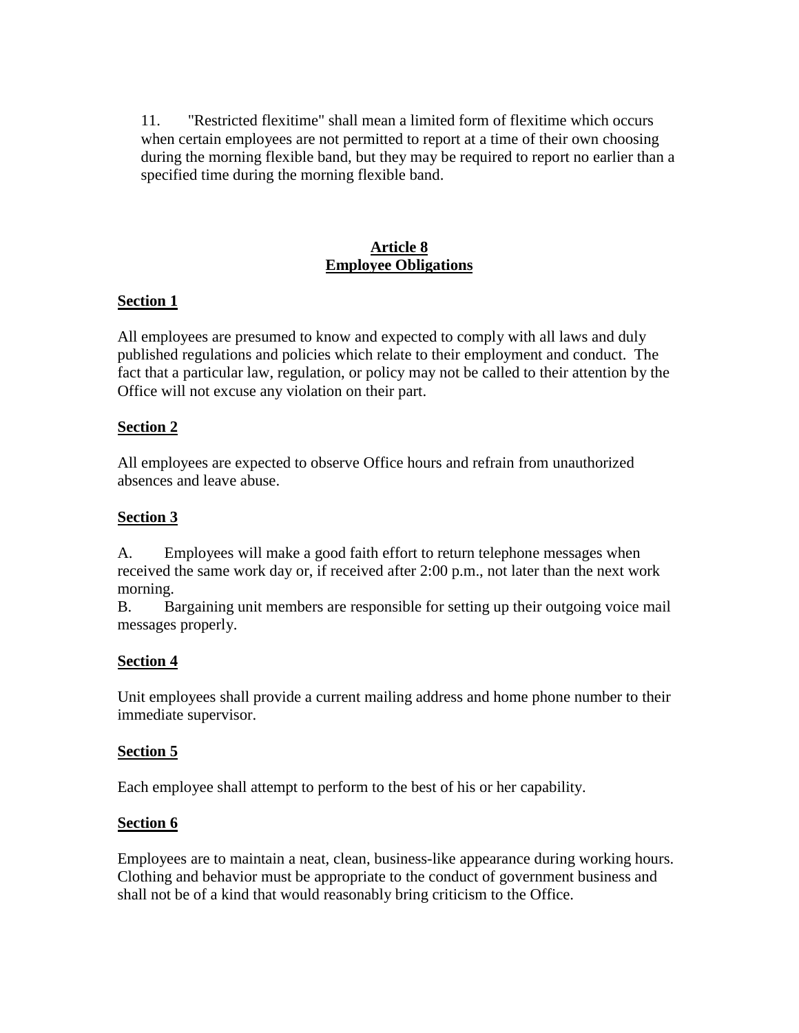11. "Restricted flexitime" shall mean a limited form of flexitime which occurs when certain employees are not permitted to report at a time of their own choosing during the morning flexible band, but they may be required to report no earlier than a specified time during the morning flexible band.

## Article 8
## Employee Obligations

### Section 1

All employees are presumed to know and expected to comply with all laws and duly published regulations and policies which relate to their employment and conduct. The fact that a particular law, regulation, or policy may not be called to their attention by the Office will not excuse any violation on their part.

### Section 2

All employees are expected to observe Office hours and refrain from unauthorized absences and leave abuse.

### Section 3

A. Employees will make a good faith effort to return telephone messages when received the same work day or, if received after 2:00 p.m., not later than the next work morning.

B. Bargaining unit members are responsible for setting up their outgoing voice mail messages properly.

### Section 4

Unit employees shall provide a current mailing address and home phone number to their immediate supervisor.

### Section 5

Each employee shall attempt to perform to the best of his or her capability.

### Section 6

Employees are to maintain a neat, clean, business-like appearance during working hours. Clothing and behavior must be appropriate to the conduct of government business and shall not be of a kind that would reasonably bring criticism to the Office.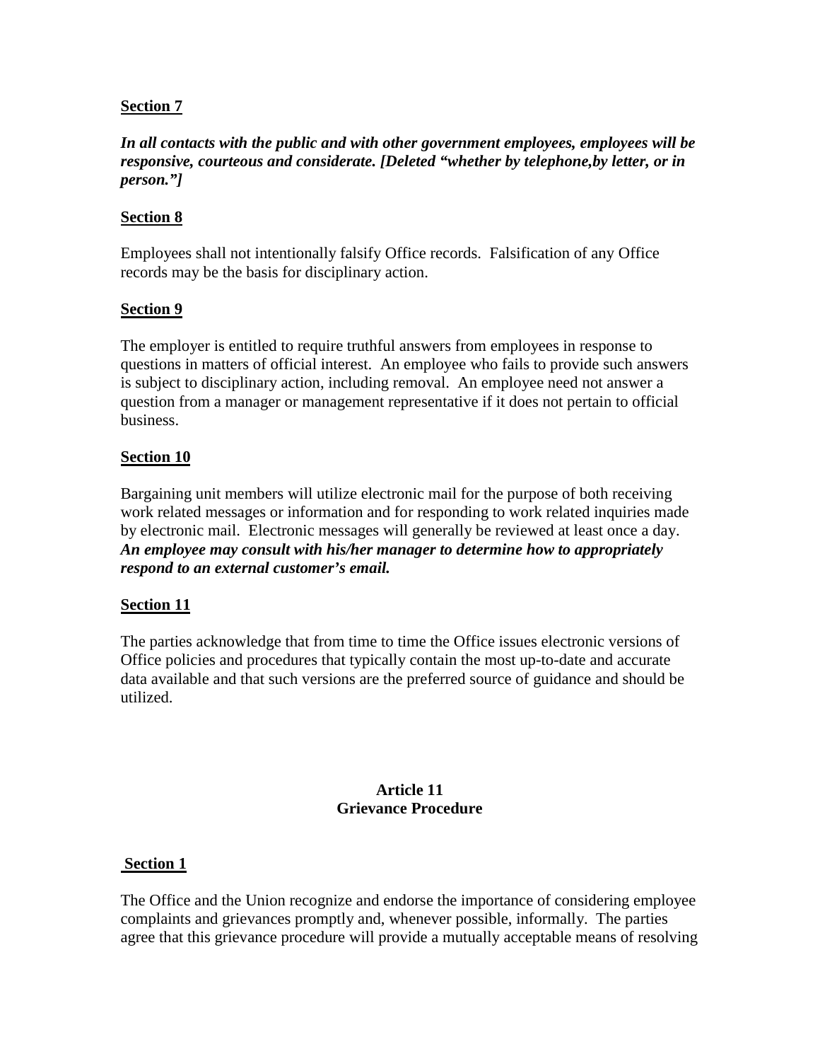**Section 7**

***In all contacts with the public and with other government employees, employees will be responsive, courteous and considerate. [Deleted "whether by telephone,by letter, or in person."]***

**Section 8**

Employees shall not intentionally falsify Office records. Falsification of any Office records may be the basis for disciplinary action.

**Section 9**

The employer is entitled to require truthful answers from employees in response to questions in matters of official interest. An employee who fails to provide such answers is subject to disciplinary action, including removal. An employee need not answer a question from a manager or management representative if it does not pertain to official business.

**Section 10**

Bargaining unit members will utilize electronic mail for the purpose of both receiving work related messages or information and for responding to work related inquiries made by electronic mail. Electronic messages will generally be reviewed at least once a day. ***An employee may consult with his/her manager to determine how to appropriately respond to an external customer's email.***

**Section 11**

The parties acknowledge that from time to time the Office issues electronic versions of Office policies and procedures that typically contain the most up-to-date and accurate data available and that such versions are the preferred source of guidance and should be utilized.

## Article 11
## Grievance Procedure

**Section 1**

The Office and the Union recognize and endorse the importance of considering employee complaints and grievances promptly and, whenever possible, informally. The parties agree that this grievance procedure will provide a mutually acceptable means of resolving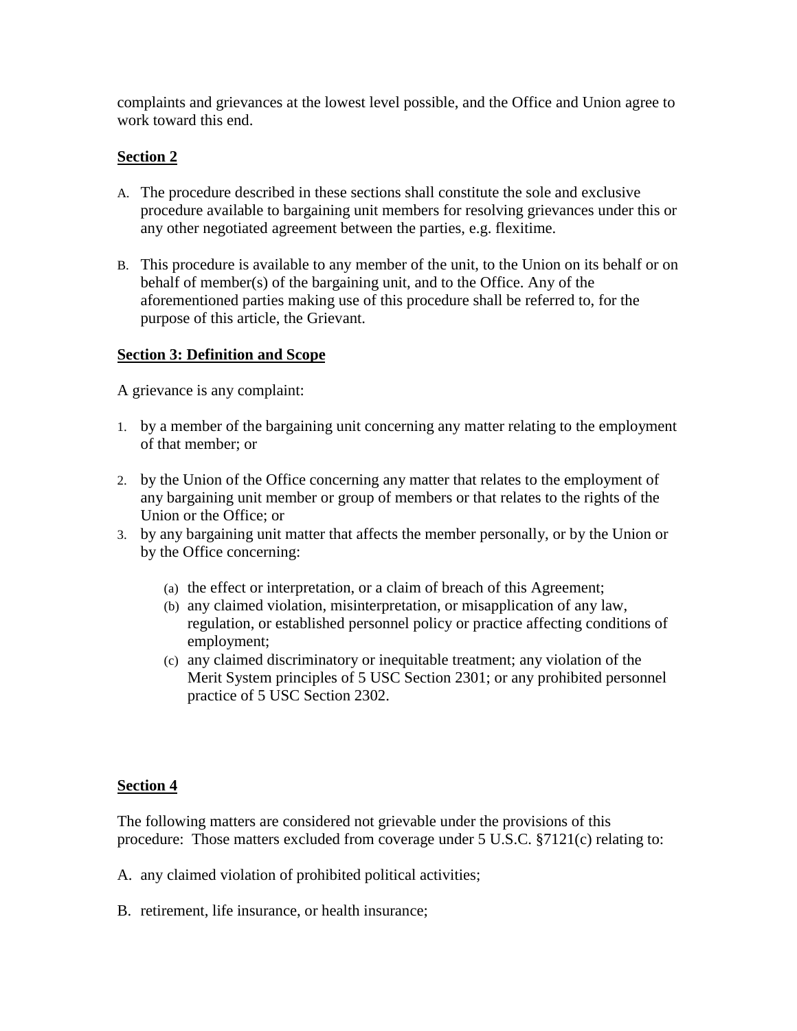complaints and grievances at the lowest level possible, and the Office and Union agree to work toward this end.

**Section 2**

A. The procedure described in these sections shall constitute the sole and exclusive procedure available to bargaining unit members for resolving grievances under this or any other negotiated agreement between the parties, e.g. flexitime.

B. This procedure is available to any member of the unit, to the Union on its behalf or on behalf of member(s) of the bargaining unit, and to the Office. Any of the aforementioned parties making use of this procedure shall be referred to, for the purpose of this article, the Grievant.

**Section 3: Definition and Scope**

A grievance is any complaint:

1. by a member of the bargaining unit concerning any matter relating to the employment of that member; or

2. by the Union of the Office concerning any matter that relates to the employment of any bargaining unit member or group of members or that relates to the rights of the Union or the Office; or
3. by any bargaining unit matter that affects the member personally, or by the Union or by the Office concerning:

   (a) the effect or interpretation, or a claim of breach of this Agreement;
   (b) any claimed violation, misinterpretation, or misapplication of any law, regulation, or established personnel policy or practice affecting conditions of employment;
   (c) any claimed discriminatory or inequitable treatment; any violation of the Merit System principles of 5 USC Section 2301; or any prohibited personnel practice of 5 USC Section 2302.

**Section 4**

The following matters are considered not grievable under the provisions of this procedure: Those matters excluded from coverage under 5 U.S.C. §7121(c) relating to:

A. any claimed violation of prohibited political activities;

B. retirement, life insurance, or health insurance;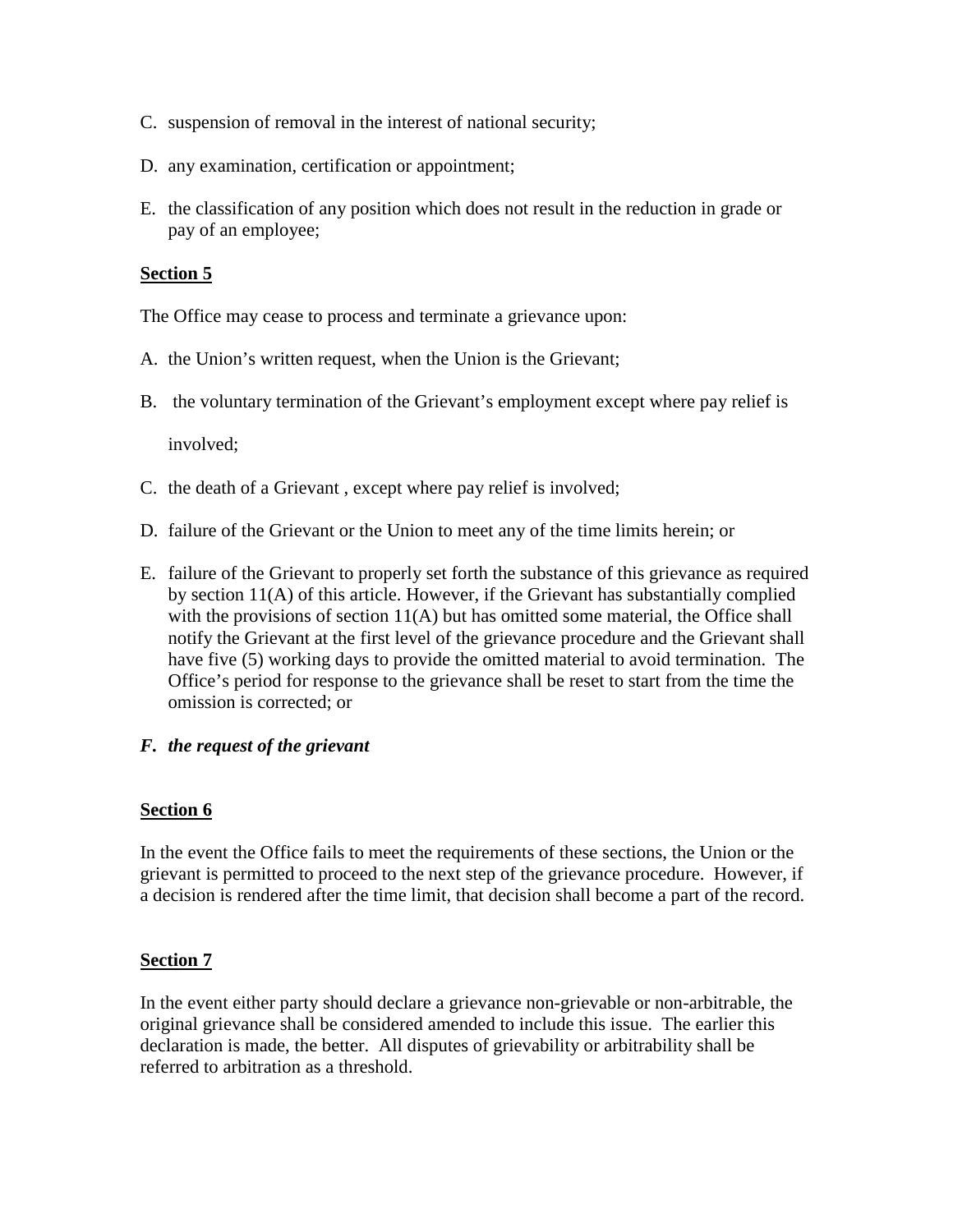C. suspension of removal in the interest of national security;

D. any examination, certification or appointment;

E. the classification of any position which does not result in the reduction in grade or pay of an employee;

**<u>Section 5</u>**

The Office may cease to process and terminate a grievance upon:

A. the Union's written request, when the Union is the Grievant;

B. the voluntary termination of the Grievant's employment except where pay relief is involved;

C. the death of a Grievant , except where pay relief is involved;

D. failure of the Grievant or the Union to meet any of the time limits herein; or

E. failure of the Grievant to properly set forth the substance of this grievance as required by section 11(A) of this article. However, if the Grievant has substantially complied with the provisions of section 11(A) but has omitted some material, the Office shall notify the Grievant at the first level of the grievance procedure and the Grievant shall have five (5) working days to provide the omitted material to avoid termination. The Office's period for response to the grievance shall be reset to start from the time the omission is corrected; or

***F. the request of the grievant***

**<u>Section 6</u>**

In the event the Office fails to meet the requirements of these sections, the Union or the grievant is permitted to proceed to the next step of the grievance procedure. However, if a decision is rendered after the time limit, that decision shall become a part of the record.

**<u>Section 7</u>**

In the event either party should declare a grievance non-grievable or non-arbitrable, the original grievance shall be considered amended to include this issue. The earlier this declaration is made, the better. All disputes of grievability or arbitrability shall be referred to arbitration as a threshold.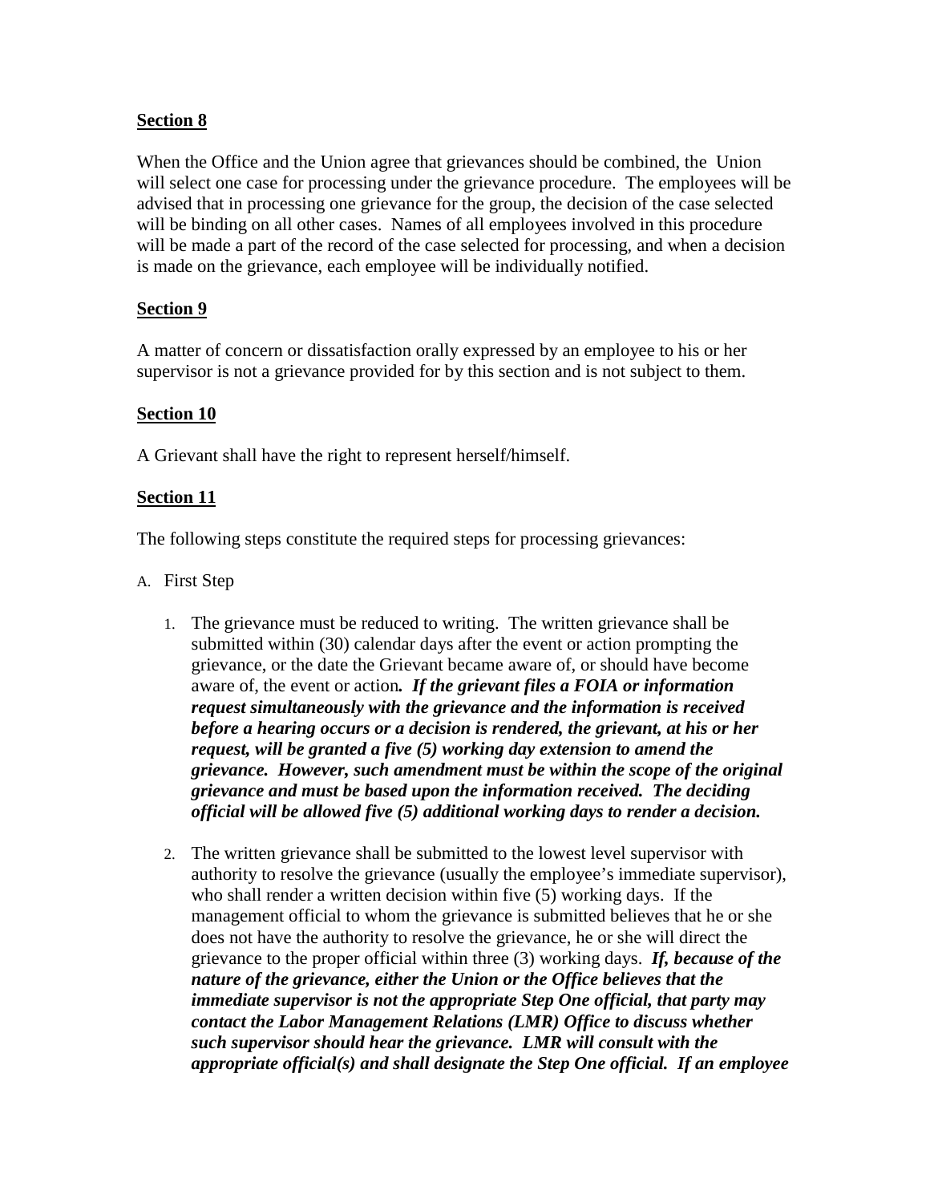**Section 8**

When the Office and the Union agree that grievances should be combined, the Union will select one case for processing under the grievance procedure. The employees will be advised that in processing one grievance for the group, the decision of the case selected will be binding on all other cases. Names of all employees involved in this procedure will be made a part of the record of the case selected for processing, and when a decision is made on the grievance, each employee will be individually notified.

**Section 9**

A matter of concern or dissatisfaction orally expressed by an employee to his or her supervisor is not a grievance provided for by this section and is not subject to them.

**Section 10**

A Grievant shall have the right to represent herself/himself.

**Section 11**

The following steps constitute the required steps for processing grievances:

A. First Step

1. The grievance must be reduced to writing. The written grievance shall be submitted within (30) calendar days after the event or action prompting the grievance, or the date the Grievant became aware of, or should have become aware of, the event or action***. If the grievant files a FOIA or information request simultaneously with the grievance and the information is received before a hearing occurs or a decision is rendered, the grievant, at his or her request, will be granted a five (5) working day extension to amend the grievance. However, such amendment must be within the scope of the original grievance and must be based upon the information received. The deciding official will be allowed five (5) additional working days to render a decision.***

2. The written grievance shall be submitted to the lowest level supervisor with authority to resolve the grievance (usually the employee's immediate supervisor), who shall render a written decision within five (5) working days. If the management official to whom the grievance is submitted believes that he or she does not have the authority to resolve the grievance, he or she will direct the grievance to the proper official within three (3) working days. ***If, because of the nature of the grievance, either the Union or the Office believes that the immediate supervisor is not the appropriate Step One official, that party may contact the Labor Management Relations (LMR) Office to discuss whether such supervisor should hear the grievance. LMR will consult with the appropriate official(s) and shall designate the Step One official. If an employee***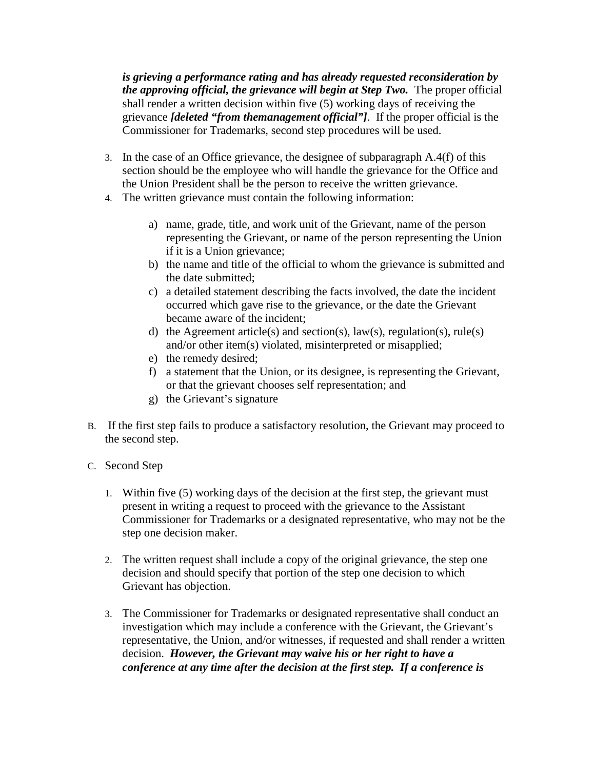***is grieving a performance rating and has already requested reconsideration by the approving official, the grievance will begin at Step Two.*** The proper official shall render a written decision within five (5) working days of receiving the grievance ***[deleted "from themanagement official"]***. If the proper official is the Commissioner for Trademarks, second step procedures will be used.

3. In the case of an Office grievance, the designee of subparagraph A.4(f) of this section should be the employee who will handle the grievance for the Office and the Union President shall be the person to receive the written grievance.
4. The written grievance must contain the following information:

    a) name, grade, title, and work unit of the Grievant, name of the person representing the Grievant, or name of the person representing the Union if it is a Union grievance;
    b) the name and title of the official to whom the grievance is submitted and the date submitted;
    c) a detailed statement describing the facts involved, the date the incident occurred which gave rise to the grievance, or the date the Grievant became aware of the incident;
    d) the Agreement article(s) and section(s), law(s), regulation(s), rule(s) and/or other item(s) violated, misinterpreted or misapplied;
    e) the remedy desired;
    f) a statement that the Union, or its designee, is representing the Grievant, or that the grievant chooses self representation; and
    g) the Grievant's signature

B. If the first step fails to produce a satisfactory resolution, the Grievant may proceed to the second step.

C. Second Step

1. Within five (5) working days of the decision at the first step, the grievant must present in writing a request to proceed with the grievance to the Assistant Commissioner for Trademarks or a designated representative, who may not be the step one decision maker.

2. The written request shall include a copy of the original grievance, the step one decision and should specify that portion of the step one decision to which Grievant has objection.

3. The Commissioner for Trademarks or designated representative shall conduct an investigation which may include a conference with the Grievant, the Grievant's representative, the Union, and/or witnesses, if requested and shall render a written decision. ***However, the Grievant may waive his or her right to have a conference at any time after the decision at the first step. If a conference is***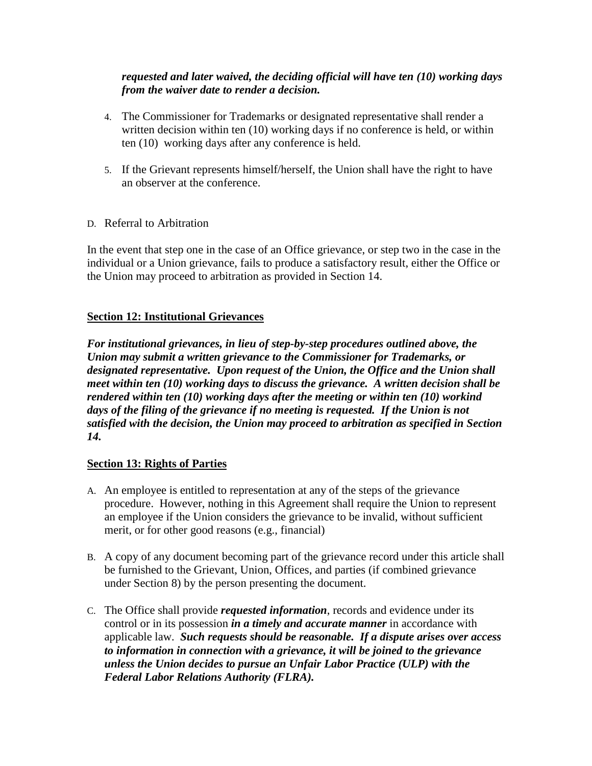***requested and later waived, the deciding official will have ten (10) working days from the waiver date to render a decision.***

4. The Commissioner for Trademarks or designated representative shall render a written decision within ten (10) working days if no conference is held, or within ten (10) working days after any conference is held.

5. If the Grievant represents himself/herself, the Union shall have the right to have an observer at the conference.

D. Referral to Arbitration

In the event that step one in the case of an Office grievance, or step two in the case in the individual or a Union grievance, fails to produce a satisfactory result, either the Office or the Union may proceed to arbitration as provided in Section 14.

**Section 12: Institutional Grievances**

***For institutional grievances, in lieu of step-by-step procedures outlined above, the Union may submit a written grievance to the Commissioner for Trademarks, or designated representative. Upon request of the Union, the Office and the Union shall meet within ten (10) working days to discuss the grievance. A written decision shall be rendered within ten (10) working days after the meeting or within ten (10) workind days of the filing of the grievance if no meeting is requested. If the Union is not satisfied with the decision, the Union may proceed to arbitration as specified in Section 14.***

**Section 13: Rights of Parties**

A. An employee is entitled to representation at any of the steps of the grievance procedure. However, nothing in this Agreement shall require the Union to represent an employee if the Union considers the grievance to be invalid, without sufficient merit, or for other good reasons (e.g., financial)

B. A copy of any document becoming part of the grievance record under this article shall be furnished to the Grievant, Union, Offices, and parties (if combined grievance under Section 8) by the person presenting the document.

C. The Office shall provide ***requested information***, records and evidence under its control or in its possession ***in a timely and accurate manner*** in accordance with applicable law. ***Such requests should be reasonable. If a dispute arises over access to information in connection with a grievance, it will be joined to the grievance unless the Union decides to pursue an Unfair Labor Practice (ULP) with the Federal Labor Relations Authority (FLRA).***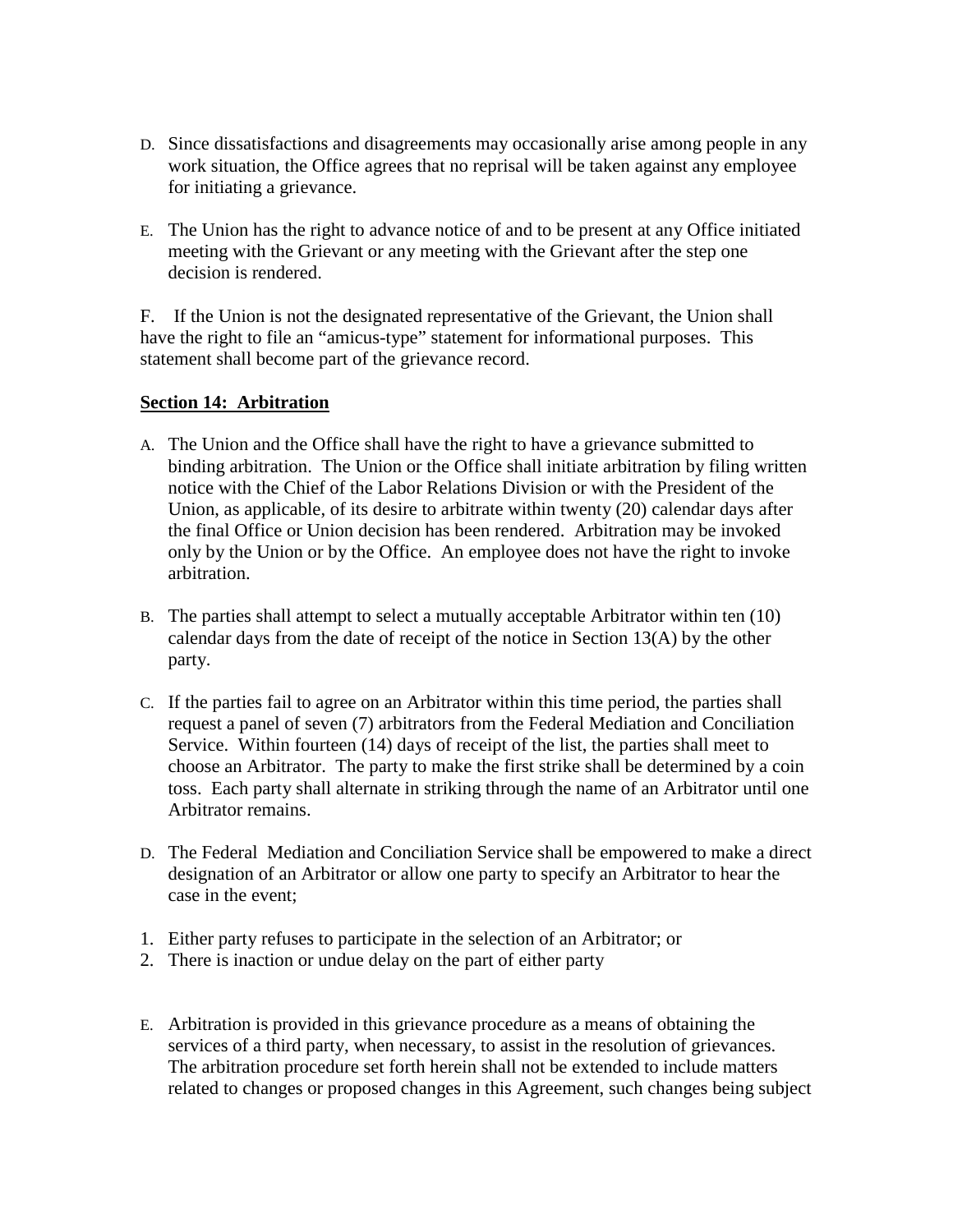D. Since dissatisfactions and disagreements may occasionally arise among people in any work situation, the Office agrees that no reprisal will be taken against any employee for initiating a grievance.

E. The Union has the right to advance notice of and to be present at any Office initiated meeting with the Grievant or any meeting with the Grievant after the step one decision is rendered.

F. If the Union is not the designated representative of the Grievant, the Union shall have the right to file an "amicus-type" statement for informational purposes. This statement shall become part of the grievance record.

**Section 14: Arbitration**

A. The Union and the Office shall have the right to have a grievance submitted to binding arbitration. The Union or the Office shall initiate arbitration by filing written notice with the Chief of the Labor Relations Division or with the President of the Union, as applicable, of its desire to arbitrate within twenty (20) calendar days after the final Office or Union decision has been rendered. Arbitration may be invoked only by the Union or by the Office. An employee does not have the right to invoke arbitration.

B. The parties shall attempt to select a mutually acceptable Arbitrator within ten (10) calendar days from the date of receipt of the notice in Section 13(A) by the other party.

C. If the parties fail to agree on an Arbitrator within this time period, the parties shall request a panel of seven (7) arbitrators from the Federal Mediation and Conciliation Service. Within fourteen (14) days of receipt of the list, the parties shall meet to choose an Arbitrator. The party to make the first strike shall be determined by a coin toss. Each party shall alternate in striking through the name of an Arbitrator until one Arbitrator remains.

D. The Federal Mediation and Conciliation Service shall be empowered to make a direct designation of an Arbitrator or allow one party to specify an Arbitrator to hear the case in the event;

1. Either party refuses to participate in the selection of an Arbitrator; or
2. There is inaction or undue delay on the part of either party

E. Arbitration is provided in this grievance procedure as a means of obtaining the services of a third party, when necessary, to assist in the resolution of grievances. The arbitration procedure set forth herein shall not be extended to include matters related to changes or proposed changes in this Agreement, such changes being subject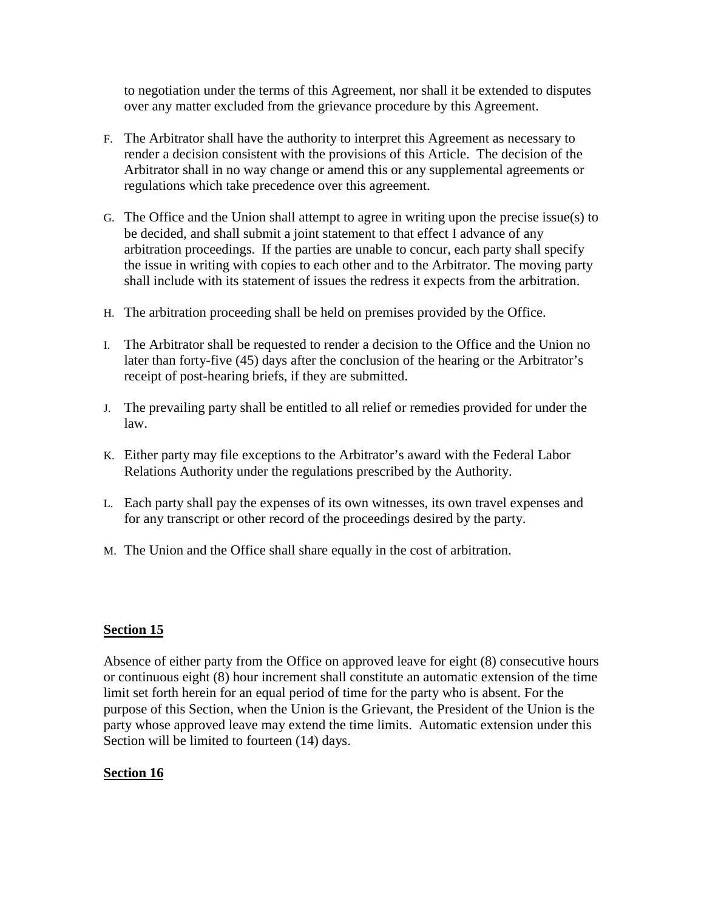to negotiation under the terms of this Agreement, nor shall it be extended to disputes over any matter excluded from the grievance procedure by this Agreement.

F. The Arbitrator shall have the authority to interpret this Agreement as necessary to render a decision consistent with the provisions of this Article. The decision of the Arbitrator shall in no way change or amend this or any supplemental agreements or regulations which take precedence over this agreement.

G. The Office and the Union shall attempt to agree in writing upon the precise issue(s) to be decided, and shall submit a joint statement to that effect I advance of any arbitration proceedings. If the parties are unable to concur, each party shall specify the issue in writing with copies to each other and to the Arbitrator. The moving party shall include with its statement of issues the redress it expects from the arbitration.

H. The arbitration proceeding shall be held on premises provided by the Office.

I. The Arbitrator shall be requested to render a decision to the Office and the Union no later than forty-five (45) days after the conclusion of the hearing or the Arbitrator's receipt of post-hearing briefs, if they are submitted.

J. The prevailing party shall be entitled to all relief or remedies provided for under the law.

K. Either party may file exceptions to the Arbitrator's award with the Federal Labor Relations Authority under the regulations prescribed by the Authority.

L. Each party shall pay the expenses of its own witnesses, its own travel expenses and for any transcript or other record of the proceedings desired by the party.

M. The Union and the Office shall share equally in the cost of arbitration.

**Section 15**

Absence of either party from the Office on approved leave for eight (8) consecutive hours or continuous eight (8) hour increment shall constitute an automatic extension of the time limit set forth herein for an equal period of time for the party who is absent. For the purpose of this Section, when the Union is the Grievant, the President of the Union is the party whose approved leave may extend the time limits. Automatic extension under this Section will be limited to fourteen (14) days.

**Section 16**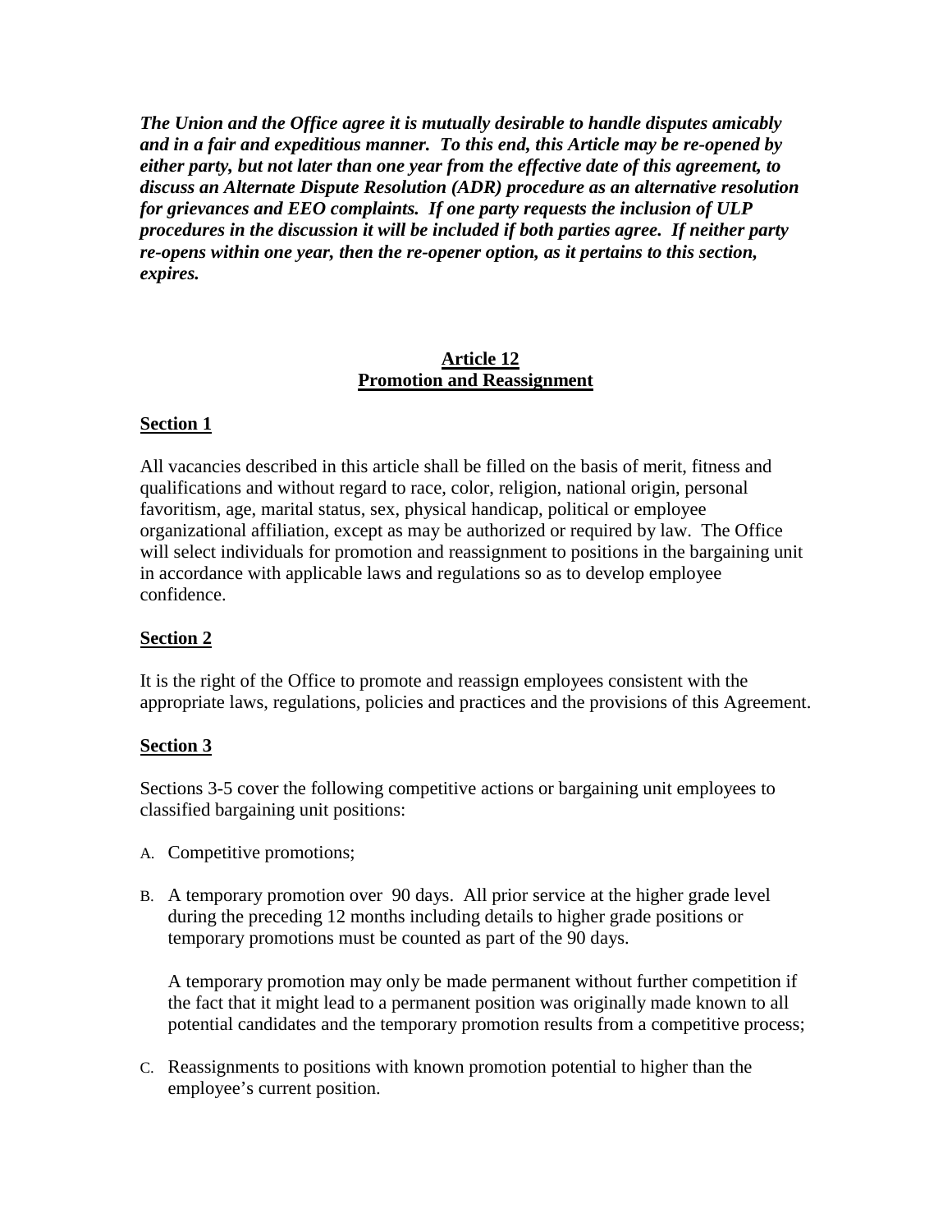***The Union and the Office agree it is mutually desirable to handle disputes amicably and in a fair and expeditious manner. To this end, this Article may be re-opened by either party, but not later than one year from the effective date of this agreement, to discuss an Alternate Dispute Resolution (ADR) procedure as an alternative resolution for grievances and EEO complaints. If one party requests the inclusion of ULP procedures in the discussion it will be included if both parties agree. If neither party re-opens within one year, then the re-opener option, as it pertains to this section, expires.***

## Article 12
## Promotion and Reassignment

### Section 1

All vacancies described in this article shall be filled on the basis of merit, fitness and qualifications and without regard to race, color, religion, national origin, personal favoritism, age, marital status, sex, physical handicap, political or employee organizational affiliation, except as may be authorized or required by law. The Office will select individuals for promotion and reassignment to positions in the bargaining unit in accordance with applicable laws and regulations so as to develop employee confidence.

### Section 2

It is the right of the Office to promote and reassign employees consistent with the appropriate laws, regulations, policies and practices and the provisions of this Agreement.

### Section 3

Sections 3-5 cover the following competitive actions or bargaining unit employees to classified bargaining unit positions:

A. Competitive promotions;

B. A temporary promotion over 90 days. All prior service at the higher grade level during the preceding 12 months including details to higher grade positions or temporary promotions must be counted as part of the 90 days.

   A temporary promotion may only be made permanent without further competition if the fact that it might lead to a permanent position was originally made known to all potential candidates and the temporary promotion results from a competitive process;

C. Reassignments to positions with known promotion potential to higher than the employee's current position.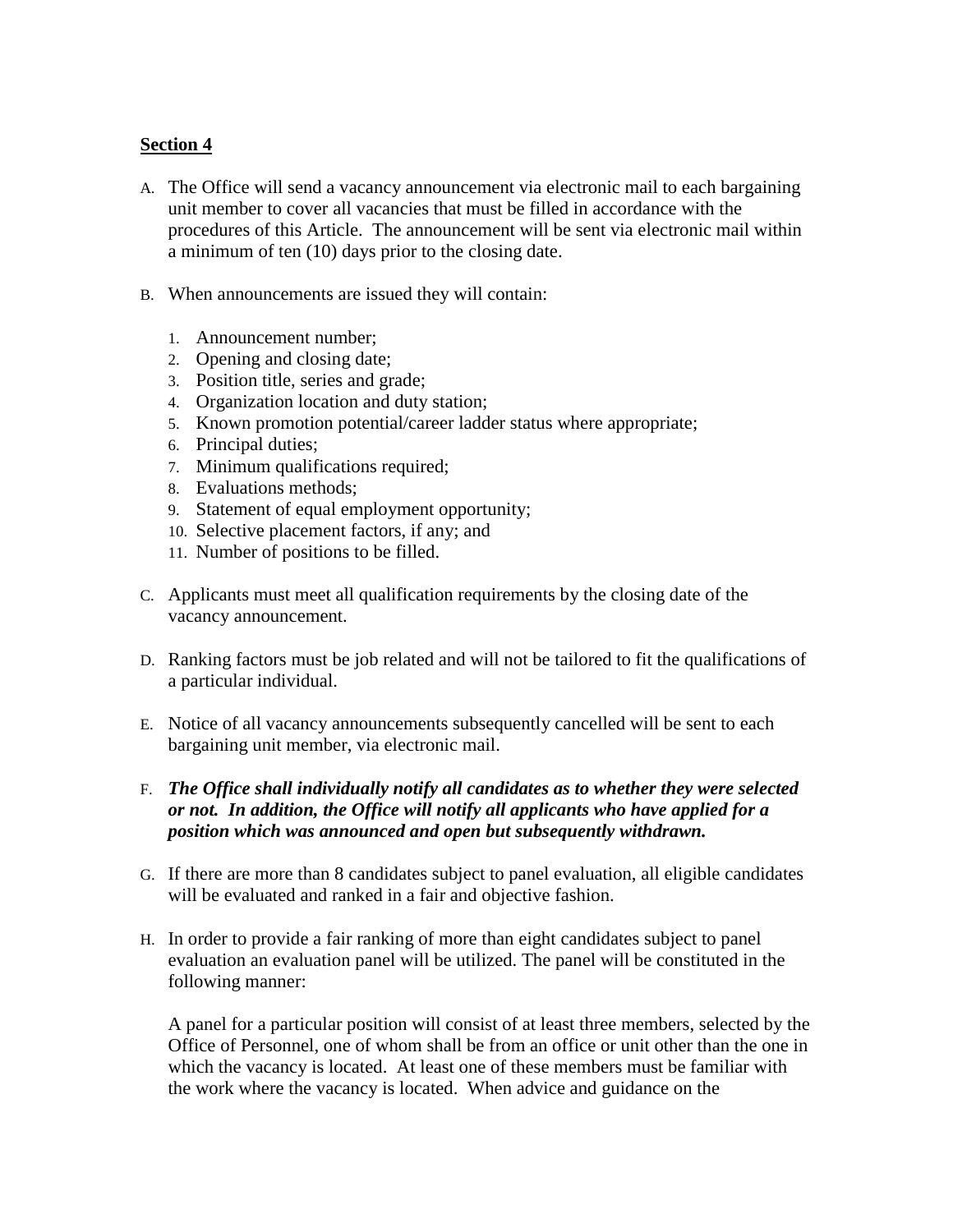**Section 4**

A. The Office will send a vacancy announcement via electronic mail to each bargaining unit member to cover all vacancies that must be filled in accordance with the procedures of this Article. The announcement will be sent via electronic mail within a minimum of ten (10) days prior to the closing date.

B. When announcements are issued they will contain:

   1. Announcement number;
   2. Opening and closing date;
   3. Position title, series and grade;
   4. Organization location and duty station;
   5. Known promotion potential/career ladder status where appropriate;
   6. Principal duties;
   7. Minimum qualifications required;
   8. Evaluations methods;
   9. Statement of equal employment opportunity;
   10. Selective placement factors, if any; and
   11. Number of positions to be filled.

C. Applicants must meet all qualification requirements by the closing date of the vacancy announcement.

D. Ranking factors must be job related and will not be tailored to fit the qualifications of a particular individual.

E. Notice of all vacancy announcements subsequently cancelled will be sent to each bargaining unit member, via electronic mail.

F. ***The Office shall individually notify all candidates as to whether they were selected or not. In addition, the Office will notify all applicants who have applied for a position which was announced and open but subsequently withdrawn.***

G. If there are more than 8 candidates subject to panel evaluation, all eligible candidates will be evaluated and ranked in a fair and objective fashion.

H. In order to provide a fair ranking of more than eight candidates subject to panel evaluation an evaluation panel will be utilized. The panel will be constituted in the following manner:

   A panel for a particular position will consist of at least three members, selected by the Office of Personnel, one of whom shall be from an office or unit other than the one in which the vacancy is located. At least one of these members must be familiar with the work where the vacancy is located. When advice and guidance on the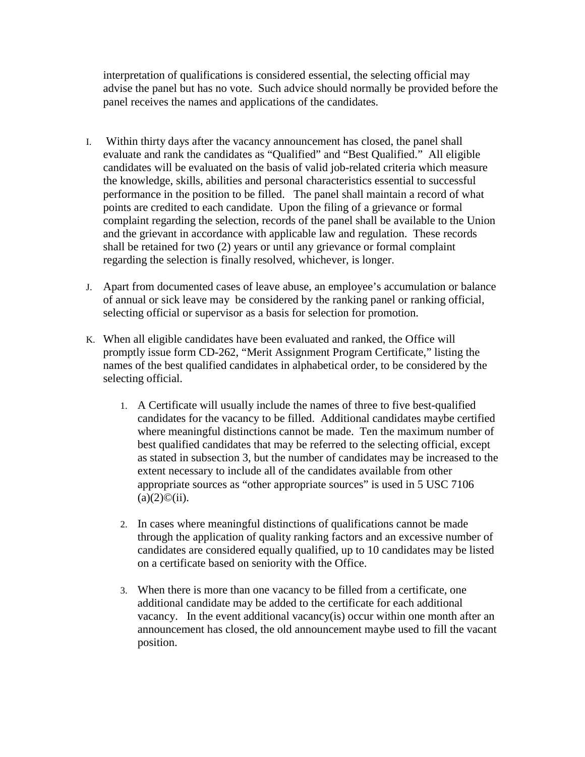interpretation of qualifications is considered essential, the selecting official may advise the panel but has no vote. Such advice should normally be provided before the panel receives the names and applications of the candidates.

I. Within thirty days after the vacancy announcement has closed, the panel shall evaluate and rank the candidates as "Qualified" and "Best Qualified." All eligible candidates will be evaluated on the basis of valid job-related criteria which measure the knowledge, skills, abilities and personal characteristics essential to successful performance in the position to be filled. The panel shall maintain a record of what points are credited to each candidate. Upon the filing of a grievance or formal complaint regarding the selection, records of the panel shall be available to the Union and the grievant in accordance with applicable law and regulation. These records shall be retained for two (2) years or until any grievance or formal complaint regarding the selection is finally resolved, whichever, is longer.

J. Apart from documented cases of leave abuse, an employee's accumulation or balance of annual or sick leave may be considered by the ranking panel or ranking official, selecting official or supervisor as a basis for selection for promotion.

K. When all eligible candidates have been evaluated and ranked, the Office will promptly issue form CD-262, "Merit Assignment Program Certificate," listing the names of the best qualified candidates in alphabetical order, to be considered by the selecting official.

   1. A Certificate will usually include the names of three to five best-qualified candidates for the vacancy to be filled. Additional candidates maybe certified where meaningful distinctions cannot be made. Ten the maximum number of best qualified candidates that may be referred to the selecting official, except as stated in subsection 3, but the number of candidates may be increased to the extent necessary to include all of the candidates available from other appropriate sources as "other appropriate sources" is used in 5 USC 7106 (a)(2)©(ii).

   2. In cases where meaningful distinctions of qualifications cannot be made through the application of quality ranking factors and an excessive number of candidates are considered equally qualified, up to 10 candidates may be listed on a certificate based on seniority with the Office.

   3. When there is more than one vacancy to be filled from a certificate, one additional candidate may be added to the certificate for each additional vacancy. In the event additional vacancy(is) occur within one month after an announcement has closed, the old announcement maybe used to fill the vacant position.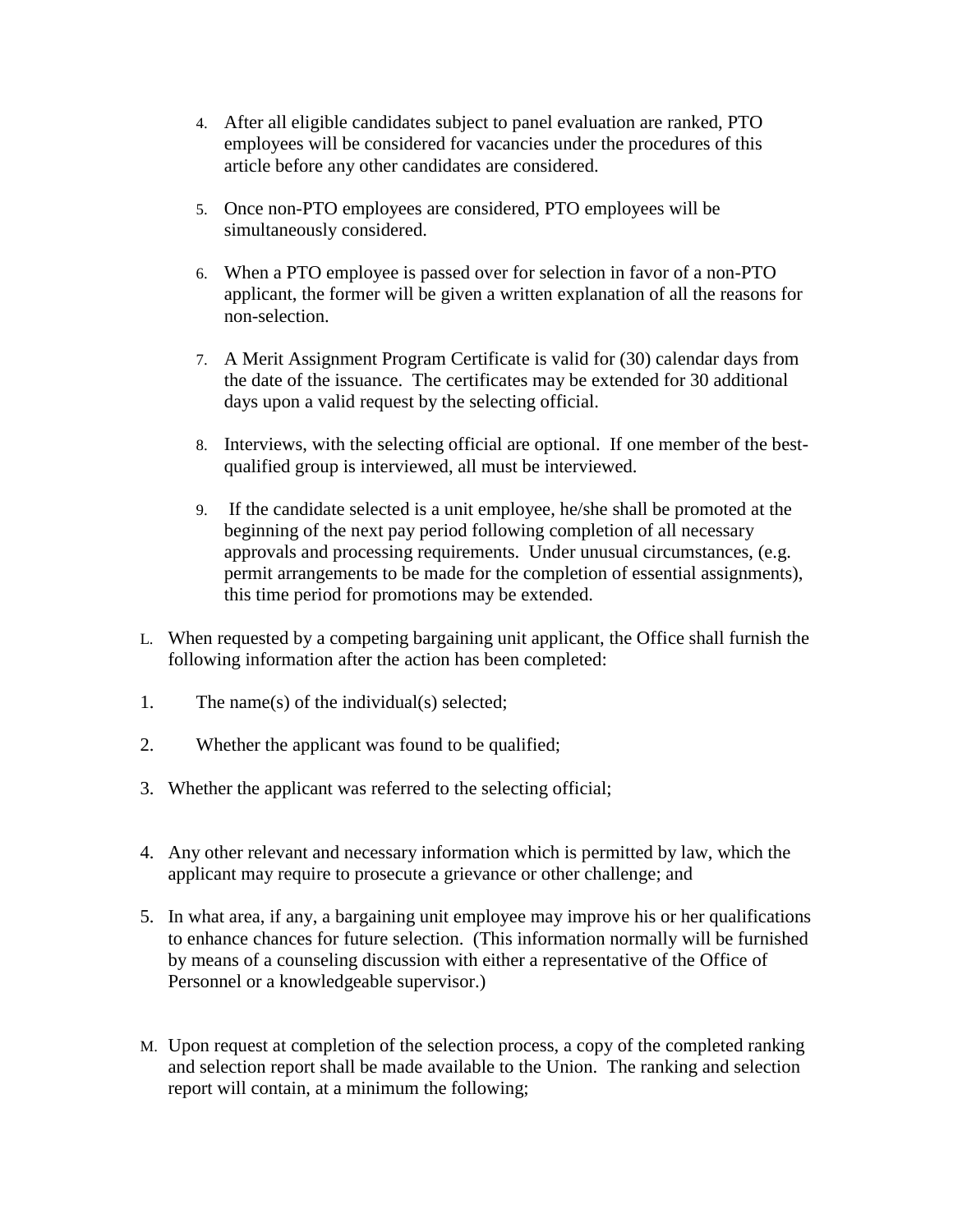4. After all eligible candidates subject to panel evaluation are ranked, PTO employees will be considered for vacancies under the procedures of this article before any other candidates are considered.

5. Once non-PTO employees are considered, PTO employees will be simultaneously considered.

6. When a PTO employee is passed over for selection in favor of a non-PTO applicant, the former will be given a written explanation of all the reasons for non-selection.

7. A Merit Assignment Program Certificate is valid for (30) calendar days from the date of the issuance. The certificates may be extended for 30 additional days upon a valid request by the selecting official.

8. Interviews, with the selecting official are optional. If one member of the best-qualified group is interviewed, all must be interviewed.

9. If the candidate selected is a unit employee, he/she shall be promoted at the beginning of the next pay period following completion of all necessary approvals and processing requirements. Under unusual circumstances, (e.g. permit arrangements to be made for the completion of essential assignments), this time period for promotions may be extended.

L. When requested by a competing bargaining unit applicant, the Office shall furnish the following information after the action has been completed:

1. The name(s) of the individual(s) selected;

2. Whether the applicant was found to be qualified;

3. Whether the applicant was referred to the selecting official;

4. Any other relevant and necessary information which is permitted by law, which the applicant may require to prosecute a grievance or other challenge; and

5. In what area, if any, a bargaining unit employee may improve his or her qualifications to enhance chances for future selection. (This information normally will be furnished by means of a counseling discussion with either a representative of the Office of Personnel or a knowledgeable supervisor.)

M. Upon request at completion of the selection process, a copy of the completed ranking and selection report shall be made available to the Union. The ranking and selection report will contain, at a minimum the following;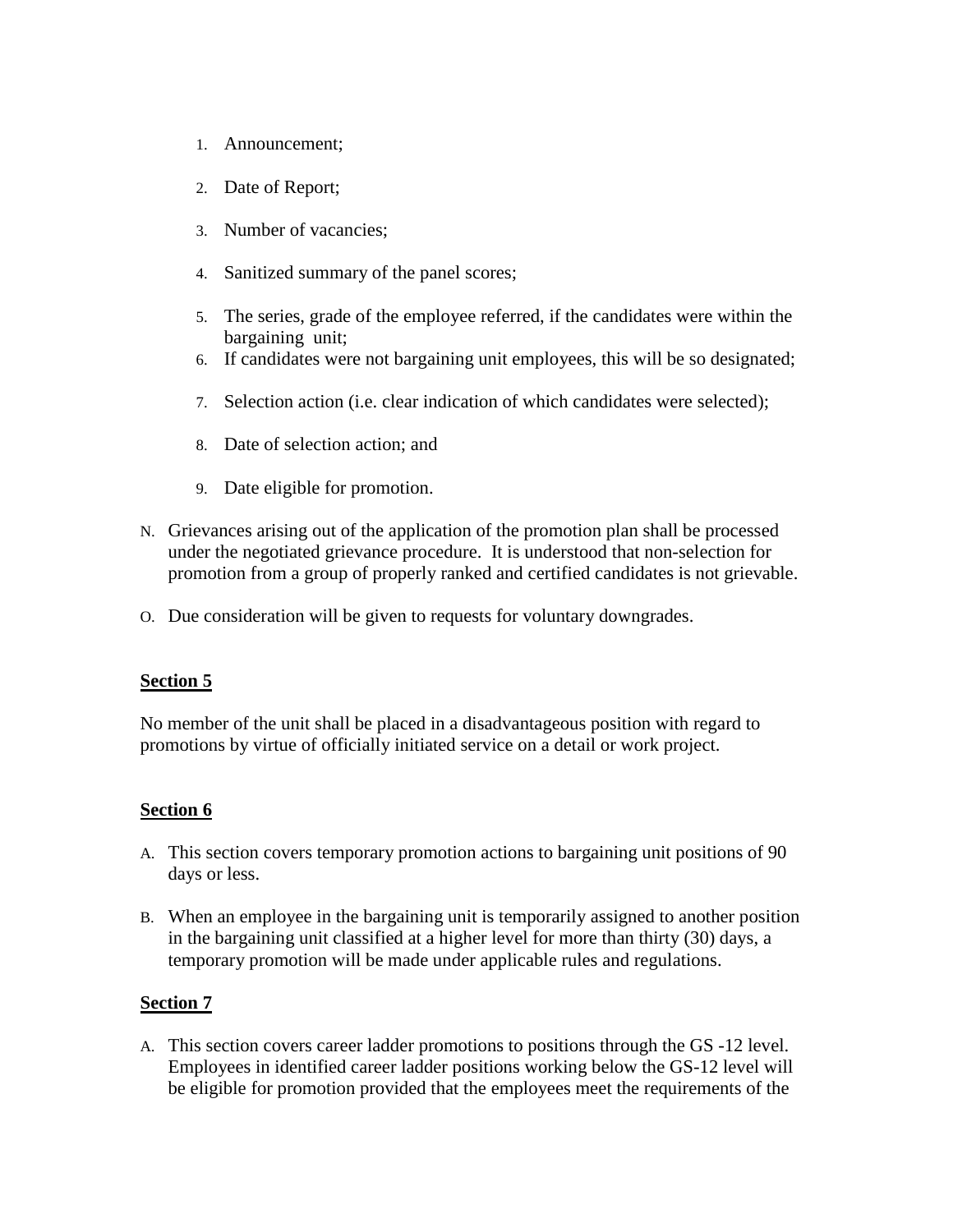1. Announcement;
2. Date of Report;
3. Number of vacancies;
4. Sanitized summary of the panel scores;
5. The series, grade of the employee referred, if the candidates were within the bargaining unit;
6. If candidates were not bargaining unit employees, this will be so designated;
7. Selection action (i.e. clear indication of which candidates were selected);
8. Date of selection action; and
9. Date eligible for promotion.

N. Grievances arising out of the application of the promotion plan shall be processed under the negotiated grievance procedure. It is understood that non-selection for promotion from a group of properly ranked and certified candidates is not grievable.

O. Due consideration will be given to requests for voluntary downgrades.

**Section 5**

No member of the unit shall be placed in a disadvantageous position with regard to promotions by virtue of officially initiated service on a detail or work project.

**Section 6**

A. This section covers temporary promotion actions to bargaining unit positions of 90 days or less.

B. When an employee in the bargaining unit is temporarily assigned to another position in the bargaining unit classified at a higher level for more than thirty (30) days, a temporary promotion will be made under applicable rules and regulations.

**Section 7**

A. This section covers career ladder promotions to positions through the GS -12 level. Employees in identified career ladder positions working below the GS-12 level will be eligible for promotion provided that the employees meet the requirements of the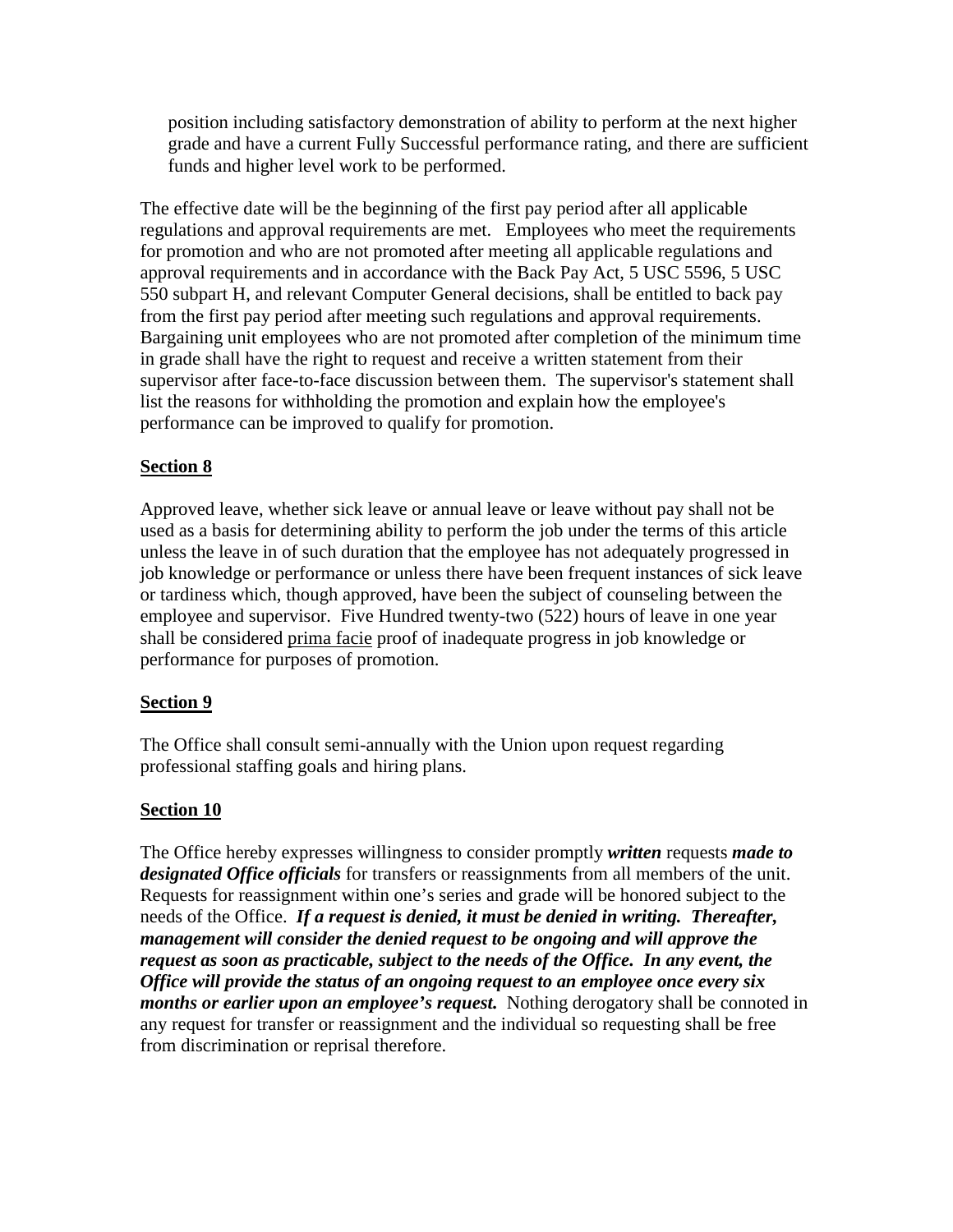position including satisfactory demonstration of ability to perform at the next higher grade and have a current Fully Successful performance rating, and there are sufficient funds and higher level work to be performed.

The effective date will be the beginning of the first pay period after all applicable regulations and approval requirements are met. Employees who meet the requirements for promotion and who are not promoted after meeting all applicable regulations and approval requirements and in accordance with the Back Pay Act, 5 USC 5596, 5 USC 550 subpart H, and relevant Computer General decisions, shall be entitled to back pay from the first pay period after meeting such regulations and approval requirements. Bargaining unit employees who are not promoted after completion of the minimum time in grade shall have the right to request and receive a written statement from their supervisor after face-to-face discussion between them. The supervisor's statement shall list the reasons for withholding the promotion and explain how the employee's performance can be improved to qualify for promotion.

**Section 8**

Approved leave, whether sick leave or annual leave or leave without pay shall not be used as a basis for determining ability to perform the job under the terms of this article unless the leave in of such duration that the employee has not adequately progressed in job knowledge or performance or unless there have been frequent instances of sick leave or tardiness which, though approved, have been the subject of counseling between the employee and supervisor. Five Hundred twenty-two (522) hours of leave in one year shall be considered prima facie proof of inadequate progress in job knowledge or performance for purposes of promotion.

**Section 9**

The Office shall consult semi-annually with the Union upon request regarding professional staffing goals and hiring plans.

**Section 10**

The Office hereby expresses willingness to consider promptly ***written*** requests ***made to designated Office officials*** for transfers or reassignments from all members of the unit. Requests for reassignment within one's series and grade will be honored subject to the needs of the Office. ***If a request is denied, it must be denied in writing. Thereafter, management will consider the denied request to be ongoing and will approve the request as soon as practicable, subject to the needs of the Office. In any event, the Office will provide the status of an ongoing request to an employee once every six months or earlier upon an employee's request.*** Nothing derogatory shall be connoted in any request for transfer or reassignment and the individual so requesting shall be free from discrimination or reprisal therefore.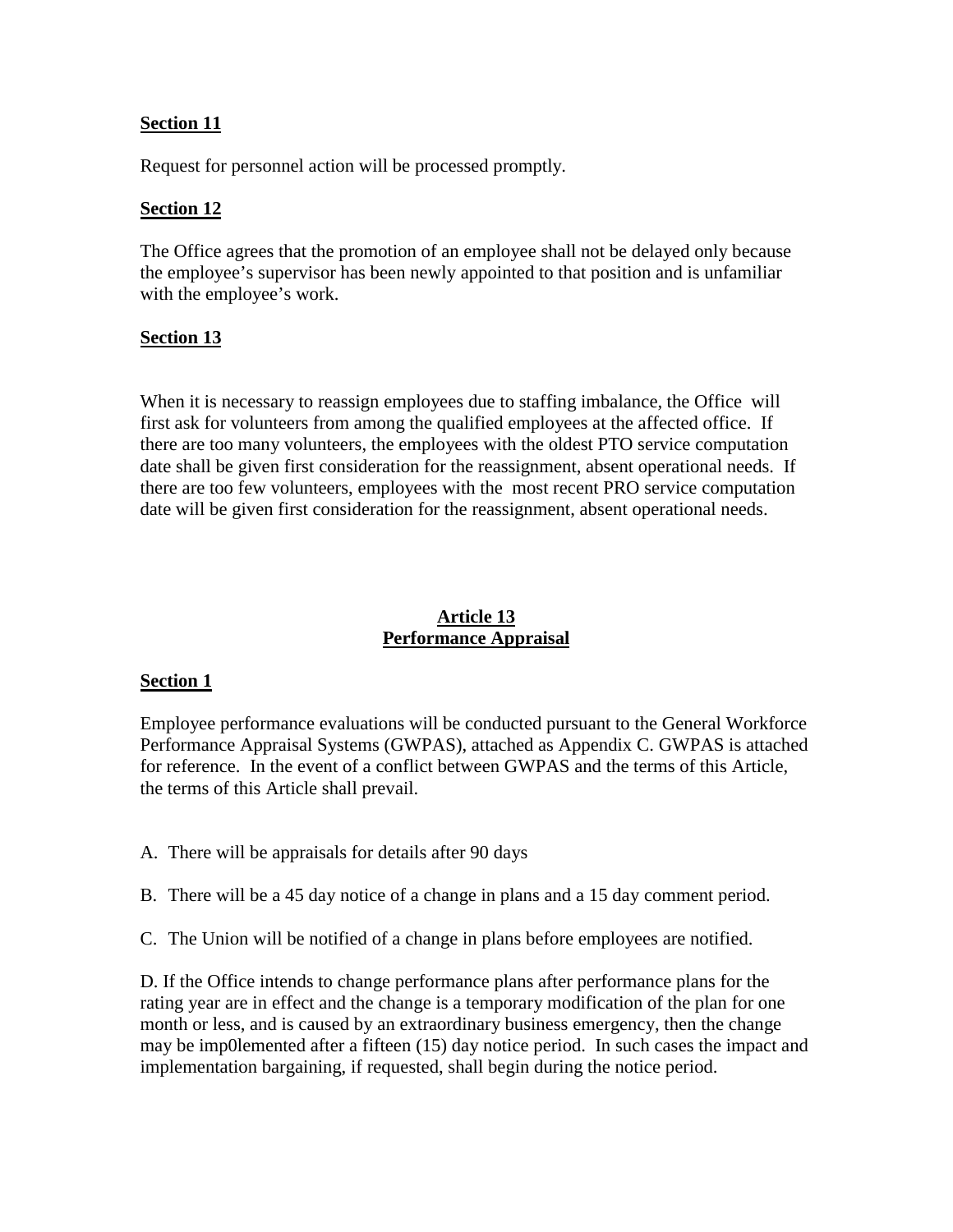**Section 11**

Request for personnel action will be processed promptly.

**Section 12**

The Office agrees that the promotion of an employee shall not be delayed only because the employee's supervisor has been newly appointed to that position and is unfamiliar with the employee's work.

**Section 13**

When it is necessary to reassign employees due to staffing imbalance, the Office will first ask for volunteers from among the qualified employees at the affected office. If there are too many volunteers, the employees with the oldest PTO service computation date shall be given first consideration for the reassignment, absent operational needs. If there are too few volunteers, employees with the most recent PRO service computation date will be given first consideration for the reassignment, absent operational needs.

## Article 13
## Performance Appraisal

**Section 1**

Employee performance evaluations will be conducted pursuant to the General Workforce Performance Appraisal Systems (GWPAS), attached as Appendix C. GWPAS is attached for reference. In the event of a conflict between GWPAS and the terms of this Article, the terms of this Article shall prevail.

A. There will be appraisals for details after 90 days

B. There will be a 45 day notice of a change in plans and a 15 day comment period.

C. The Union will be notified of a change in plans before employees are notified.

D. If the Office intends to change performance plans after performance plans for the rating year are in effect and the change is a temporary modification of the plan for one month or less, and is caused by an extraordinary business emergency, then the change may be imp0lemented after a fifteen (15) day notice period. In such cases the impact and implementation bargaining, if requested, shall begin during the notice period.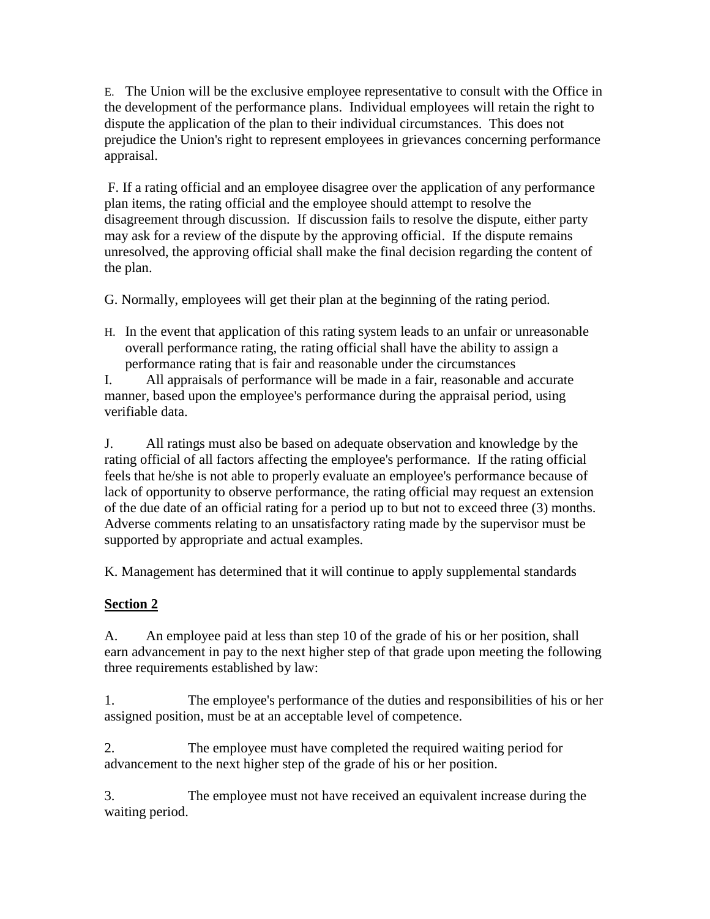E. The Union will be the exclusive employee representative to consult with the Office in the development of the performance plans. Individual employees will retain the right to dispute the application of the plan to their individual circumstances. This does not prejudice the Union's right to represent employees in grievances concerning performance appraisal.

F. If a rating official and an employee disagree over the application of any performance plan items, the rating official and the employee should attempt to resolve the disagreement through discussion. If discussion fails to resolve the dispute, either party may ask for a review of the dispute by the approving official. If the dispute remains unresolved, the approving official shall make the final decision regarding the content of the plan.

G. Normally, employees will get their plan at the beginning of the rating period.

H. In the event that application of this rating system leads to an unfair or unreasonable overall performance rating, the rating official shall have the ability to assign a performance rating that is fair and reasonable under the circumstances

I. All appraisals of performance will be made in a fair, reasonable and accurate manner, based upon the employee's performance during the appraisal period, using verifiable data.

J. All ratings must also be based on adequate observation and knowledge by the rating official of all factors affecting the employee's performance. If the rating official feels that he/she is not able to properly evaluate an employee's performance because of lack of opportunity to observe performance, the rating official may request an extension of the due date of an official rating for a period up to but not to exceed three (3) months. Adverse comments relating to an unsatisfactory rating made by the supervisor must be supported by appropriate and actual examples.

K. Management has determined that it will continue to apply supplemental standards

**Section 2**

A. An employee paid at less than step 10 of the grade of his or her position, shall earn advancement in pay to the next higher step of that grade upon meeting the following three requirements established by law:

1. The employee's performance of the duties and responsibilities of his or her assigned position, must be at an acceptable level of competence.

2. The employee must have completed the required waiting period for advancement to the next higher step of the grade of his or her position.

3. The employee must not have received an equivalent increase during the waiting period.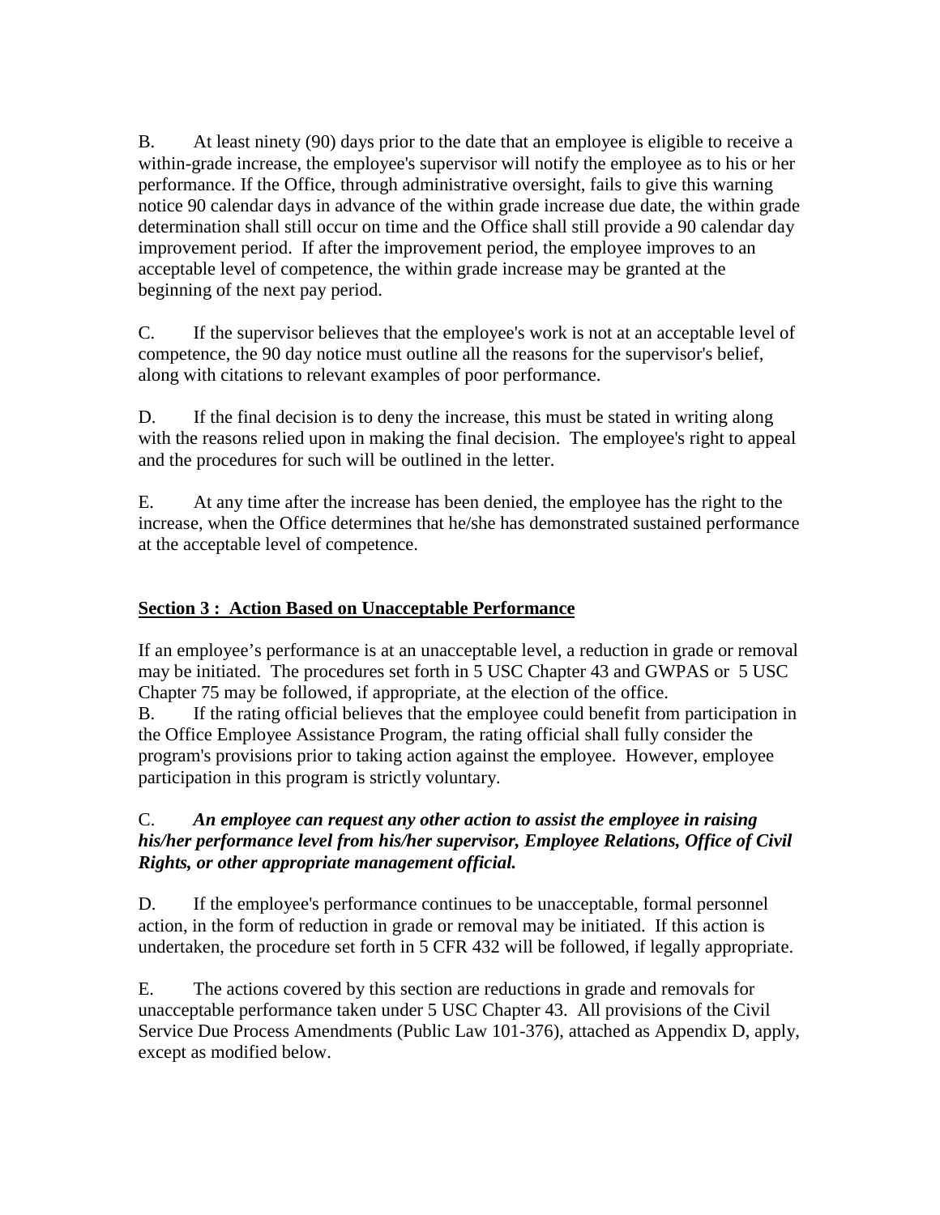B. At least ninety (90) days prior to the date that an employee is eligible to receive a within-grade increase, the employee's supervisor will notify the employee as to his or her performance. If the Office, through administrative oversight, fails to give this warning notice 90 calendar days in advance of the within grade increase due date, the within grade determination shall still occur on time and the Office shall still provide a 90 calendar day improvement period. If after the improvement period, the employee improves to an acceptable level of competence, the within grade increase may be granted at the beginning of the next pay period.

C. If the supervisor believes that the employee's work is not at an acceptable level of competence, the 90 day notice must outline all the reasons for the supervisor's belief, along with citations to relevant examples of poor performance.

D. If the final decision is to deny the increase, this must be stated in writing along with the reasons relied upon in making the final decision. The employee's right to appeal and the procedures for such will be outlined in the letter.

E. At any time after the increase has been denied, the employee has the right to the increase, when the Office determines that he/she has demonstrated sustained performance at the acceptable level of competence.

## Section 3 : Action Based on Unacceptable Performance

If an employee's performance is at an unacceptable level, a reduction in grade or removal may be initiated. The procedures set forth in 5 USC Chapter 43 and GWPAS or 5 USC Chapter 75 may be followed, if appropriate, at the election of the office.

B. If the rating official believes that the employee could benefit from participation in the Office Employee Assistance Program, the rating official shall fully consider the program's provisions prior to taking action against the employee. However, employee participation in this program is strictly voluntary.

C. ***An employee can request any other action to assist the employee in raising his/her performance level from his/her supervisor, Employee Relations, Office of Civil Rights, or other appropriate management official.***

D. If the employee's performance continues to be unacceptable, formal personnel action, in the form of reduction in grade or removal may be initiated. If this action is undertaken, the procedure set forth in 5 CFR 432 will be followed, if legally appropriate.

E. The actions covered by this section are reductions in grade and removals for unacceptable performance taken under 5 USC Chapter 43. All provisions of the Civil Service Due Process Amendments (Public Law 101-376), attached as Appendix D, apply, except as modified below.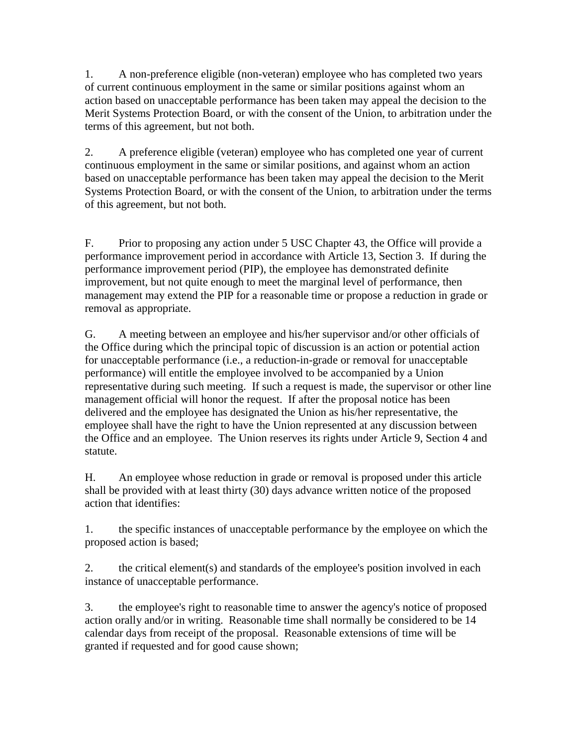1. A non-preference eligible (non-veteran) employee who has completed two years of current continuous employment in the same or similar positions against whom an action based on unacceptable performance has been taken may appeal the decision to the Merit Systems Protection Board, or with the consent of the Union, to arbitration under the terms of this agreement, but not both.

2. A preference eligible (veteran) employee who has completed one year of current continuous employment in the same or similar positions, and against whom an action based on unacceptable performance has been taken may appeal the decision to the Merit Systems Protection Board, or with the consent of the Union, to arbitration under the terms of this agreement, but not both.

F. Prior to proposing any action under 5 USC Chapter 43, the Office will provide a performance improvement period in accordance with Article 13, Section 3. If during the performance improvement period (PIP), the employee has demonstrated definite improvement, but not quite enough to meet the marginal level of performance, then management may extend the PIP for a reasonable time or propose a reduction in grade or removal as appropriate.

G. A meeting between an employee and his/her supervisor and/or other officials of the Office during which the principal topic of discussion is an action or potential action for unacceptable performance (i.e., a reduction-in-grade or removal for unacceptable performance) will entitle the employee involved to be accompanied by a Union representative during such meeting. If such a request is made, the supervisor or other line management official will honor the request. If after the proposal notice has been delivered and the employee has designated the Union as his/her representative, the employee shall have the right to have the Union represented at any discussion between the Office and an employee. The Union reserves its rights under Article 9, Section 4 and statute.

H. An employee whose reduction in grade or removal is proposed under this article shall be provided with at least thirty (30) days advance written notice of the proposed action that identifies:

1. the specific instances of unacceptable performance by the employee on which the proposed action is based;

2. the critical element(s) and standards of the employee's position involved in each instance of unacceptable performance.

3. the employee's right to reasonable time to answer the agency's notice of proposed action orally and/or in writing. Reasonable time shall normally be considered to be 14 calendar days from receipt of the proposal. Reasonable extensions of time will be granted if requested and for good cause shown;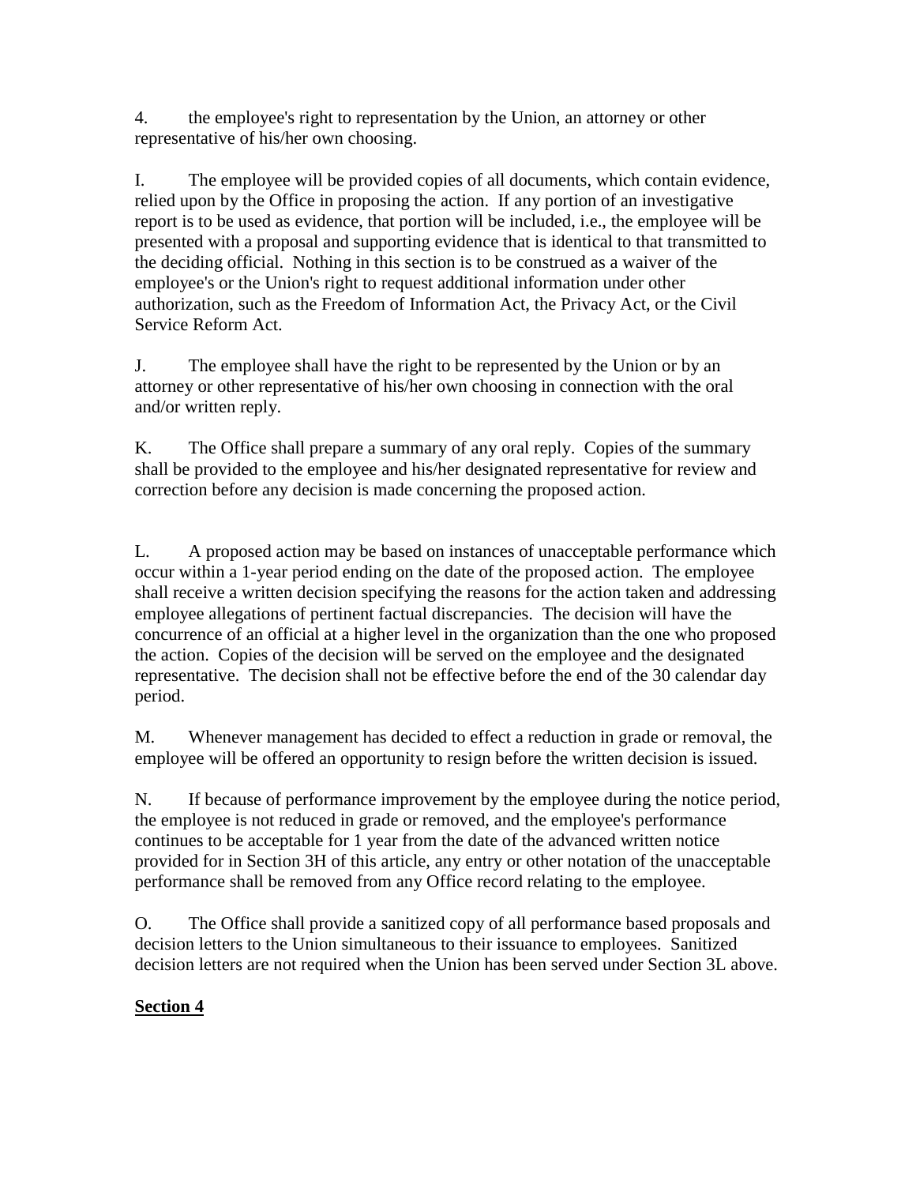4. the employee's right to representation by the Union, an attorney or other representative of his/her own choosing.

I. The employee will be provided copies of all documents, which contain evidence, relied upon by the Office in proposing the action. If any portion of an investigative report is to be used as evidence, that portion will be included, i.e., the employee will be presented with a proposal and supporting evidence that is identical to that transmitted to the deciding official. Nothing in this section is to be construed as a waiver of the employee's or the Union's right to request additional information under other authorization, such as the Freedom of Information Act, the Privacy Act, or the Civil Service Reform Act.

J. The employee shall have the right to be represented by the Union or by an attorney or other representative of his/her own choosing in connection with the oral and/or written reply.

K. The Office shall prepare a summary of any oral reply. Copies of the summary shall be provided to the employee and his/her designated representative for review and correction before any decision is made concerning the proposed action.

L. A proposed action may be based on instances of unacceptable performance which occur within a 1-year period ending on the date of the proposed action. The employee shall receive a written decision specifying the reasons for the action taken and addressing employee allegations of pertinent factual discrepancies. The decision will have the concurrence of an official at a higher level in the organization than the one who proposed the action. Copies of the decision will be served on the employee and the designated representative. The decision shall not be effective before the end of the 30 calendar day period.

M. Whenever management has decided to effect a reduction in grade or removal, the employee will be offered an opportunity to resign before the written decision is issued.

N. If because of performance improvement by the employee during the notice period, the employee is not reduced in grade or removed, and the employee's performance continues to be acceptable for 1 year from the date of the advanced written notice provided for in Section 3H of this article, any entry or other notation of the unacceptable performance shall be removed from any Office record relating to the employee.

O. The Office shall provide a sanitized copy of all performance based proposals and decision letters to the Union simultaneous to their issuance to employees. Sanitized decision letters are not required when the Union has been served under Section 3L above.

**Section 4**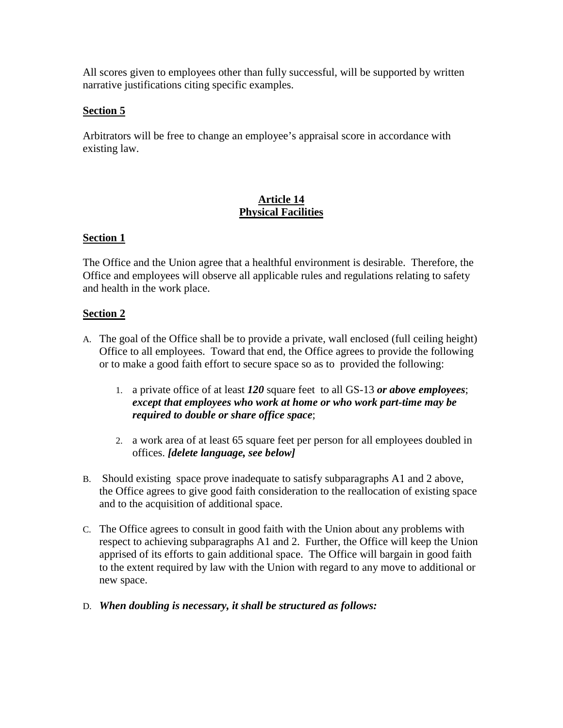All scores given to employees other than fully successful, will be supported by written narrative justifications citing specific examples.

**Section 5**

Arbitrators will be free to change an employee's appraisal score in accordance with existing law.

## Article 14
## Physical Facilities

**Section 1**

The Office and the Union agree that a healthful environment is desirable. Therefore, the Office and employees will observe all applicable rules and regulations relating to safety and health in the work place.

**Section 2**

A. The goal of the Office shall be to provide a private, wall enclosed (full ceiling height) Office to all employees. Toward that end, the Office agrees to provide the following or to make a good faith effort to secure space so as to provided the following:

   1. a private office of at least ***120*** square feet to all GS-13 ***or above employees***; ***except that employees who work at home or who work part-time may be required to double or share office space***;

   2. a work area of at least 65 square feet per person for all employees doubled in offices. ***[delete language, see below]***

B. Should existing space prove inadequate to satisfy subparagraphs A1 and 2 above, the Office agrees to give good faith consideration to the reallocation of existing space and to the acquisition of additional space.

C. The Office agrees to consult in good faith with the Union about any problems with respect to achieving subparagraphs A1 and 2. Further, the Office will keep the Union apprised of its efforts to gain additional space. The Office will bargain in good faith to the extent required by law with the Union with regard to any move to additional or new space.

D. ***When doubling is necessary, it shall be structured as follows:***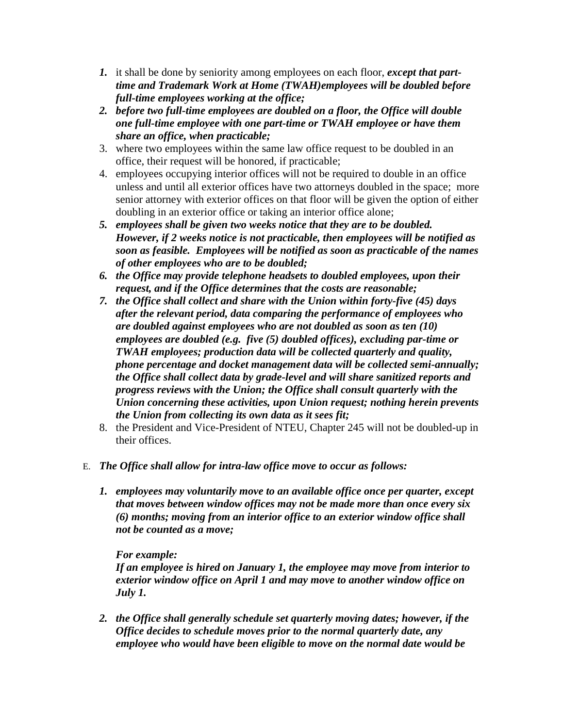1. it shall be done by seniority among employees on each floor, ***except that part-time and Trademark Work at Home (TWAH)employees will be doubled before full-time employees working at the office;***
2. ***before two full-time employees are doubled on a floor, the Office will double one full-time employee with one part-time or TWAH employee or have them share an office, when practicable;***
3. where two employees within the same law office request to be doubled in an office, their request will be honored, if practicable;
4. employees occupying interior offices will not be required to double in an office unless and until all exterior offices have two attorneys doubled in the space; more senior attorney with exterior offices on that floor will be given the option of either doubling in an exterior office or taking an interior office alone;
5. ***employees shall be given two weeks notice that they are to be doubled. However, if 2 weeks notice is not practicable, then employees will be notified as soon as feasible. Employees will be notified as soon as practicable of the names of other employees who are to be doubled;***
6. ***the Office may provide telephone headsets to doubled employees, upon their request, and if the Office determines that the costs are reasonable;***
7. ***the Office shall collect and share with the Union within forty-five (45) days after the relevant period, data comparing the performance of employees who are doubled against employees who are not doubled as soon as ten (10) employees are doubled (e.g. five (5) doubled offices), excluding par-time or TWAH employees; production data will be collected quarterly and quality, phone percentage and docket management data will be collected semi-annually; the Office shall collect data by grade-level and will share sanitized reports and progress reviews with the Union; the Office shall consult quarterly with the Union concerning these activities, upon Union request; nothing herein prevents the Union from collecting its own data as it sees fit;***
8. the President and Vice-President of NTEU, Chapter 245 will not be doubled-up in their offices.

E. ***The Office shall allow for intra-law office move to occur as follows:***

1. ***employees may voluntarily move to an available office once per quarter, except that moves between window offices may not be made more than once every six (6) months; moving from an interior office to an exterior window office shall not be counted as a move;***

   ***For example:***
   ***If an employee is hired on January 1, the employee may move from interior to exterior window office on April 1 and may move to another window office on July 1.***

2. ***the Office shall generally schedule set quarterly moving dates; however, if the Office decides to schedule moves prior to the normal quarterly date, any employee who would have been eligible to move on the normal date would be***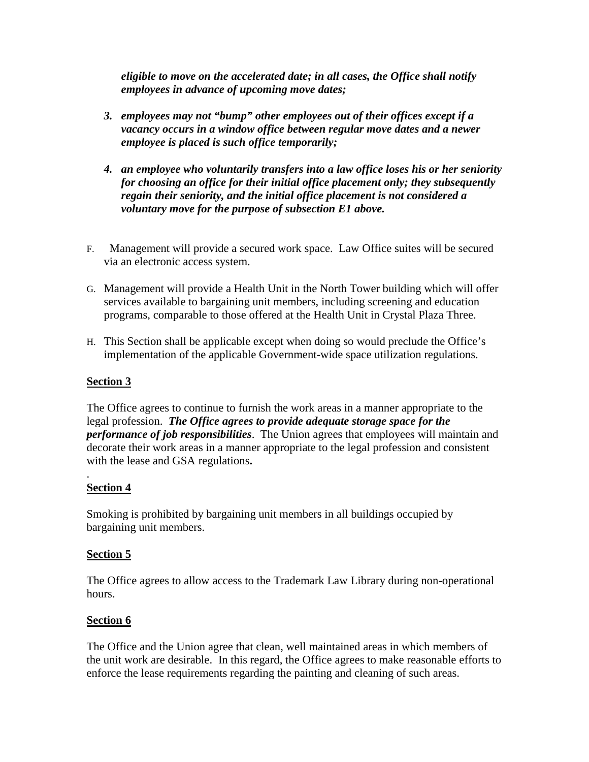***eligible to move on the accelerated date; in all cases, the Office shall notify employees in advance of upcoming move dates;***

3. ***employees may not "bump" other employees out of their offices except if a vacancy occurs in a window office between regular move dates and a newer employee is placed is such office temporarily;***

4. ***an employee who voluntarily transfers into a law office loses his or her seniority for choosing an office for their initial office placement only; they subsequently regain their seniority, and the initial office placement is not considered a voluntary move for the purpose of subsection E1 above.***

F. Management will provide a secured work space. Law Office suites will be secured via an electronic access system.

G. Management will provide a Health Unit in the North Tower building which will offer services available to bargaining unit members, including screening and education programs, comparable to those offered at the Health Unit in Crystal Plaza Three.

H. This Section shall be applicable except when doing so would preclude the Office's implementation of the applicable Government-wide space utilization regulations.

**Section 3**

The Office agrees to continue to furnish the work areas in a manner appropriate to the legal profession. ***The Office agrees to provide adequate storage space for the performance of job responsibilities***. The Union agrees that employees will maintain and decorate their work areas in a manner appropriate to the legal profession and consistent with the lease and GSA regulations**.**

.

**Section 4**

Smoking is prohibited by bargaining unit members in all buildings occupied by bargaining unit members.

**Section 5**

The Office agrees to allow access to the Trademark Law Library during non-operational hours.

**Section 6**

The Office and the Union agree that clean, well maintained areas in which members of the unit work are desirable. In this regard, the Office agrees to make reasonable efforts to enforce the lease requirements regarding the painting and cleaning of such areas.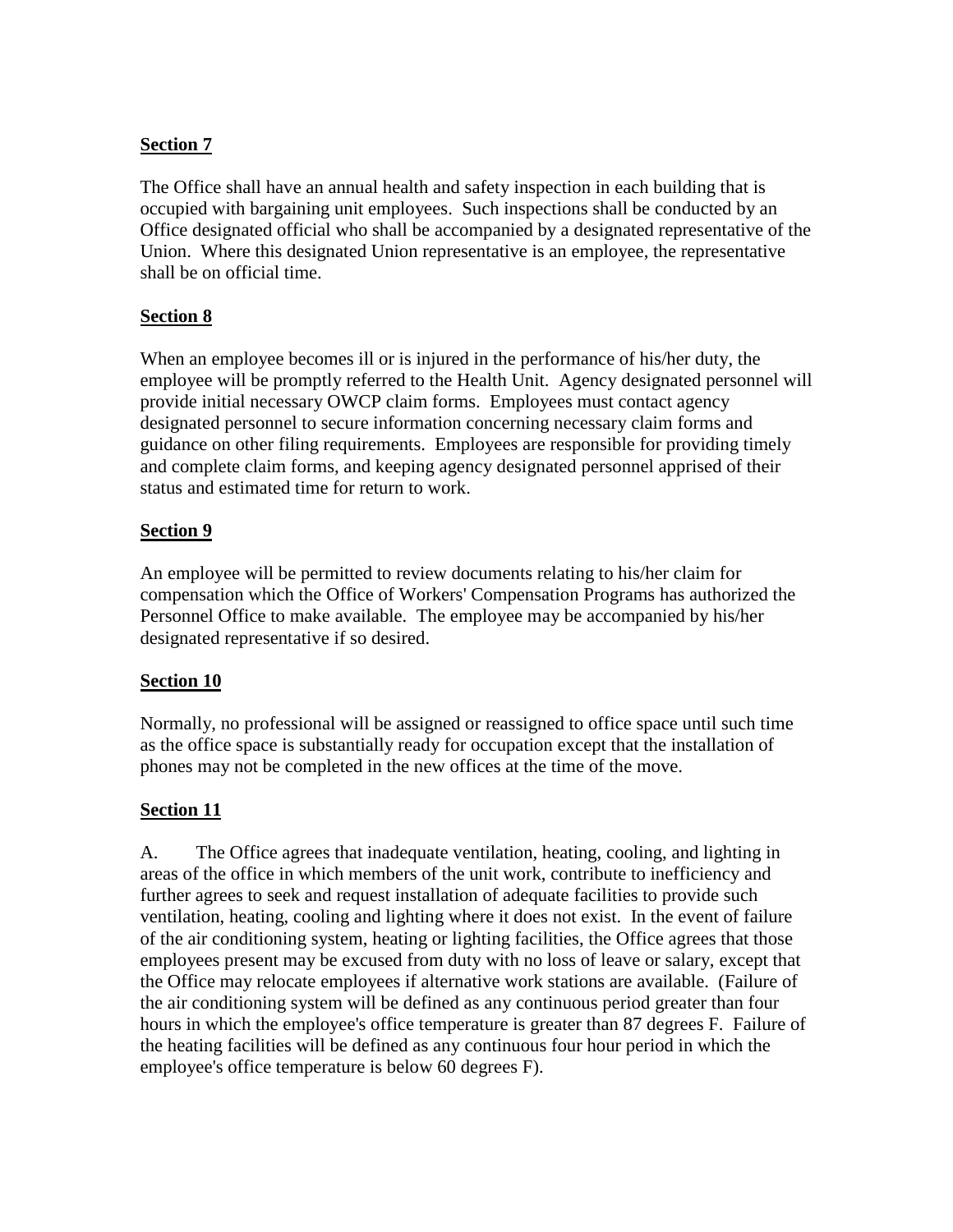**Section 7**

The Office shall have an annual health and safety inspection in each building that is occupied with bargaining unit employees. Such inspections shall be conducted by an Office designated official who shall be accompanied by a designated representative of the Union. Where this designated Union representative is an employee, the representative shall be on official time.

**Section 8**

When an employee becomes ill or is injured in the performance of his/her duty, the employee will be promptly referred to the Health Unit. Agency designated personnel will provide initial necessary OWCP claim forms. Employees must contact agency designated personnel to secure information concerning necessary claim forms and guidance on other filing requirements. Employees are responsible for providing timely and complete claim forms, and keeping agency designated personnel apprised of their status and estimated time for return to work.

**Section 9**

An employee will be permitted to review documents relating to his/her claim for compensation which the Office of Workers' Compensation Programs has authorized the Personnel Office to make available. The employee may be accompanied by his/her designated representative if so desired.

**Section 10**

Normally, no professional will be assigned or reassigned to office space until such time as the office space is substantially ready for occupation except that the installation of phones may not be completed in the new offices at the time of the move.

**Section 11**

A. The Office agrees that inadequate ventilation, heating, cooling, and lighting in areas of the office in which members of the unit work, contribute to inefficiency and further agrees to seek and request installation of adequate facilities to provide such ventilation, heating, cooling and lighting where it does not exist. In the event of failure of the air conditioning system, heating or lighting facilities, the Office agrees that those employees present may be excused from duty with no loss of leave or salary, except that the Office may relocate employees if alternative work stations are available. (Failure of the air conditioning system will be defined as any continuous period greater than four hours in which the employee's office temperature is greater than 87 degrees F. Failure of the heating facilities will be defined as any continuous four hour period in which the employee's office temperature is below 60 degrees F).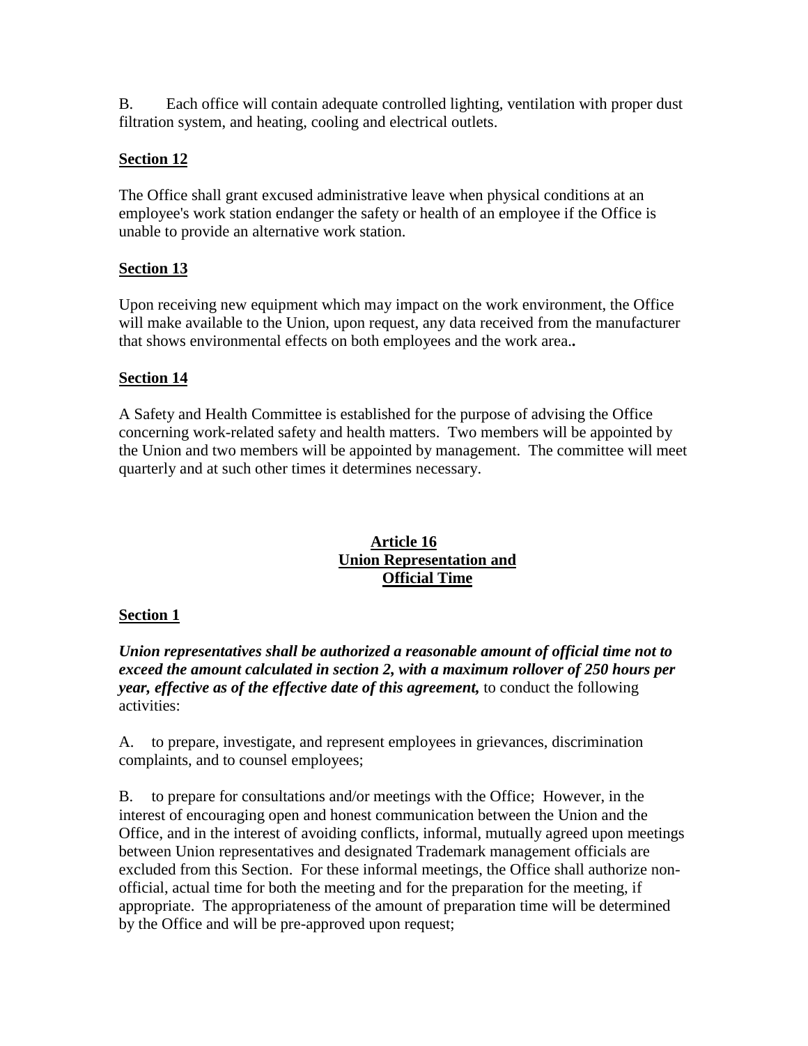B. Each office will contain adequate controlled lighting, ventilation with proper dust filtration system, and heating, cooling and electrical outlets.

**Section 12**

The Office shall grant excused administrative leave when physical conditions at an employee's work station endanger the safety or health of an employee if the Office is unable to provide an alternative work station.

**Section 13**

Upon receiving new equipment which may impact on the work environment, the Office will make available to the Union, upon request, any data received from the manufacturer that shows environmental effects on both employees and the work area**..**

**Section 14**

A Safety and Health Committee is established for the purpose of advising the Office concerning work-related safety and health matters. Two members will be appointed by the Union and two members will be appointed by management. The committee will meet quarterly and at such other times it determines necessary.

## Article 16
## Union Representation and Official Time

**Section 1**

***Union representatives shall be authorized a reasonable amount of official time not to exceed the amount calculated in section 2, with a maximum rollover of 250 hours per year, effective as of the effective date of this agreement,*** to conduct the following activities:

A. to prepare, investigate, and represent employees in grievances, discrimination complaints, and to counsel employees;

B. to prepare for consultations and/or meetings with the Office; However, in the interest of encouraging open and honest communication between the Union and the Office, and in the interest of avoiding conflicts, informal, mutually agreed upon meetings between Union representatives and designated Trademark management officials are excluded from this Section. For these informal meetings, the Office shall authorize non-official, actual time for both the meeting and for the preparation for the meeting, if appropriate. The appropriateness of the amount of preparation time will be determined by the Office and will be pre-approved upon request;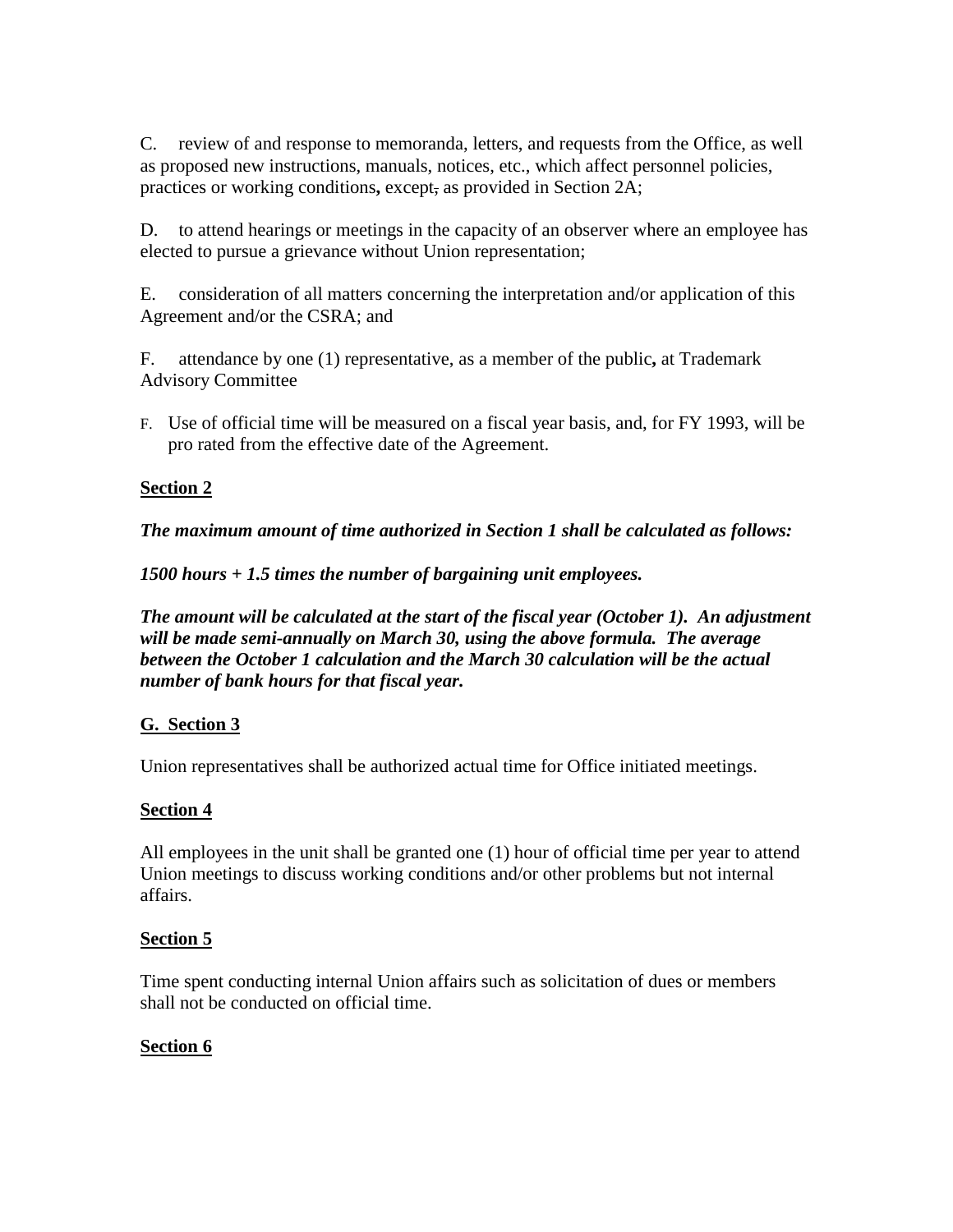C. review of and response to memoranda, letters, and requests from the Office, as well as proposed new instructions, manuals, notices, etc., which affect personnel policies, practices or working conditions**,** except, as provided in Section 2A;

D. to attend hearings or meetings in the capacity of an observer where an employee has elected to pursue a grievance without Union representation;

E. consideration of all matters concerning the interpretation and/or application of this Agreement and/or the CSRA; and

F. attendance by one (1) representative, as a member of the public**,** at Trademark Advisory Committee

F. Use of official time will be measured on a fiscal year basis, and, for FY 1993, will be pro rated from the effective date of the Agreement.

**Section 2**

***The maximum amount of time authorized in Section 1 shall be calculated as follows:***

***1500 hours + 1.5 times the number of bargaining unit employees.***

***The amount will be calculated at the start of the fiscal year (October 1). An adjustment will be made semi-annually on March 30, using the above formula. The average between the October 1 calculation and the March 30 calculation will be the actual number of bank hours for that fiscal year.***

**G. Section 3**

Union representatives shall be authorized actual time for Office initiated meetings.

**Section 4**

All employees in the unit shall be granted one (1) hour of official time per year to attend Union meetings to discuss working conditions and/or other problems but not internal affairs.

**Section 5**

Time spent conducting internal Union affairs such as solicitation of dues or members shall not be conducted on official time.

**Section 6**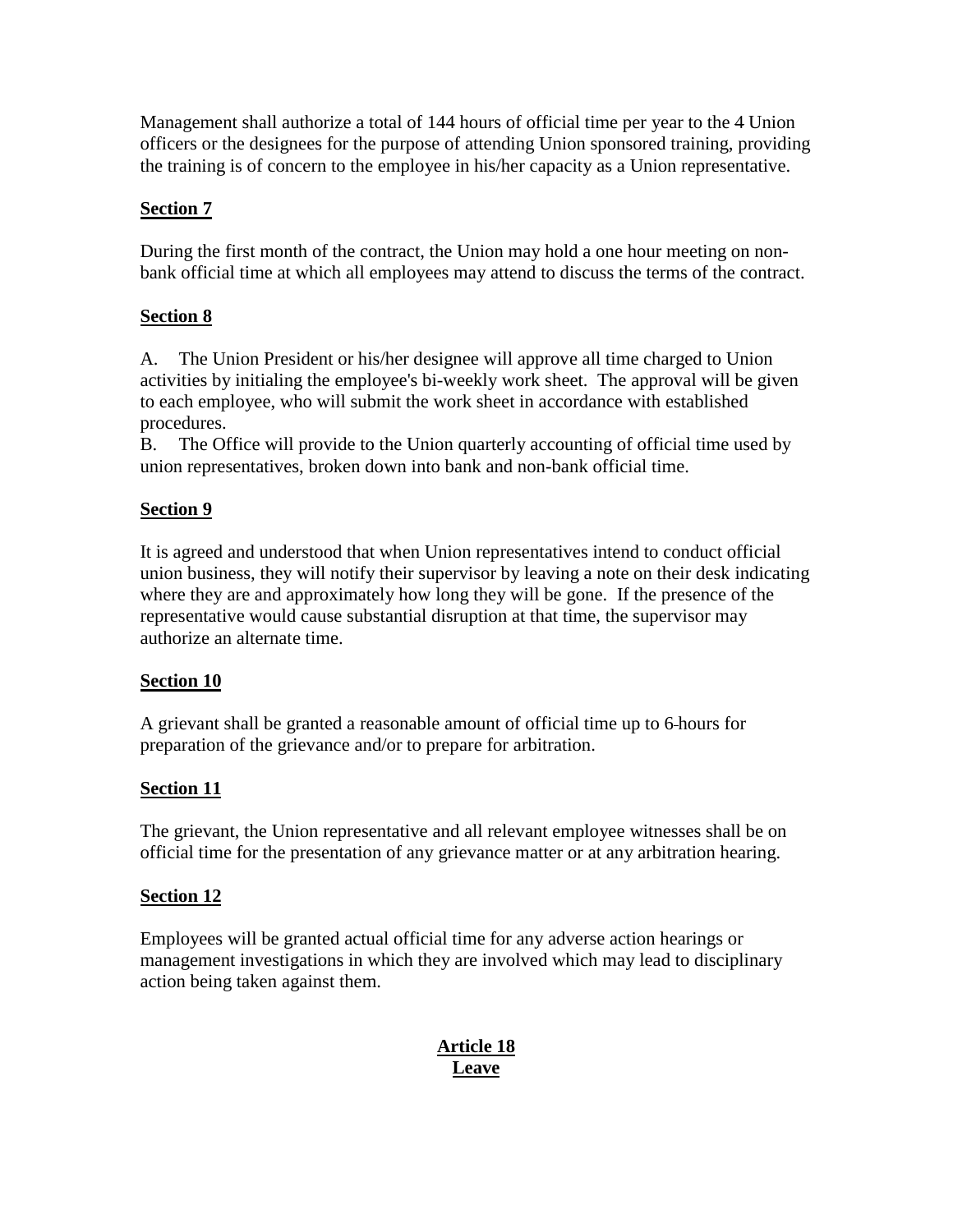Management shall authorize a total of 144 hours of official time per year to the 4 Union officers or the designees for the purpose of attending Union sponsored training, providing the training is of concern to the employee in his/her capacity as a Union representative.

**Section 7**

During the first month of the contract, the Union may hold a one hour meeting on non-bank official time at which all employees may attend to discuss the terms of the contract.

**Section 8**

A. The Union President or his/her designee will approve all time charged to Union activities by initialing the employee's bi-weekly work sheet. The approval will be given to each employee, who will submit the work sheet in accordance with established procedures.

B. The Office will provide to the Union quarterly accounting of official time used by union representatives, broken down into bank and non-bank official time.

**Section 9**

It is agreed and understood that when Union representatives intend to conduct official union business, they will notify their supervisor by leaving a note on their desk indicating where they are and approximately how long they will be gone. If the presence of the representative would cause substantial disruption at that time, the supervisor may authorize an alternate time.

**Section 10**

A grievant shall be granted a reasonable amount of official time up to 6 hours for preparation of the grievance and/or to prepare for arbitration.

**Section 11**

The grievant, the Union representative and all relevant employee witnesses shall be on official time for the presentation of any grievance matter or at any arbitration hearing.

**Section 12**

Employees will be granted actual official time for any adverse action hearings or management investigations in which they are involved which may lead to disciplinary action being taken against them.

## Article 18
## Leave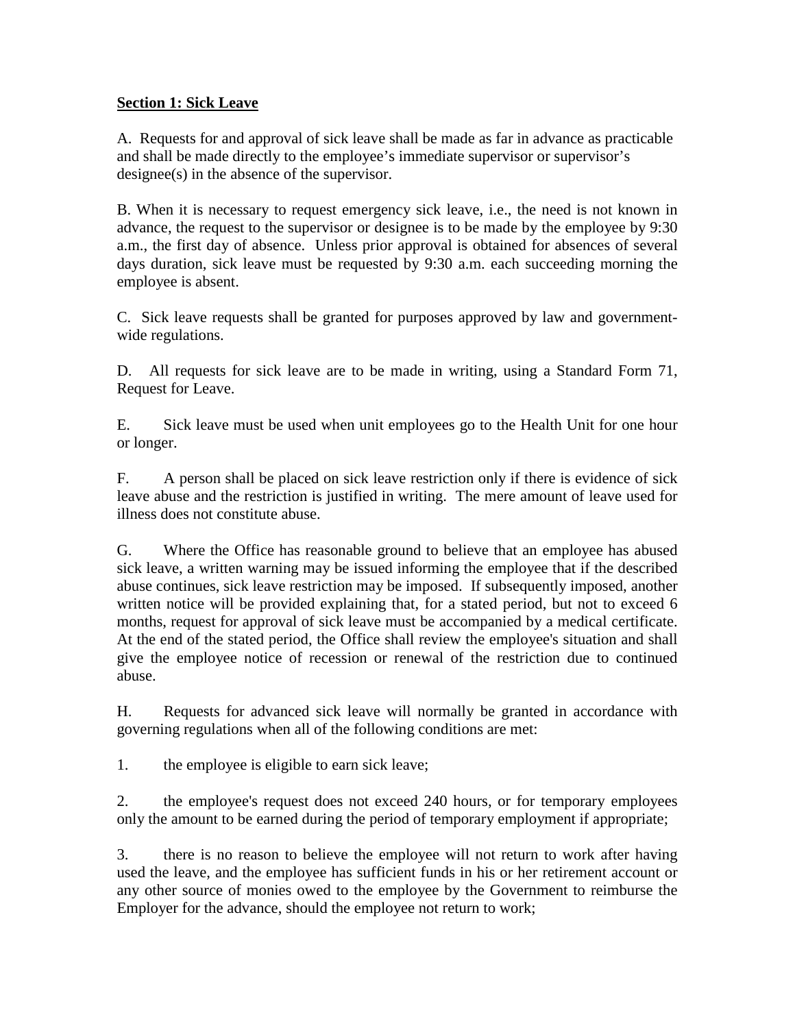**Section 1: Sick Leave**

A. Requests for and approval of sick leave shall be made as far in advance as practicable and shall be made directly to the employee's immediate supervisor or supervisor's designee(s) in the absence of the supervisor.

B. When it is necessary to request emergency sick leave, i.e., the need is not known in advance, the request to the supervisor or designee is to be made by the employee by 9:30 a.m., the first day of absence. Unless prior approval is obtained for absences of several days duration, sick leave must be requested by 9:30 a.m. each succeeding morning the employee is absent.

C. Sick leave requests shall be granted for purposes approved by law and government-wide regulations.

D. All requests for sick leave are to be made in writing, using a Standard Form 71, Request for Leave.

E. Sick leave must be used when unit employees go to the Health Unit for one hour or longer.

F. A person shall be placed on sick leave restriction only if there is evidence of sick leave abuse and the restriction is justified in writing. The mere amount of leave used for illness does not constitute abuse.

G. Where the Office has reasonable ground to believe that an employee has abused sick leave, a written warning may be issued informing the employee that if the described abuse continues, sick leave restriction may be imposed. If subsequently imposed, another written notice will be provided explaining that, for a stated period, but not to exceed 6 months, request for approval of sick leave must be accompanied by a medical certificate. At the end of the stated period, the Office shall review the employee's situation and shall give the employee notice of recession or renewal of the restriction due to continued abuse.

H. Requests for advanced sick leave will normally be granted in accordance with governing regulations when all of the following conditions are met:

1. the employee is eligible to earn sick leave;

2. the employee's request does not exceed 240 hours, or for temporary employees only the amount to be earned during the period of temporary employment if appropriate;

3. there is no reason to believe the employee will not return to work after having used the leave, and the employee has sufficient funds in his or her retirement account or any other source of monies owed to the employee by the Government to reimburse the Employer for the advance, should the employee not return to work;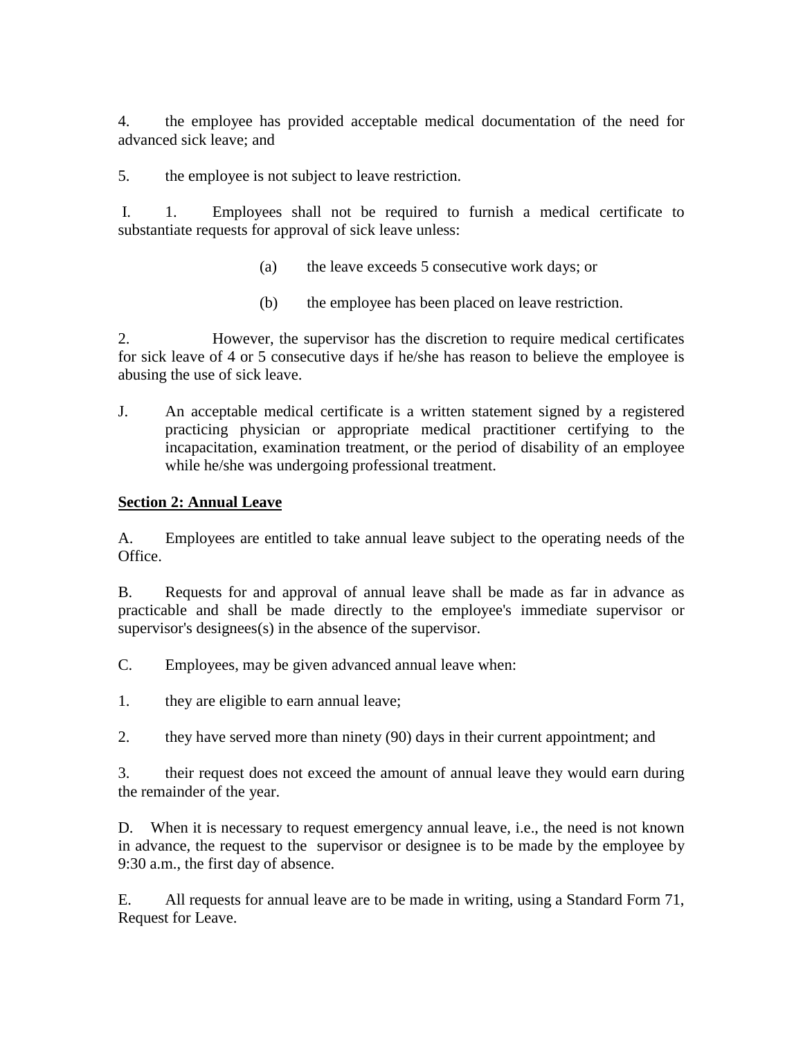4. the employee has provided acceptable medical documentation of the need for advanced sick leave; and

5. the employee is not subject to leave restriction.

I. 1. Employees shall not be required to furnish a medical certificate to substantiate requests for approval of sick leave unless:

(a) the leave exceeds 5 consecutive work days; or

(b) the employee has been placed on leave restriction.

2. However, the supervisor has the discretion to require medical certificates for sick leave of 4 or 5 consecutive days if he/she has reason to believe the employee is abusing the use of sick leave.

J. An acceptable medical certificate is a written statement signed by a registered practicing physician or appropriate medical practitioner certifying to the incapacitation, examination treatment, or the period of disability of an employee while he/she was undergoing professional treatment.

**Section 2: Annual Leave**

A. Employees are entitled to take annual leave subject to the operating needs of the Office.

B. Requests for and approval of annual leave shall be made as far in advance as practicable and shall be made directly to the employee's immediate supervisor or supervisor's designees(s) in the absence of the supervisor.

C. Employees, may be given advanced annual leave when:

1. they are eligible to earn annual leave;

2. they have served more than ninety (90) days in their current appointment; and

3. their request does not exceed the amount of annual leave they would earn during the remainder of the year.

D. When it is necessary to request emergency annual leave, i.e., the need is not known in advance, the request to the supervisor or designee is to be made by the employee by 9:30 a.m., the first day of absence.

E. All requests for annual leave are to be made in writing, using a Standard Form 71, Request for Leave.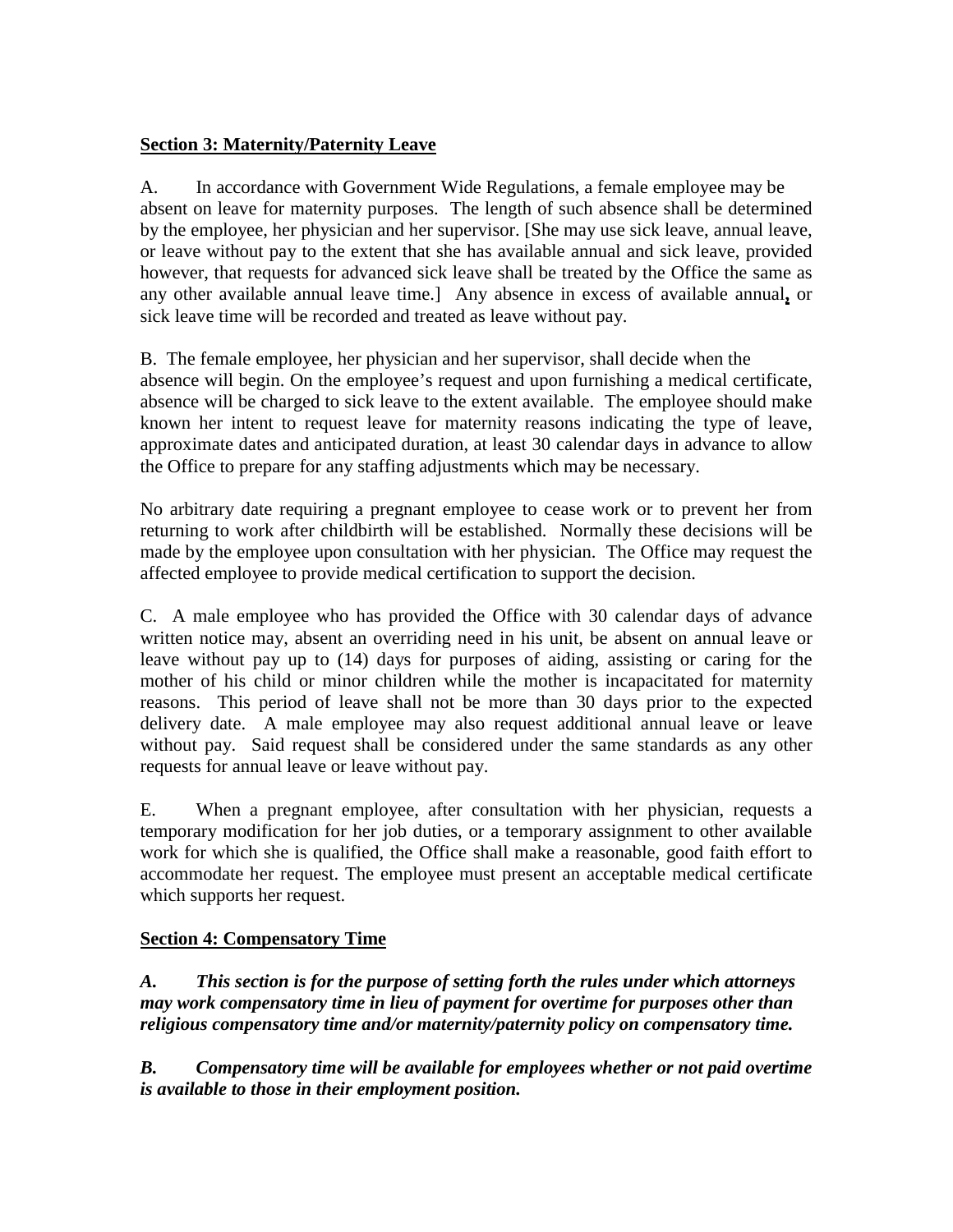## Section 3: Maternity/Paternity Leave

A. In accordance with Government Wide Regulations, a female employee may be absent on leave for maternity purposes. The length of such absence shall be determined by the employee, her physician and her supervisor. [She may use sick leave, annual leave, or leave without pay to the extent that she has available annual and sick leave, provided however, that requests for advanced sick leave shall be treated by the Office the same as any other available annual leave time.] Any absence in excess of available annual, or sick leave time will be recorded and treated as leave without pay.

B. The female employee, her physician and her supervisor, shall decide when the absence will begin. On the employee's request and upon furnishing a medical certificate, absence will be charged to sick leave to the extent available. The employee should make known her intent to request leave for maternity reasons indicating the type of leave, approximate dates and anticipated duration, at least 30 calendar days in advance to allow the Office to prepare for any staffing adjustments which may be necessary.

No arbitrary date requiring a pregnant employee to cease work or to prevent her from returning to work after childbirth will be established. Normally these decisions will be made by the employee upon consultation with her physician. The Office may request the affected employee to provide medical certification to support the decision.

C. A male employee who has provided the Office with 30 calendar days of advance written notice may, absent an overriding need in his unit, be absent on annual leave or leave without pay up to (14) days for purposes of aiding, assisting or caring for the mother of his child or minor children while the mother is incapacitated for maternity reasons. This period of leave shall not be more than 30 days prior to the expected delivery date. A male employee may also request additional annual leave or leave without pay. Said request shall be considered under the same standards as any other requests for annual leave or leave without pay.

E. When a pregnant employee, after consultation with her physician, requests a temporary modification for her job duties, or a temporary assignment to other available work for which she is qualified, the Office shall make a reasonable, good faith effort to accommodate her request. The employee must present an acceptable medical certificate which supports her request.

## Section 4: Compensatory Time

***A. This section is for the purpose of setting forth the rules under which attorneys may work compensatory time in lieu of payment for overtime for purposes other than religious compensatory time and/or maternity/paternity policy on compensatory time.***

***B. Compensatory time will be available for employees whether or not paid overtime is available to those in their employment position.***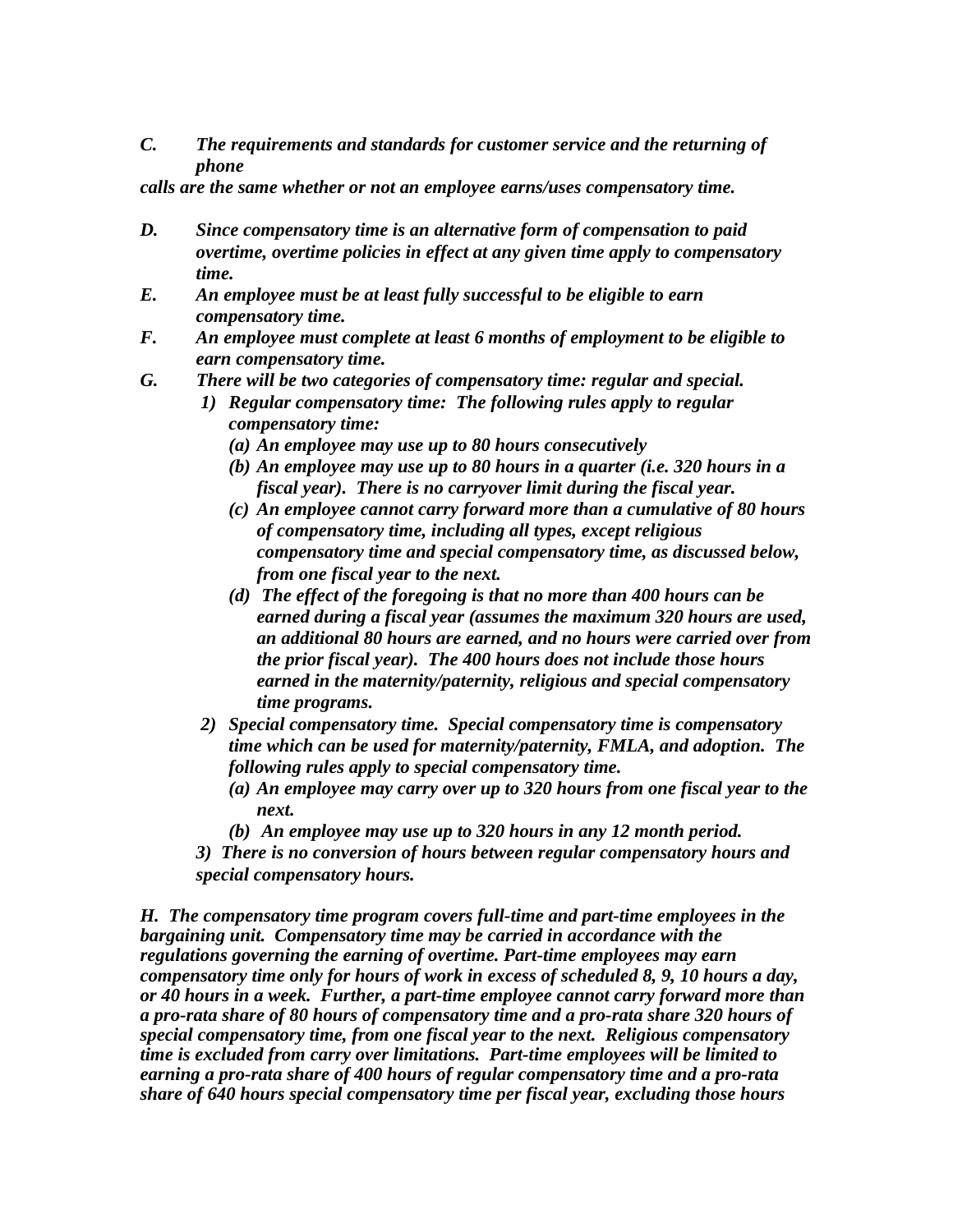*C. The requirements and standards for customer service and the returning of phone calls are the same whether or not an employee earns/uses compensatory time.*

*D. Since compensatory time is an alternative form of compensation to paid overtime, overtime policies in effect at any given time apply to compensatory time.*

*E. An employee must be at least fully successful to be eligible to earn compensatory time.*

*F. An employee must complete at least 6 months of employment to be eligible to earn compensatory time.*

*G. There will be two categories of compensatory time: regular and special.*

1) *Regular compensatory time: The following rules apply to regular compensatory time:*
   (a) *An employee may use up to 80 hours consecutively*
   (b) *An employee may use up to 80 hours in a quarter (i.e. 320 hours in a fiscal year). There is no carryover limit during the fiscal year.*
   (c) *An employee cannot carry forward more than a cumulative of 80 hours of compensatory time, including all types, except religious compensatory time and special compensatory time, as discussed below, from one fiscal year to the next.*
   (d) *The effect of the foregoing is that no more than 400 hours can be earned during a fiscal year (assumes the maximum 320 hours are used, an additional 80 hours are earned, and no hours were carried over from the prior fiscal year). The 400 hours does not include those hours earned in the maternity/paternity, religious and special compensatory time programs.*
2) *Special compensatory time. Special compensatory time is compensatory time which can be used for maternity/paternity, FMLA, and adoption. The following rules apply to special compensatory time.*
   (a) *An employee may carry over up to 320 hours from one fiscal year to the next.*
   (b) *An employee may use up to 320 hours in any 12 month period.*
3) *There is no conversion of hours between regular compensatory hours and special compensatory hours.*

*H. The compensatory time program covers full-time and part-time employees in the bargaining unit. Compensatory time may be carried in accordance with the regulations governing the earning of overtime. Part-time employees may earn compensatory time only for hours of work in excess of scheduled 8, 9, 10 hours a day, or 40 hours in a week. Further, a part-time employee cannot carry forward more than a pro-rata share of 80 hours of compensatory time and a pro-rata share 320 hours of special compensatory time, from one fiscal year to the next. Religious compensatory time is excluded from carry over limitations. Part-time employees will be limited to earning a pro-rata share of 400 hours of regular compensatory time and a pro-rata share of 640 hours special compensatory time per fiscal year, excluding those hours*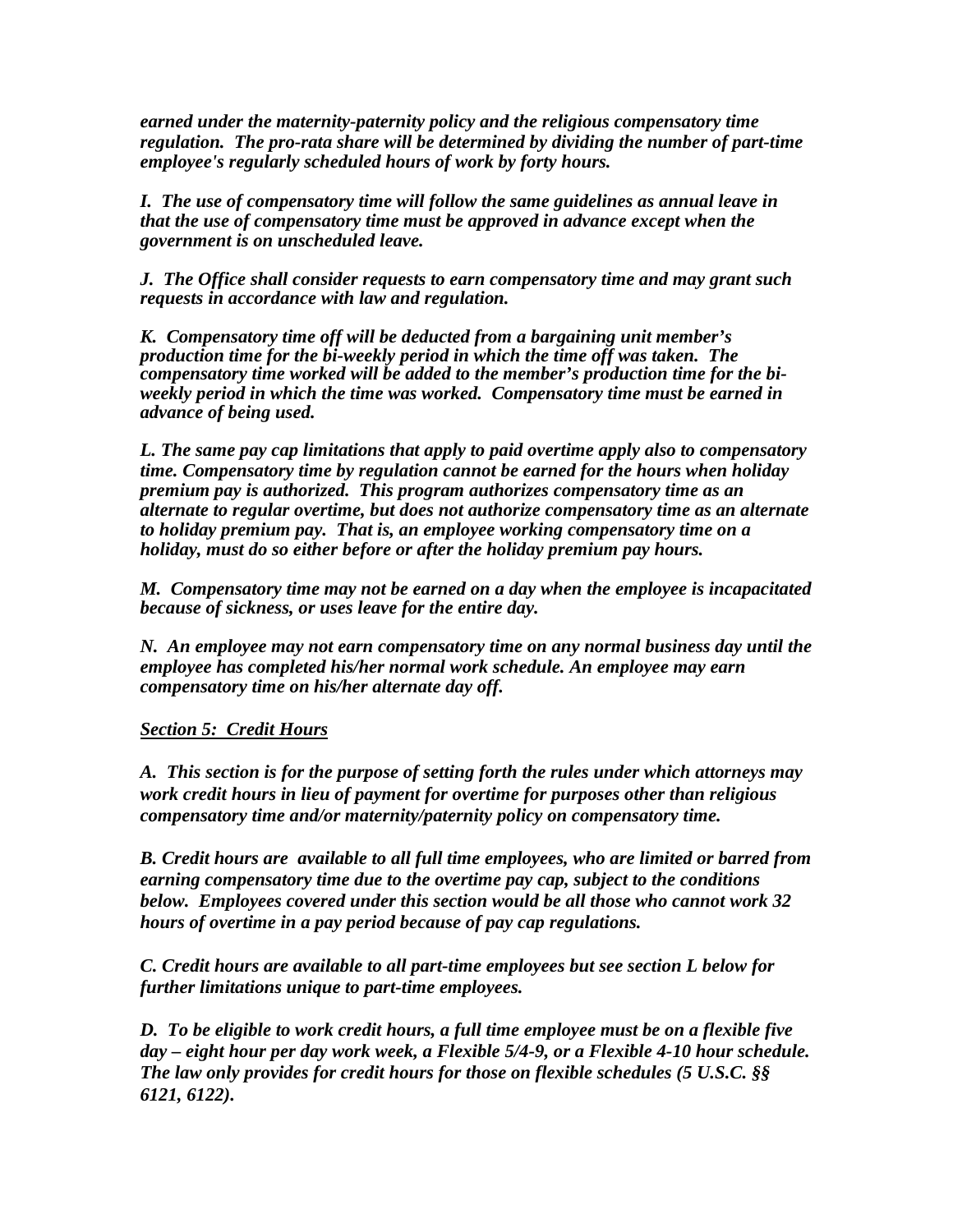*earned under the maternity-paternity policy and the religious compensatory time regulation. The pro-rata share will be determined by dividing the number of part-time employee's regularly scheduled hours of work by forty hours.*

*I. The use of compensatory time will follow the same guidelines as annual leave in that the use of compensatory time must be approved in advance except when the government is on unscheduled leave.*

*J. The Office shall consider requests to earn compensatory time and may grant such requests in accordance with law and regulation.*

*K. Compensatory time off will be deducted from a bargaining unit member's production time for the bi-weekly period in which the time off was taken. The compensatory time worked will be added to the member's production time for the bi-weekly period in which the time was worked. Compensatory time must be earned in advance of being used.*

*L. The same pay cap limitations that apply to paid overtime apply also to compensatory time. Compensatory time by regulation cannot be earned for the hours when holiday premium pay is authorized. This program authorizes compensatory time as an alternate to regular overtime, but does not authorize compensatory time as an alternate to holiday premium pay. That is, an employee working compensatory time on a holiday, must do so either before or after the holiday premium pay hours.*

*M. Compensatory time may not be earned on a day when the employee is incapacitated because of sickness, or uses leave for the entire day.*

*N. An employee may not earn compensatory time on any normal business day until the employee has completed his/her normal work schedule. An employee may earn compensatory time on his/her alternate day off.*

***Section 5: Credit Hours***

*A. This section is for the purpose of setting forth the rules under which attorneys may work credit hours in lieu of payment for overtime for purposes other than religious compensatory time and/or maternity/paternity policy on compensatory time.*

*B. Credit hours are available to all full time employees, who are limited or barred from earning compensatory time due to the overtime pay cap, subject to the conditions below. Employees covered under this section would be all those who cannot work 32 hours of overtime in a pay period because of pay cap regulations.*

*C. Credit hours are available to all part-time employees but see section L below for further limitations unique to part-time employees.*

*D. To be eligible to work credit hours, a full time employee must be on a flexible five day – eight hour per day work week, a Flexible 5/4-9, or a Flexible 4-10 hour schedule. The law only provides for credit hours for those on flexible schedules (5 U.S.C. §§ 6121, 6122).*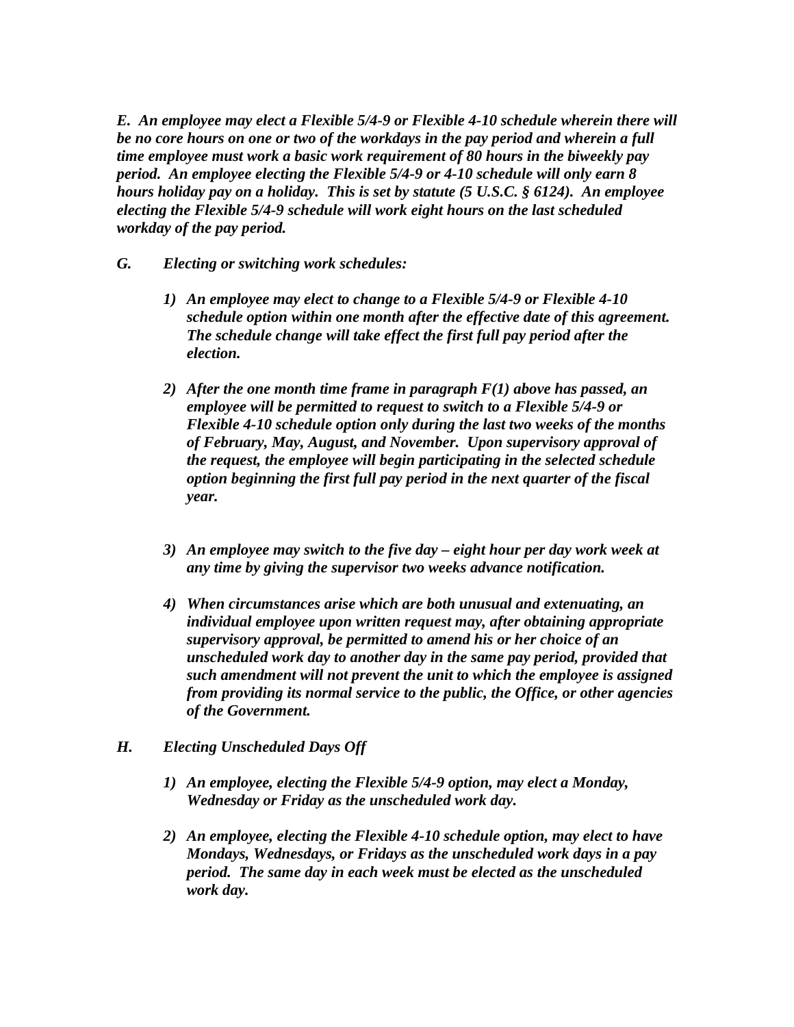***E. An employee may elect a Flexible 5/4-9 or Flexible 4-10 schedule wherein there will be no core hours on one or two of the workdays in the pay period and wherein a full time employee must work a basic work requirement of 80 hours in the biweekly pay period. An employee electing the Flexible 5/4-9 or 4-10 schedule will only earn 8 hours holiday pay on a holiday. This is set by statute (5 U.S.C. § 6124). An employee electing the Flexible 5/4-9 schedule will work eight hours on the last scheduled workday of the pay period.***

***G. Electing or switching work schedules:***

1) ***An employee may elect to change to a Flexible 5/4-9 or Flexible 4-10 schedule option within one month after the effective date of this agreement. The schedule change will take effect the first full pay period after the election.***

2) ***After the one month time frame in paragraph F(1) above has passed, an employee will be permitted to request to switch to a Flexible 5/4-9 or Flexible 4-10 schedule option only during the last two weeks of the months of February, May, August, and November. Upon supervisory approval of the request, the employee will begin participating in the selected schedule option beginning the first full pay period in the next quarter of the fiscal year.***

3) ***An employee may switch to the five day – eight hour per day work week at any time by giving the supervisor two weeks advance notification.***

4) ***When circumstances arise which are both unusual and extenuating, an individual employee upon written request may, after obtaining appropriate supervisory approval, be permitted to amend his or her choice of an unscheduled work day to another day in the same pay period, provided that such amendment will not prevent the unit to which the employee is assigned from providing its normal service to the public, the Office, or other agencies of the Government.***

***H. Electing Unscheduled Days Off***

1) ***An employee, electing the Flexible 5/4-9 option, may elect a Monday, Wednesday or Friday as the unscheduled work day.***

2) ***An employee, electing the Flexible 4-10 schedule option, may elect to have Mondays, Wednesdays, or Fridays as the unscheduled work days in a pay period. The same day in each week must be elected as the unscheduled work day.***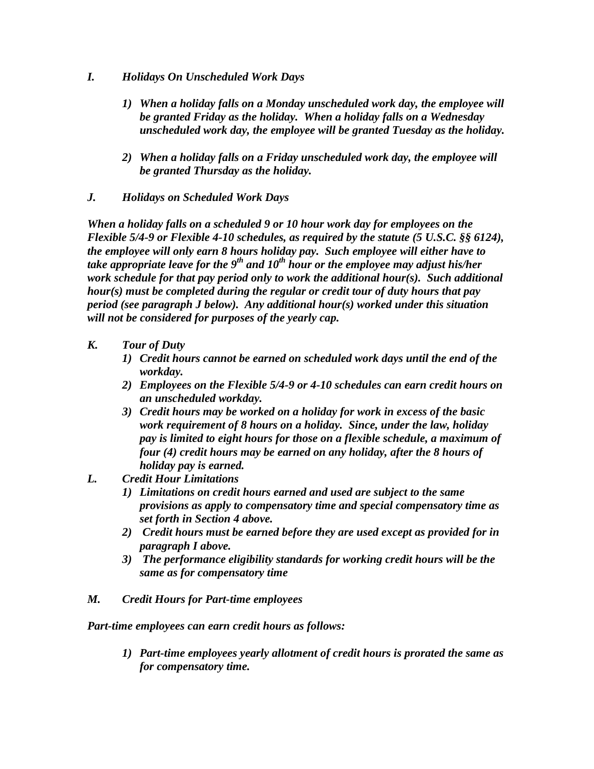*I.* *Holidays On Unscheduled Work Days*

1) *When a holiday falls on a Monday unscheduled work day, the employee will be granted Friday as the holiday. When a holiday falls on a Wednesday unscheduled work day, the employee will be granted Tuesday as the holiday.*

2) *When a holiday falls on a Friday unscheduled work day, the employee will be granted Thursday as the holiday.*

*J.* *Holidays on Scheduled Work Days*

*When a holiday falls on a scheduled 9 or 10 hour work day for employees on the Flexible 5/4-9 or Flexible 4-10 schedules, as required by the statute (5 U.S.C. §§ 6124), the employee will only earn 8 hours holiday pay. Such employee will either have to take appropriate leave for the 9th and 10th hour or the employee may adjust his/her work schedule for that pay period only to work the additional hour(s). Such additional hour(s) must be completed during the regular or credit tour of duty hours that pay period (see paragraph J below). Any additional hour(s) worked under this situation will not be considered for purposes of the yearly cap.*

*K.* *Tour of Duty*

1) *Credit hours cannot be earned on scheduled work days until the end of the workday.*
2) *Employees on the Flexible 5/4-9 or 4-10 schedules can earn credit hours on an unscheduled workday.*
3) *Credit hours may be worked on a holiday for work in excess of the basic work requirement of 8 hours on a holiday. Since, under the law, holiday pay is limited to eight hours for those on a flexible schedule, a maximum of four (4) credit hours may be earned on any holiday, after the 8 hours of holiday pay is earned.*

*L.* *Credit Hour Limitations*

1) *Limitations on credit hours earned and used are subject to the same provisions as apply to compensatory time and special compensatory time as set forth in Section 4 above.*
2) *Credit hours must be earned before they are used except as provided for in paragraph I above.*
3) *The performance eligibility standards for working credit hours will be the same as for compensatory time*

*M.* *Credit Hours for Part-time employees*

*Part-time employees can earn credit hours as follows:*

1) *Part-time employees yearly allotment of credit hours is prorated the same as for compensatory time.*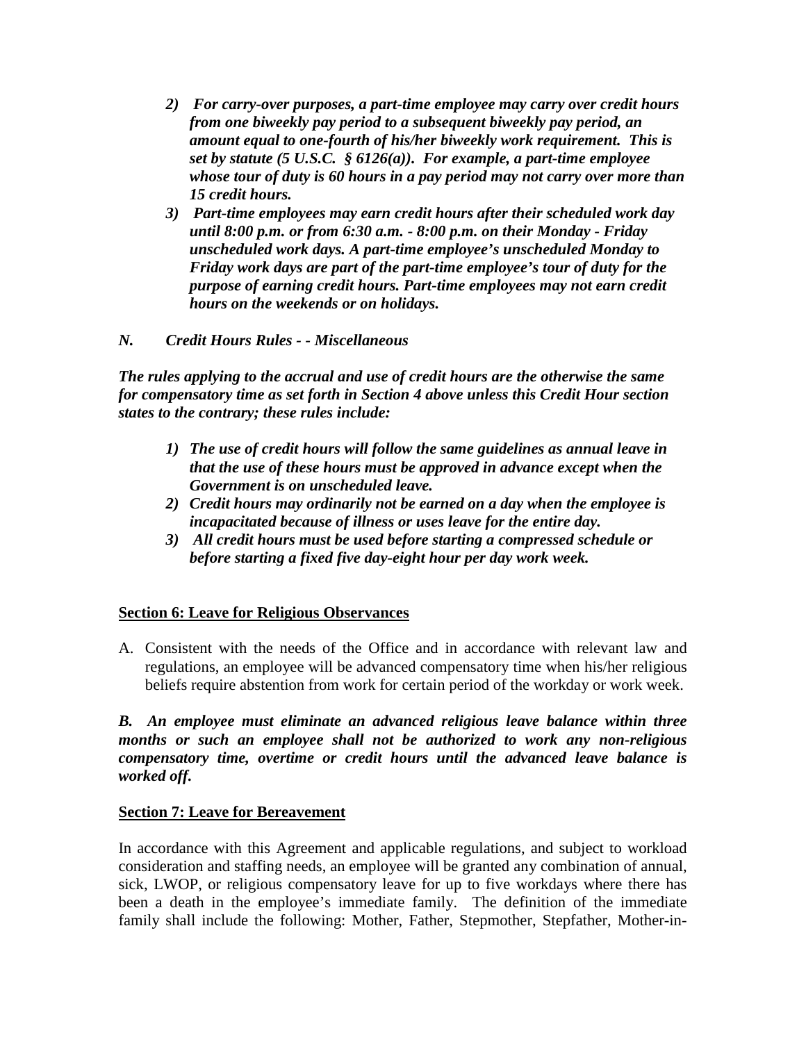2) ***For carry-over purposes, a part-time employee may carry over credit hours from one biweekly pay period to a subsequent biweekly pay period, an amount equal to one-fourth of his/her biweekly work requirement. This is set by statute (5 U.S.C. § 6126(a)). For example, a part-time employee whose tour of duty is 60 hours in a pay period may not carry over more than 15 credit hours.***
3) ***Part-time employees may earn credit hours after their scheduled work day until 8:00 p.m. or from 6:30 a.m. - 8:00 p.m. on their Monday - Friday unscheduled work days. A part-time employee's unscheduled Monday to Friday work days are part of the part-time employee's tour of duty for the purpose of earning credit hours. Part-time employees may not earn credit hours on the weekends or on holidays.***

***N. Credit Hours Rules - - Miscellaneous***

***The rules applying to the accrual and use of credit hours are the otherwise the same for compensatory time as set forth in Section 4 above unless this Credit Hour section states to the contrary; these rules include:***

1) ***The use of credit hours will follow the same guidelines as annual leave in that the use of these hours must be approved in advance except when the Government is on unscheduled leave.***
2) ***Credit hours may ordinarily not be earned on a day when the employee is incapacitated because of illness or uses leave for the entire day.***
3) ***All credit hours must be used before starting a compressed schedule or before starting a fixed five day-eight hour per day work week.***

**Section 6: Leave for Religious Observances**

A. Consistent with the needs of the Office and in accordance with relevant law and regulations, an employee will be advanced compensatory time when his/her religious beliefs require abstention from work for certain period of the workday or work week.

***B. An employee must eliminate an advanced religious leave balance within three months or such an employee shall not be authorized to work any non-religious compensatory time, overtime or credit hours until the advanced leave balance is worked off.***

**Section 7: Leave for Bereavement**

In accordance with this Agreement and applicable regulations, and subject to workload consideration and staffing needs, an employee will be granted any combination of annual, sick, LWOP, or religious compensatory leave for up to five workdays where there has been a death in the employee's immediate family. The definition of the immediate family shall include the following: Mother, Father, Stepmother, Stepfather, Mother-in-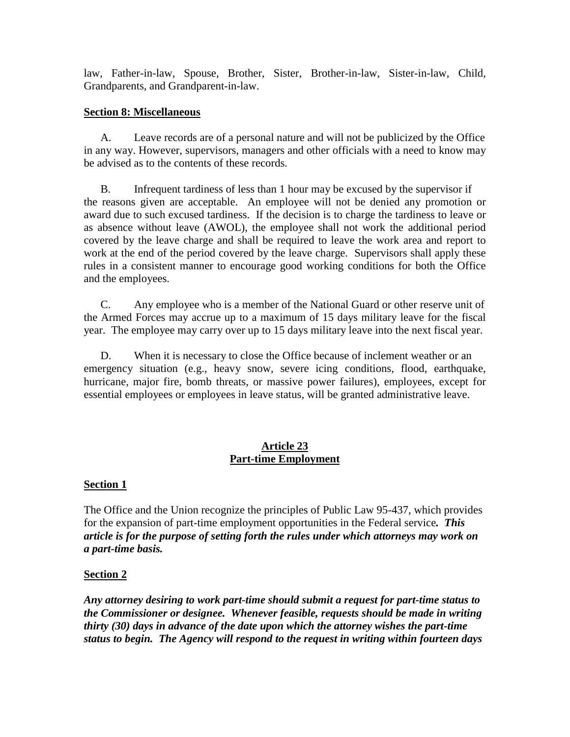law, Father-in-law, Spouse, Brother, Sister, Brother-in-law, Sister-in-law, Child, Grandparents, and Grandparent-in-law.

**Section 8: Miscellaneous**

A. Leave records are of a personal nature and will not be publicized by the Office in any way. However, supervisors, managers and other officials with a need to know may be advised as to the contents of these records.

B. Infrequent tardiness of less than 1 hour may be excused by the supervisor if the reasons given are acceptable. An employee will not be denied any promotion or award due to such excused tardiness. If the decision is to charge the tardiness to leave or as absence without leave (AWOL), the employee shall not work the additional period covered by the leave charge and shall be required to leave the work area and report to work at the end of the period covered by the leave charge. Supervisors shall apply these rules in a consistent manner to encourage good working conditions for both the Office and the employees.

C. Any employee who is a member of the National Guard or other reserve unit of the Armed Forces may accrue up to a maximum of 15 days military leave for the fiscal year. The employee may carry over up to 15 days military leave into the next fiscal year.

D. When it is necessary to close the Office because of inclement weather or an emergency situation (e.g., heavy snow, severe icing conditions, flood, earthquake, hurricane, major fire, bomb threats, or massive power failures), employees, except for essential employees or employees in leave status, will be granted administrative leave.

## Article 23
## Part-time Employment

**Section 1**

The Office and the Union recognize the principles of Public Law 95-437, which provides for the expansion of part-time employment opportunities in the Federal service***. This article is for the purpose of setting forth the rules under which attorneys may work on a part-time basis.***

**Section 2**

***Any attorney desiring to work part-time should submit a request for part-time status to the Commissioner or designee. Whenever feasible, requests should be made in writing thirty (30) days in advance of the date upon which the attorney wishes the part-time status to begin. The Agency will respond to the request in writing within fourteen days***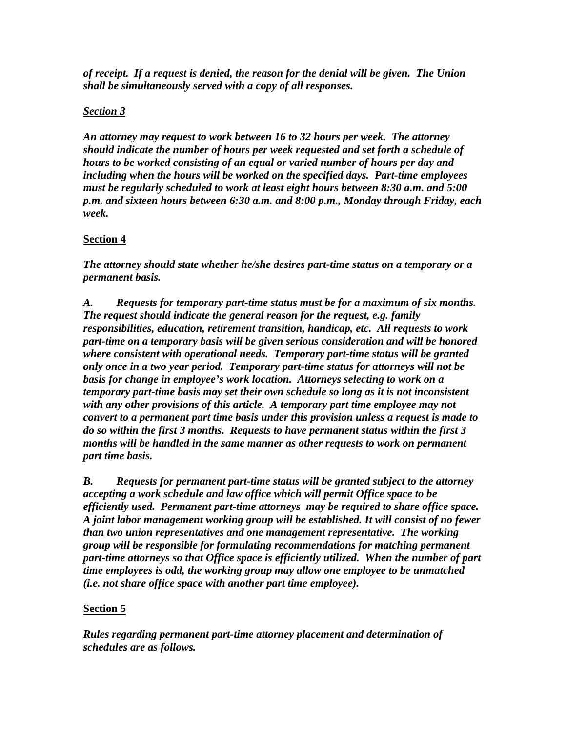*of receipt.  If a request is denied, the reason for the denial will be given.  The Union shall be simultaneously served with a copy of all responses.*

***Section 3***

*An attorney may request to work between 16 to 32 hours per week.  The attorney should indicate the number of hours per week requested and set forth a schedule of hours to be worked consisting of an equal or varied number of hours per day and including when the hours will be worked on the specified days.  Part-time employees must be regularly scheduled to work at least eight hours between 8:30 a.m. and 5:00 p.m. and sixteen hours between 6:30 a.m. and 8:00 p.m., Monday through Friday, each week.*

**Section 4**

*The attorney should state whether he/she desires part-time status on a temporary or a permanent basis.*

*A. Requests for temporary part-time status must be for a maximum of six months. The request should indicate the general reason for the request, e.g. family responsibilities, education, retirement transition, handicap, etc.  All requests to work part-time on a temporary basis will be given serious consideration and will be honored where consistent with operational needs.  Temporary part-time status will be granted only once in a two year period.  Temporary part-time status for attorneys will not be basis for change in employee's work location.  Attorneys selecting to work on a temporary part-time basis may set their own schedule so long as it is not inconsistent with any other provisions of this article.  A temporary part time employee may not convert to a permanent part time basis under this provision unless a request is made to do so within the first 3 months.  Requests to have permanent status within the first 3 months will be handled in the same manner as other requests to work on permanent part time basis.*

*B. Requests for permanent part-time status will be granted subject to the attorney accepting a work schedule and law office which will permit Office space to be efficiently used.  Permanent part-time attorneys  may be required to share office space. A joint labor management working group will be established. It will consist of no fewer than two union representatives and one management representative.  The working group will be responsible for formulating recommendations for matching permanent part-time attorneys so that Office space is efficiently utilized.  When the number of part time employees is odd, the working group may allow one employee to be unmatched (i.e. not share office space with another part time employee).*

**Section 5**

*Rules regarding permanent part-time attorney placement and determination of schedules are as follows.*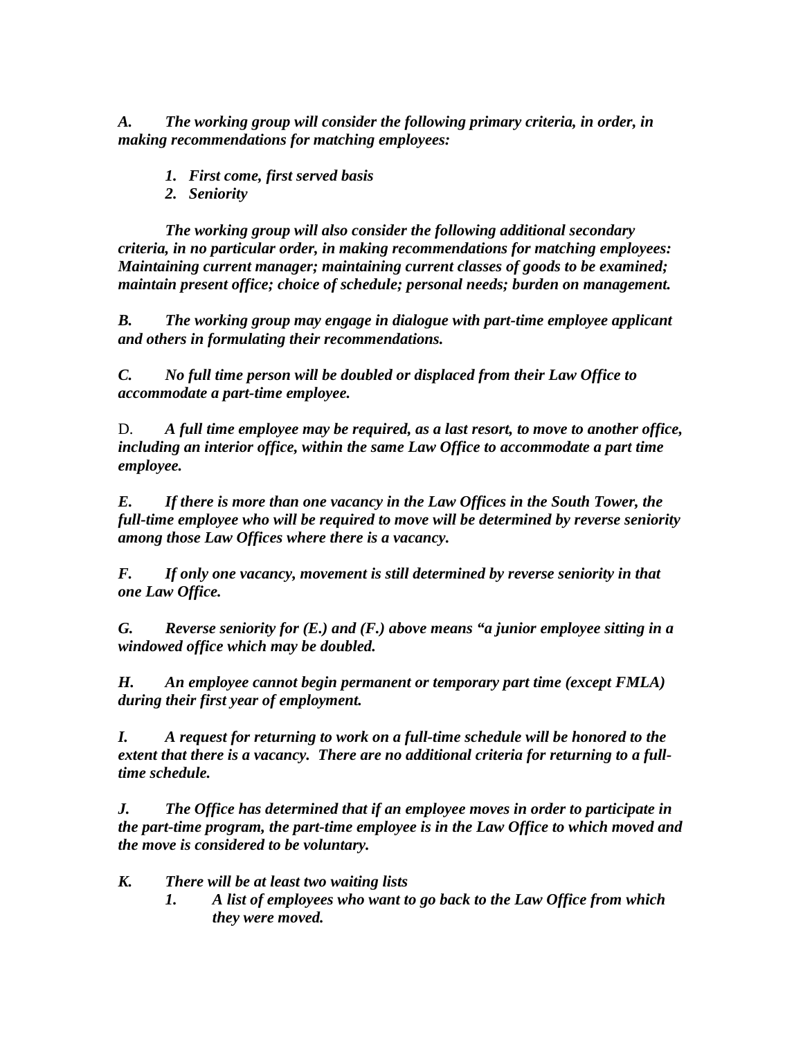***A.*** ***The working group will consider the following primary criteria, in order, in making recommendations for matching employees:***

1. ***First come, first served basis***
2. ***Seniority***

***The working group will also consider the following additional secondary criteria, in no particular order, in making recommendations for matching employees: Maintaining current manager; maintaining current classes of goods to be examined; maintain present office; choice of schedule; personal needs; burden on management.***

***B.*** ***The working group may engage in dialogue with part-time employee applicant and others in formulating their recommendations.***

***C.*** ***No full time person will be doubled or displaced from their Law Office to accommodate a part-time employee.***

D. ***A full time employee may be required, as a last resort, to move to another office, including an interior office, within the same Law Office to accommodate a part time employee.***

***E.*** ***If there is more than one vacancy in the Law Offices in the South Tower, the full-time employee who will be required to move will be determined by reverse seniority among those Law Offices where there is a vacancy.***

***F.*** ***If only one vacancy, movement is still determined by reverse seniority in that one Law Office.***

***G.*** ***Reverse seniority for (E.) and (F.) above means "a junior employee sitting in a windowed office which may be doubled.***

***H.*** ***An employee cannot begin permanent or temporary part time (except FMLA) during their first year of employment.***

***I.*** ***A request for returning to work on a full-time schedule will be honored to the extent that there is a vacancy. There are no additional criteria for returning to a full-time schedule.***

***J.*** ***The Office has determined that if an employee moves in order to participate in the part-time program, the part-time employee is in the Law Office to which moved and the move is considered to be voluntary.***

***K.*** ***There will be at least two waiting lists***

1. ***A list of employees who want to go back to the Law Office from which they were moved.***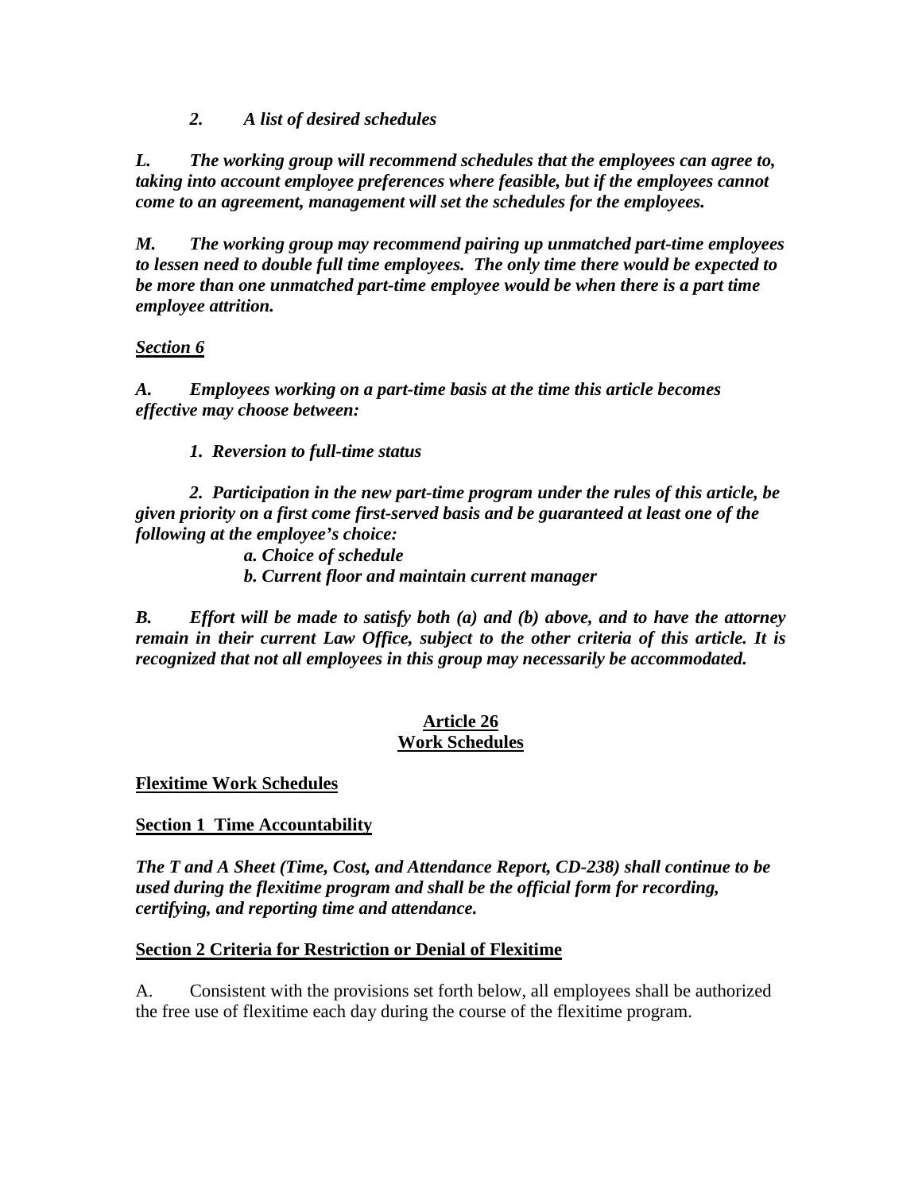*2. A list of desired schedules*

***L. The working group will recommend schedules that the employees can agree to, taking into account employee preferences where feasible, but if the employees cannot come to an agreement, management will set the schedules for the employees.***

***M. The working group may recommend pairing up unmatched part-time employees to lessen need to double full time employees. The only time there would be expected to be more than one unmatched part-time employee would be when there is a part time employee attrition.***

***<u>Section 6</u>***

***A. Employees working on a part-time basis at the time this article becomes effective may choose between:***

***1. Reversion to full-time status***

***2. Participation in the new part-time program under the rules of this article, be given priority on a first come first-served basis and be guaranteed at least one of the following at the employee's choice:***

***a. Choice of schedule***

***b. Current floor and maintain current manager***

***B. Effort will be made to satisfy both (a) and (b) above, and to have the attorney remain in their current Law Office, subject to the other criteria of this article. It is recognized that not all employees in this group may necessarily be accommodated.***

## Article 26
## Work Schedules

**Flexitime Work Schedules**

**Section 1 Time Accountability**

***The T and A Sheet (Time, Cost, and Attendance Report, CD-238) shall continue to be used during the flexitime program and shall be the official form for recording, certifying, and reporting time and attendance.***

**Section 2 Criteria for Restriction or Denial of Flexitime**

A. Consistent with the provisions set forth below, all employees shall be authorized the free use of flexitime each day during the course of the flexitime program.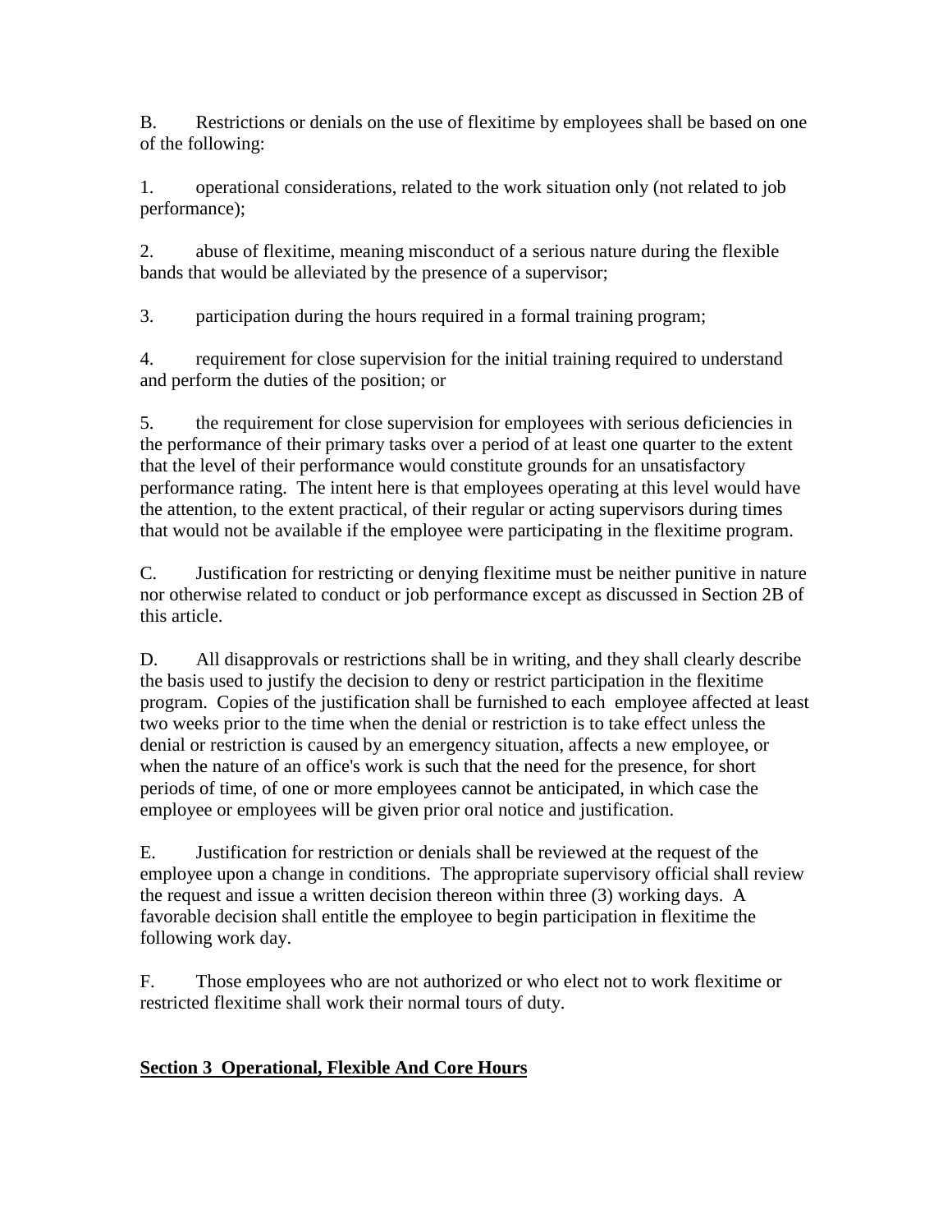B. Restrictions or denials on the use of flexitime by employees shall be based on one of the following:

1. operational considerations, related to the work situation only (not related to job performance);

2. abuse of flexitime, meaning misconduct of a serious nature during the flexible bands that would be alleviated by the presence of a supervisor;

3. participation during the hours required in a formal training program;

4. requirement for close supervision for the initial training required to understand and perform the duties of the position; or

5. the requirement for close supervision for employees with serious deficiencies in the performance of their primary tasks over a period of at least one quarter to the extent that the level of their performance would constitute grounds for an unsatisfactory performance rating. The intent here is that employees operating at this level would have the attention, to the extent practical, of their regular or acting supervisors during times that would not be available if the employee were participating in the flexitime program.

C. Justification for restricting or denying flexitime must be neither punitive in nature nor otherwise related to conduct or job performance except as discussed in Section 2B of this article.

D. All disapprovals or restrictions shall be in writing, and they shall clearly describe the basis used to justify the decision to deny or restrict participation in the flexitime program. Copies of the justification shall be furnished to each employee affected at least two weeks prior to the time when the denial or restriction is to take effect unless the denial or restriction is caused by an emergency situation, affects a new employee, or when the nature of an office's work is such that the need for the presence, for short periods of time, of one or more employees cannot be anticipated, in which case the employee or employees will be given prior oral notice and justification.

E. Justification for restriction or denials shall be reviewed at the request of the employee upon a change in conditions. The appropriate supervisory official shall review the request and issue a written decision thereon within three (3) working days. A favorable decision shall entitle the employee to begin participation in flexitime the following work day.

F. Those employees who are not authorized or who elect not to work flexitime or restricted flexitime shall work their normal tours of duty.

## Section 3 Operational, Flexible And Core Hours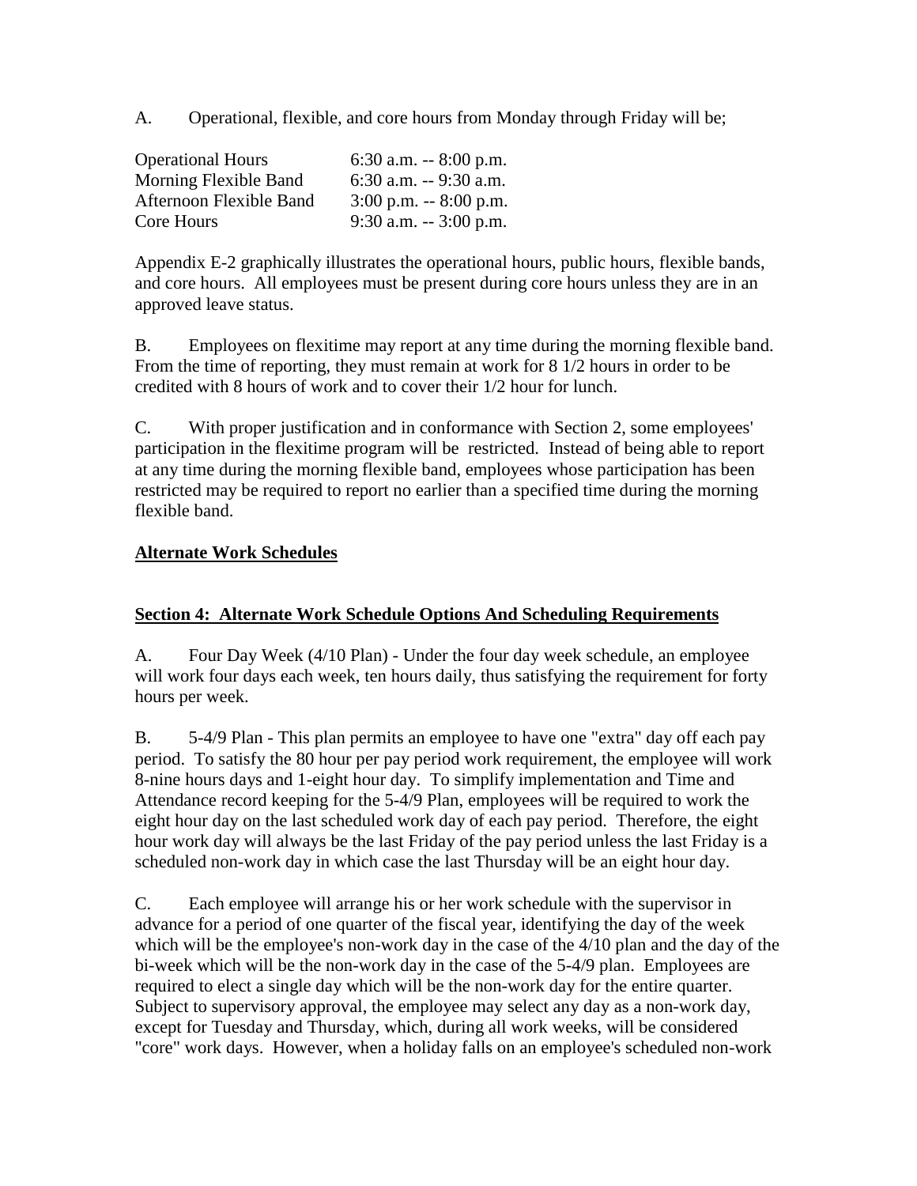A. Operational, flexible, and core hours from Monday through Friday will be;

| | |
|---|---|
| Operational Hours | 6:30 a.m. -- 8:00 p.m. |
| Morning Flexible Band | 6:30 a.m. -- 9:30 a.m. |
| Afternoon Flexible Band | 3:00 p.m. -- 8:00 p.m. |
| Core Hours | 9:30 a.m. -- 3:00 p.m. |

Appendix E-2 graphically illustrates the operational hours, public hours, flexible bands, and core hours. All employees must be present during core hours unless they are in an approved leave status.

B. Employees on flexitime may report at any time during the morning flexible band. From the time of reporting, they must remain at work for 8 1/2 hours in order to be credited with 8 hours of work and to cover their 1/2 hour for lunch.

C. With proper justification and in conformance with Section 2, some employees' participation in the flexitime program will be restricted. Instead of being able to report at any time during the morning flexible band, employees whose participation has been restricted may be required to report no earlier than a specified time during the morning flexible band.

## Alternate Work Schedules

### Section 4: Alternate Work Schedule Options And Scheduling Requirements

A. Four Day Week (4/10 Plan) - Under the four day week schedule, an employee will work four days each week, ten hours daily, thus satisfying the requirement for forty hours per week.

B. 5-4/9 Plan - This plan permits an employee to have one "extra" day off each pay period. To satisfy the 80 hour per pay period work requirement, the employee will work 8-nine hours days and 1-eight hour day. To simplify implementation and Time and Attendance record keeping for the 5-4/9 Plan, employees will be required to work the eight hour day on the last scheduled work day of each pay period. Therefore, the eight hour work day will always be the last Friday of the pay period unless the last Friday is a scheduled non-work day in which case the last Thursday will be an eight hour day.

C. Each employee will arrange his or her work schedule with the supervisor in advance for a period of one quarter of the fiscal year, identifying the day of the week which will be the employee's non-work day in the case of the 4/10 plan and the day of the bi-week which will be the non-work day in the case of the 5-4/9 plan. Employees are required to elect a single day which will be the non-work day for the entire quarter. Subject to supervisory approval, the employee may select any day as a non-work day, except for Tuesday and Thursday, which, during all work weeks, will be considered "core" work days. However, when a holiday falls on an employee's scheduled non-work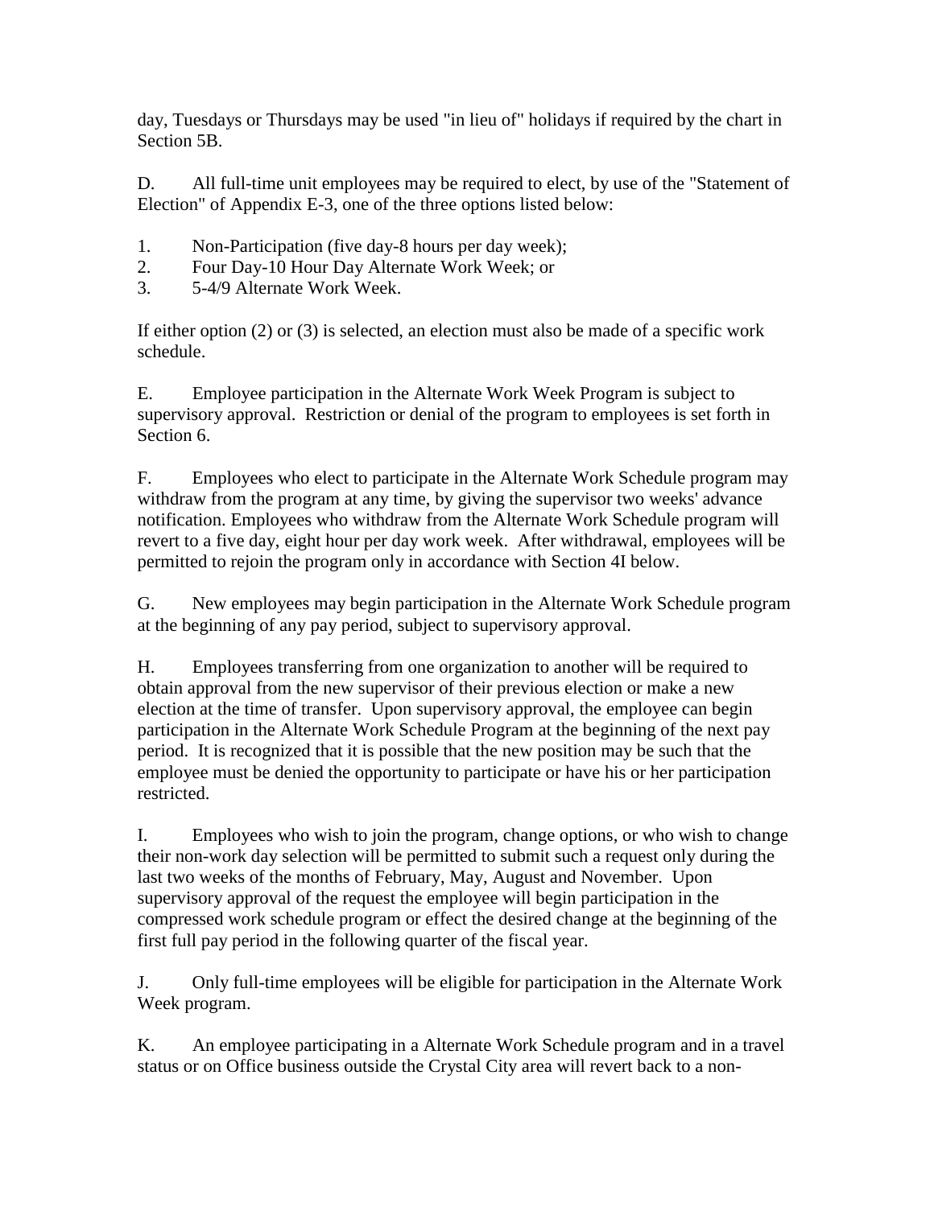day, Tuesdays or Thursdays may be used "in lieu of" holidays if required by the chart in Section 5B.

D. All full-time unit employees may be required to elect, by use of the "Statement of Election" of Appendix E-3, one of the three options listed below:

1. Non-Participation (five day-8 hours per day week);
2. Four Day-10 Hour Day Alternate Work Week; or
3. 5-4/9 Alternate Work Week.

If either option (2) or (3) is selected, an election must also be made of a specific work schedule.

E. Employee participation in the Alternate Work Week Program is subject to supervisory approval. Restriction or denial of the program to employees is set forth in Section 6.

F. Employees who elect to participate in the Alternate Work Schedule program may withdraw from the program at any time, by giving the supervisor two weeks' advance notification. Employees who withdraw from the Alternate Work Schedule program will revert to a five day, eight hour per day work week. After withdrawal, employees will be permitted to rejoin the program only in accordance with Section 4I below.

G. New employees may begin participation in the Alternate Work Schedule program at the beginning of any pay period, subject to supervisory approval.

H. Employees transferring from one organization to another will be required to obtain approval from the new supervisor of their previous election or make a new election at the time of transfer. Upon supervisory approval, the employee can begin participation in the Alternate Work Schedule Program at the beginning of the next pay period. It is recognized that it is possible that the new position may be such that the employee must be denied the opportunity to participate or have his or her participation restricted.

I. Employees who wish to join the program, change options, or who wish to change their non-work day selection will be permitted to submit such a request only during the last two weeks of the months of February, May, August and November. Upon supervisory approval of the request the employee will begin participation in the compressed work schedule program or effect the desired change at the beginning of the first full pay period in the following quarter of the fiscal year.

J. Only full-time employees will be eligible for participation in the Alternate Work Week program.

K. An employee participating in a Alternate Work Schedule program and in a travel status or on Office business outside the Crystal City area will revert back to a non-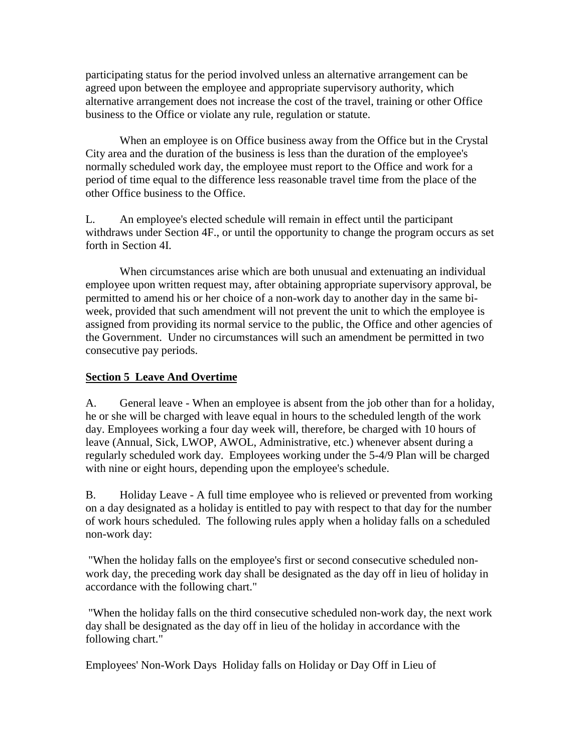participating status for the period involved unless an alternative arrangement can be agreed upon between the employee and appropriate supervisory authority, which alternative arrangement does not increase the cost of the travel, training or other Office business to the Office or violate any rule, regulation or statute.

When an employee is on Office business away from the Office but in the Crystal City area and the duration of the business is less than the duration of the employee's normally scheduled work day, the employee must report to the Office and work for a period of time equal to the difference less reasonable travel time from the place of the other Office business to the Office.

L. An employee's elected schedule will remain in effect until the participant withdraws under Section 4F., or until the opportunity to change the program occurs as set forth in Section 4I.

When circumstances arise which are both unusual and extenuating an individual employee upon written request may, after obtaining appropriate supervisory approval, be permitted to amend his or her choice of a non-work day to another day in the same bi-week, provided that such amendment will not prevent the unit to which the employee is assigned from providing its normal service to the public, the Office and other agencies of the Government. Under no circumstances will such an amendment be permitted in two consecutive pay periods.

## Section 5 Leave And Overtime

A. General leave - When an employee is absent from the job other than for a holiday, he or she will be charged with leave equal in hours to the scheduled length of the work day. Employees working a four day week will, therefore, be charged with 10 hours of leave (Annual, Sick, LWOP, AWOL, Administrative, etc.) whenever absent during a regularly scheduled work day. Employees working under the 5-4/9 Plan will be charged with nine or eight hours, depending upon the employee's schedule.

B. Holiday Leave - A full time employee who is relieved or prevented from working on a day designated as a holiday is entitled to pay with respect to that day for the number of work hours scheduled. The following rules apply when a holiday falls on a scheduled non-work day:

"When the holiday falls on the employee's first or second consecutive scheduled non-work day, the preceding work day shall be designated as the day off in lieu of holiday in accordance with the following chart."

"When the holiday falls on the third consecutive scheduled non-work day, the next work day shall be designated as the day off in lieu of the holiday in accordance with the following chart."

Employees' Non-Work Days Holiday falls on Holiday or Day Off in Lieu of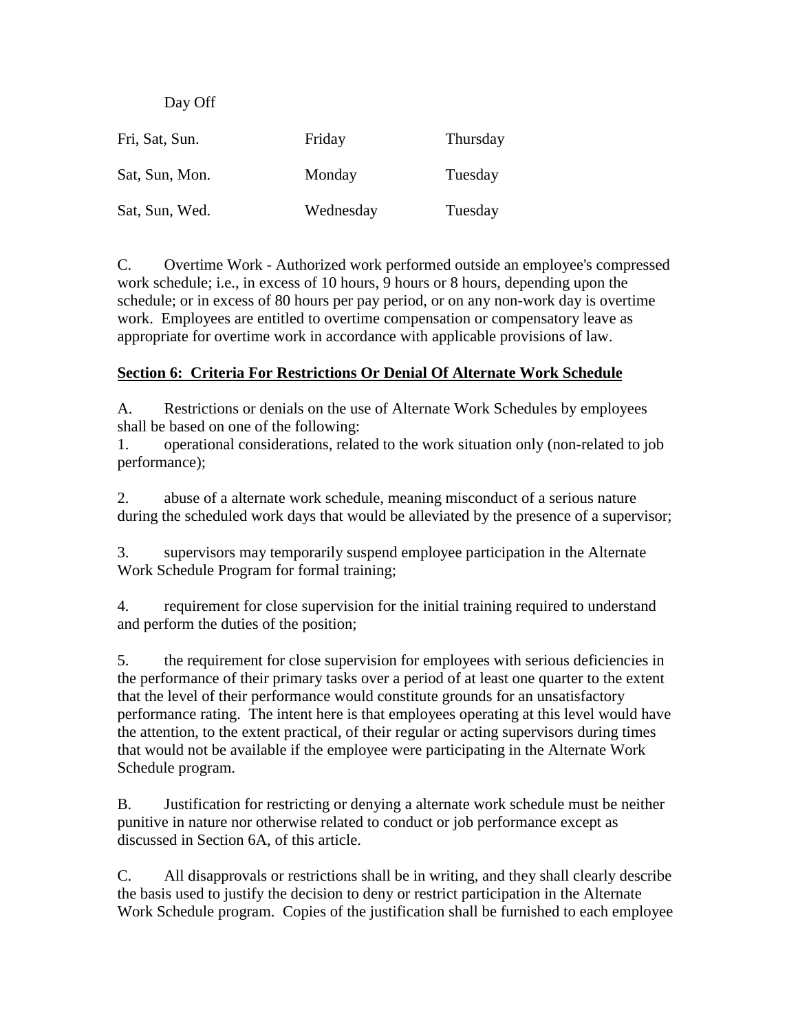| Day Off | | |
|---|---|---|
| Fri, Sat, Sun. | Friday | Thursday |
| Sat, Sun, Mon. | Monday | Tuesday |
| Sat, Sun, Wed. | Wednesday | Tuesday |

C. Overtime Work - Authorized work performed outside an employee's compressed work schedule; i.e., in excess of 10 hours, 9 hours or 8 hours, depending upon the schedule; or in excess of 80 hours per pay period, or on any non-work day is overtime work. Employees are entitled to overtime compensation or compensatory leave as appropriate for overtime work in accordance with applicable provisions of law.

**Section 6: Criteria For Restrictions Or Denial Of Alternate Work Schedule**

A. Restrictions or denials on the use of Alternate Work Schedules by employees shall be based on one of the following:

1. operational considerations, related to the work situation only (non-related to job performance);

2. abuse of a alternate work schedule, meaning misconduct of a serious nature during the scheduled work days that would be alleviated by the presence of a supervisor;

3. supervisors may temporarily suspend employee participation in the Alternate Work Schedule Program for formal training;

4. requirement for close supervision for the initial training required to understand and perform the duties of the position;

5. the requirement for close supervision for employees with serious deficiencies in the performance of their primary tasks over a period of at least one quarter to the extent that the level of their performance would constitute grounds for an unsatisfactory performance rating. The intent here is that employees operating at this level would have the attention, to the extent practical, of their regular or acting supervisors during times that would not be available if the employee were participating in the Alternate Work Schedule program.

B. Justification for restricting or denying a alternate work schedule must be neither punitive in nature nor otherwise related to conduct or job performance except as discussed in Section 6A, of this article.

C. All disapprovals or restrictions shall be in writing, and they shall clearly describe the basis used to justify the decision to deny or restrict participation in the Alternate Work Schedule program. Copies of the justification shall be furnished to each employee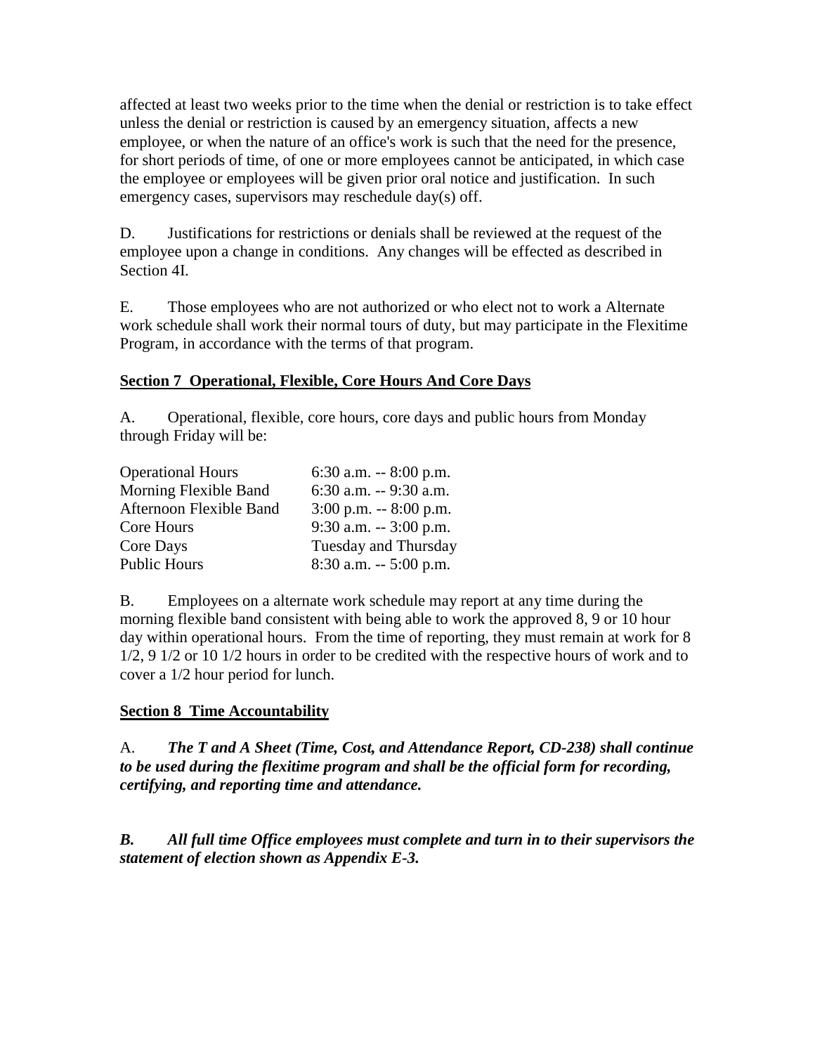affected at least two weeks prior to the time when the denial or restriction is to take effect unless the denial or restriction is caused by an emergency situation, affects a new employee, or when the nature of an office's work is such that the need for the presence, for short periods of time, of one or more employees cannot be anticipated, in which case the employee or employees will be given prior oral notice and justification. In such emergency cases, supervisors may reschedule day(s) off.

D. Justifications for restrictions or denials shall be reviewed at the request of the employee upon a change in conditions. Any changes will be effected as described in Section 4I.

E. Those employees who are not authorized or who elect not to work a Alternate work schedule shall work their normal tours of duty, but may participate in the Flexitime Program, in accordance with the terms of that program.

**Section 7 Operational, Flexible, Core Hours And Core Days**

A. Operational, flexible, core hours, core days and public hours from Monday through Friday will be:

| | |
|---|---|
| Operational Hours | 6:30 a.m. -- 8:00 p.m. |
| Morning Flexible Band | 6:30 a.m. -- 9:30 a.m. |
| Afternoon Flexible Band | 3:00 p.m. -- 8:00 p.m. |
| Core Hours | 9:30 a.m. -- 3:00 p.m. |
| Core Days | Tuesday and Thursday |
| Public Hours | 8:30 a.m. -- 5:00 p.m. |

B. Employees on a alternate work schedule may report at any time during the morning flexible band consistent with being able to work the approved 8, 9 or 10 hour day within operational hours. From the time of reporting, they must remain at work for 8 1/2, 9 1/2 or 10 1/2 hours in order to be credited with the respective hours of work and to cover a 1/2 hour period for lunch.

**Section 8 Time Accountability**

A. ***The T and A Sheet (Time, Cost, and Attendance Report, CD-238) shall continue to be used during the flexitime program and shall be the official form for recording, certifying, and reporting time and attendance.***

***B. All full time Office employees must complete and turn in to their supervisors the statement of election shown as Appendix E-3.***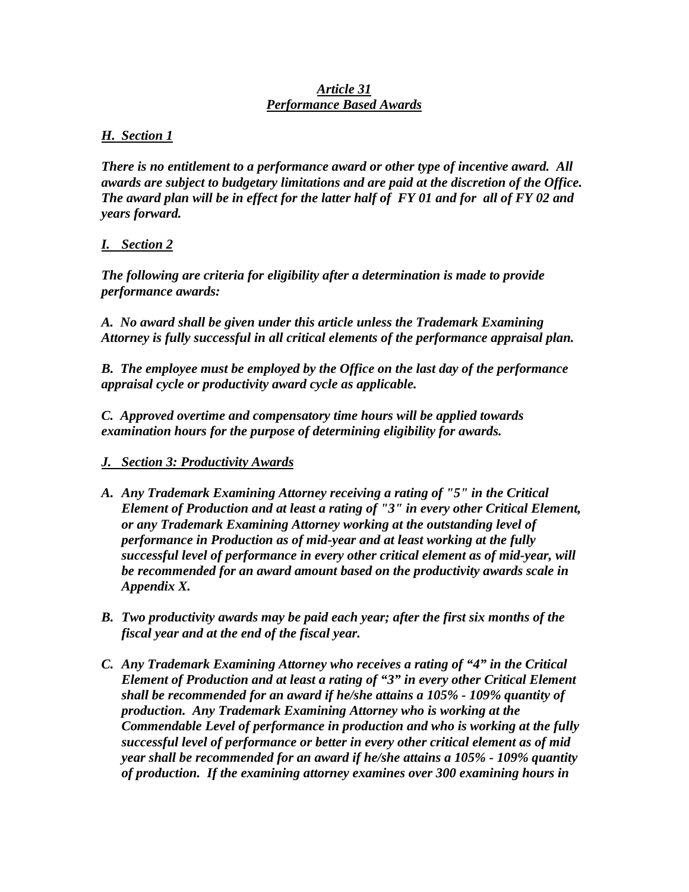## *Article 31*
## *Performance Based Awards*

***H. Section 1***

***There is no entitlement to a performance award or other type of incentive award. All awards are subject to budgetary limitations and are paid at the discretion of the Office. The award plan will be in effect for the latter half of FY 01 and for all of FY 02 and years forward.***

***I. Section 2***

***The following are criteria for eligibility after a determination is made to provide performance awards:***

***A. No award shall be given under this article unless the Trademark Examining Attorney is fully successful in all critical elements of the performance appraisal plan.***

***B. The employee must be employed by the Office on the last day of the performance appraisal cycle or productivity award cycle as applicable.***

***C. Approved overtime and compensatory time hours will be applied towards examination hours for the purpose of determining eligibility for awards.***

***J. Section 3: Productivity Awards***

- ***A. Any Trademark Examining Attorney receiving a rating of "5" in the Critical Element of Production and at least a rating of "3" in every other Critical Element, or any Trademark Examining Attorney working at the outstanding level of performance in Production as of mid-year and at least working at the fully successful level of performance in every other critical element as of mid-year, will be recommended for an award amount based on the productivity awards scale in Appendix X.***
- ***B. Two productivity awards may be paid each year; after the first six months of the fiscal year and at the end of the fiscal year.***
- ***C. Any Trademark Examining Attorney who receives a rating of "4" in the Critical Element of Production and at least a rating of "3" in every other Critical Element shall be recommended for an award if he/she attains a 105% - 109% quantity of production. Any Trademark Examining Attorney who is working at the Commendable Level of performance in production and who is working at the fully successful level of performance or better in every other critical element as of mid year shall be recommended for an award if he/she attains a 105% - 109% quantity of production. If the examining attorney examines over 300 examining hours in***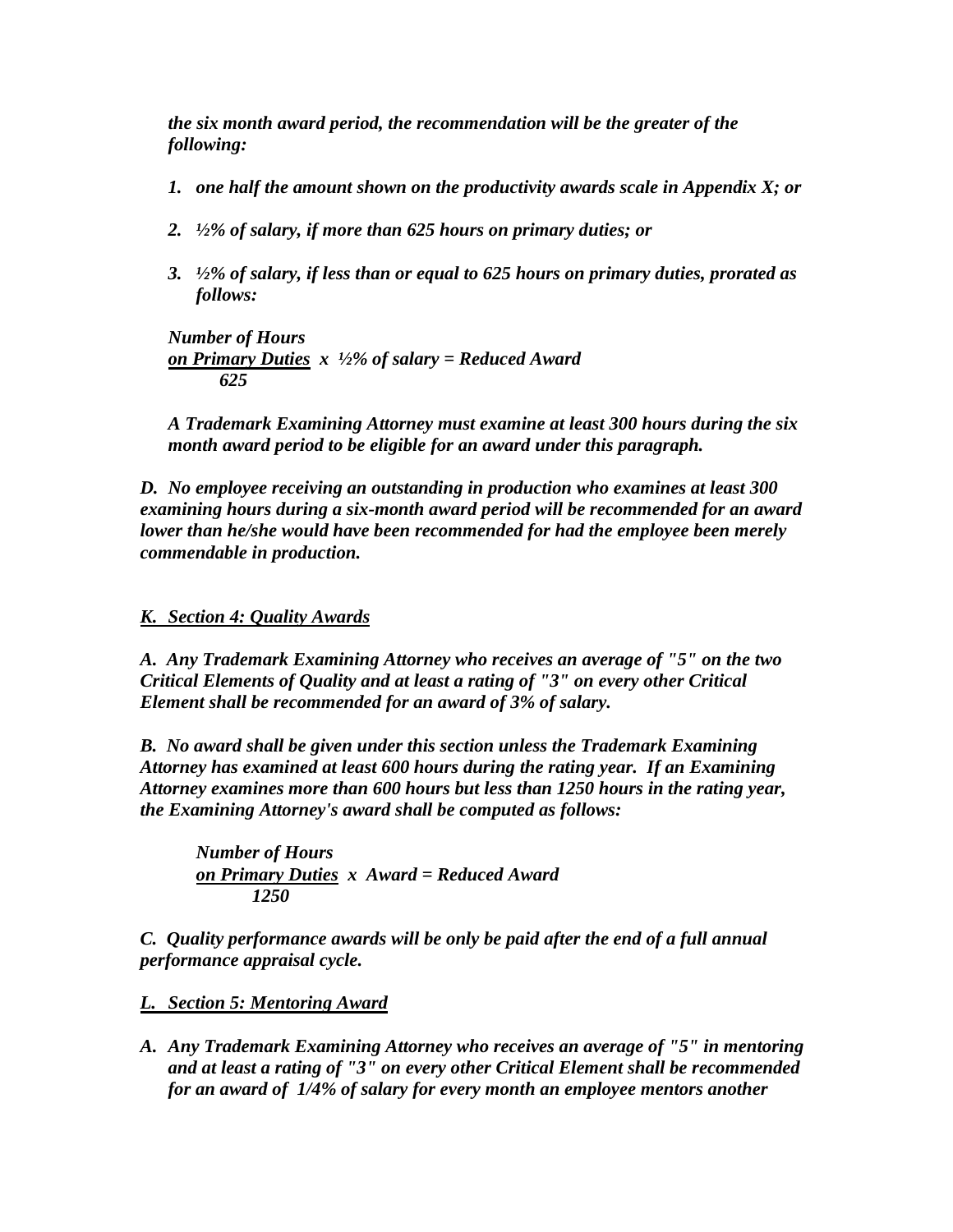*the six month award period, the recommendation will be the greater of the following:*

1. *one half the amount shown on the productivity awards scale in Appendix X; or*

2. *½% of salary, if more than 625 hours on primary duties; or*

3. *½% of salary, if less than or equal to 625 hours on primary duties, prorated as follows:*

$$\frac{\text{Number of Hours on Primary Duties}}{625} \times \tfrac{1}{2}\% \text{ of salary} = \text{Reduced Award}$$

*A Trademark Examining Attorney must examine at least 300 hours during the six month award period to be eligible for an award under this paragraph.*

*D. No employee receiving an outstanding in production who examines at least 300 examining hours during a six-month award period will be recommended for an award lower than he/she would have been recommended for had the employee been merely commendable in production.*

***K. Section 4: Quality Awards***

*A. Any Trademark Examining Attorney who receives an average of "5" on the two Critical Elements of Quality and at least a rating of "3" on every other Critical Element shall be recommended for an award of 3% of salary.*

*B. No award shall be given under this section unless the Trademark Examining Attorney has examined at least 600 hours during the rating year. If an Examining Attorney examines more than 600 hours but less than 1250 hours in the rating year, the Examining Attorney's award shall be computed as follows:*

$$\frac{\text{Number of Hours on Primary Duties}}{1250} \times \text{Award} = \text{Reduced Award}$$

*C. Quality performance awards will be only be paid after the end of a full annual performance appraisal cycle.*

***L. Section 5: Mentoring Award***

*A. Any Trademark Examining Attorney who receives an average of "5" in mentoring and at least a rating of "3" on every other Critical Element shall be recommended for an award of 1/4% of salary for every month an employee mentors another*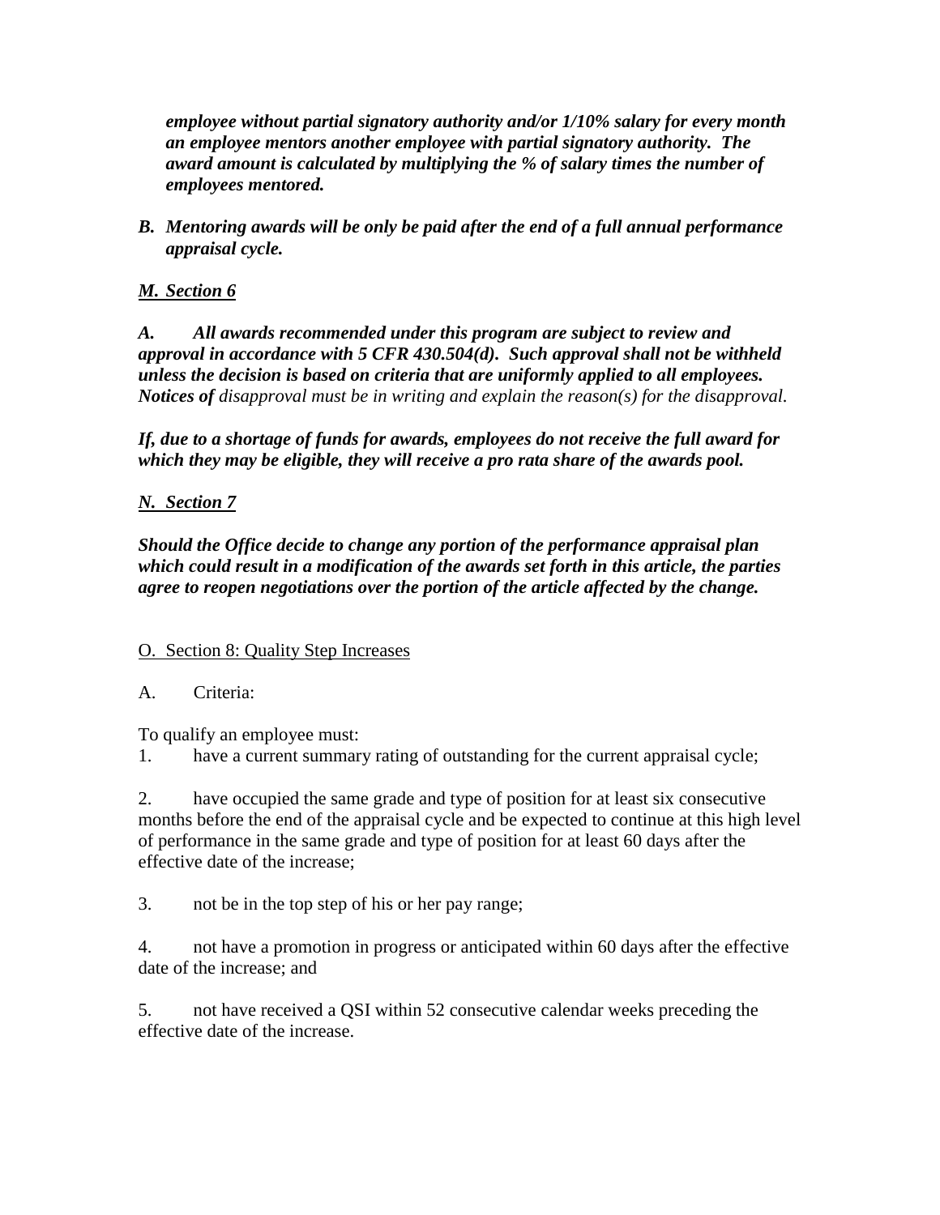***employee without partial signatory authority and/or 1/10% salary for every month an employee mentors another employee with partial signatory authority. The award amount is calculated by multiplying the % of salary times the number of employees mentored.***

***B. Mentoring awards will be only be paid after the end of a full annual performance appraisal cycle.***

***M. Section 6***

***A. All awards recommended under this program are subject to review and approval in accordance with 5 CFR 430.504(d). Such approval shall not be withheld unless the decision is based on criteria that are uniformly applied to all employees. Notices of*** *disapproval must be in writing and explain the reason(s) for the disapproval.*

***If, due to a shortage of funds for awards, employees do not receive the full award for which they may be eligible, they will receive a pro rata share of the awards pool.***

***N. Section 7***

***Should the Office decide to change any portion of the performance appraisal plan which could result in a modification of the awards set forth in this article, the parties agree to reopen negotiations over the portion of the article affected by the change.***

O. Section 8: Quality Step Increases

A. Criteria:

To qualify an employee must:

1. have a current summary rating of outstanding for the current appraisal cycle;

2. have occupied the same grade and type of position for at least six consecutive months before the end of the appraisal cycle and be expected to continue at this high level of performance in the same grade and type of position for at least 60 days after the effective date of the increase;

3. not be in the top step of his or her pay range;

4. not have a promotion in progress or anticipated within 60 days after the effective date of the increase; and

5. not have received a QSI within 52 consecutive calendar weeks preceding the effective date of the increase.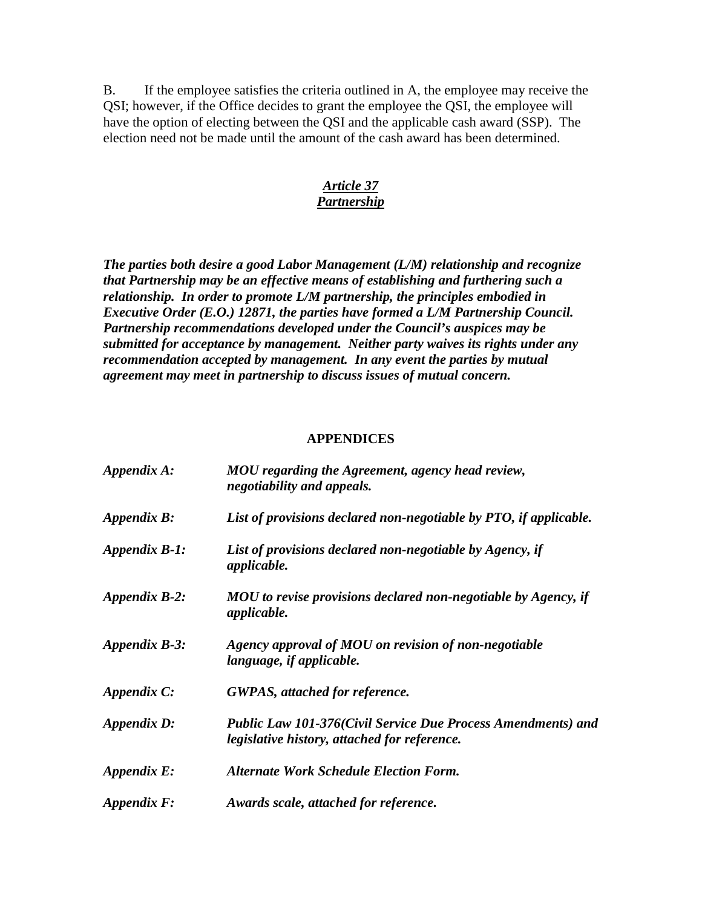B. If the employee satisfies the criteria outlined in A, the employee may receive the QSI; however, if the Office decides to grant the employee the QSI, the employee will have the option of electing between the QSI and the applicable cash award (SSP). The election need not be made until the amount of the cash award has been determined.

## *Article 37*
## *Partnership*

***The parties both desire a good Labor Management (L/M) relationship and recognize that Partnership may be an effective means of establishing and furthering such a relationship. In order to promote L/M partnership, the principles embodied in Executive Order (E.O.) 12871, the parties have formed a L/M Partnership Council. Partnership recommendations developed under the Council's auspices may be submitted for acceptance by management. Neither party waives its rights under any recommendation accepted by management. In any event the parties by mutual agreement may meet in partnership to discuss issues of mutual concern.***

## APPENDICES

***Appendix A:*** ***MOU regarding the Agreement, agency head review, negotiability and appeals.***

***Appendix B:*** ***List of provisions declared non-negotiable by PTO, if applicable.***

***Appendix B-1:*** ***List of provisions declared non-negotiable by Agency, if applicable.***

***Appendix B-2:*** ***MOU to revise provisions declared non-negotiable by Agency, if applicable.***

***Appendix B-3:*** ***Agency approval of MOU on revision of non-negotiable language, if applicable.***

***Appendix C:*** ***GWPAS, attached for reference.***

***Appendix D:*** ***Public Law 101-376(Civil Service Due Process Amendments) and legislative history, attached for reference.***

***Appendix E:*** ***Alternate Work Schedule Election Form.***

***Appendix F:*** ***Awards scale, attached for reference.***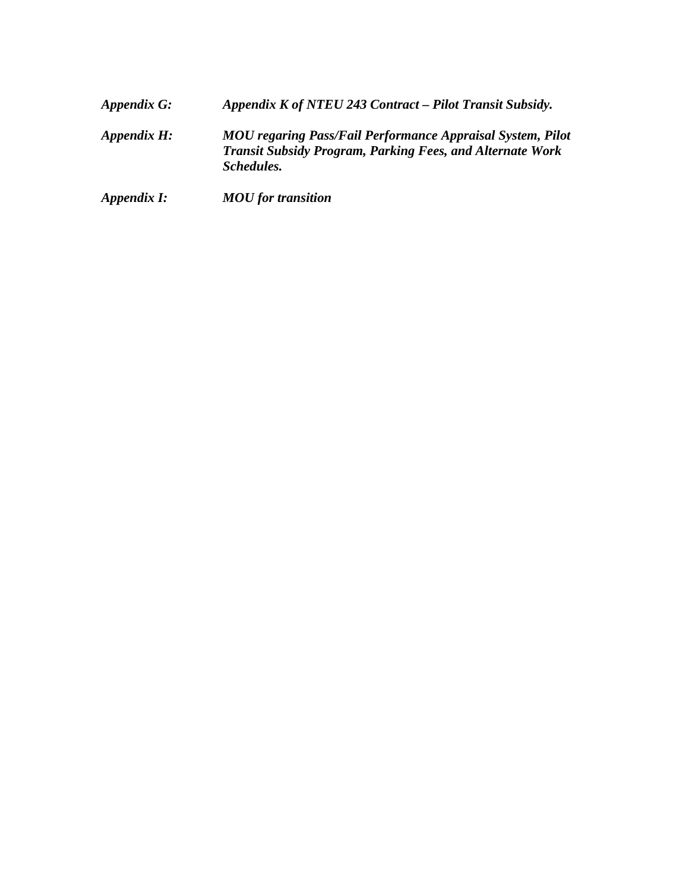***Appendix G:*** ***Appendix K of NTEU 243 Contract – Pilot Transit Subsidy.***

***Appendix H:*** ***MOU regaring Pass/Fail Performance Appraisal System, Pilot Transit Subsidy Program, Parking Fees, and Alternate Work Schedules.***

***Appendix I:*** ***MOU for transition***